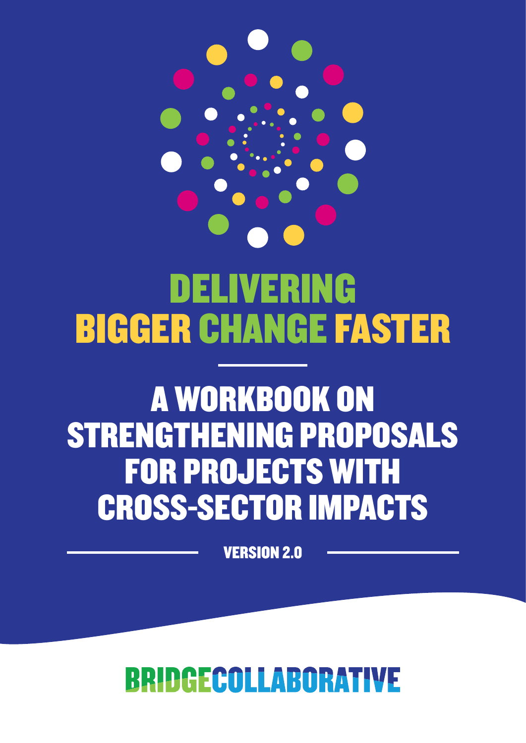# DELIVERING BIGGER CHANGE FASTER

## A WORKBOOK ON STRENGTHENING PROPOSALS FOR PROJECTS WITH CROSS-SECTOR IMPACTS

VERSION 2.0

BRIDGECOLLABORATIVE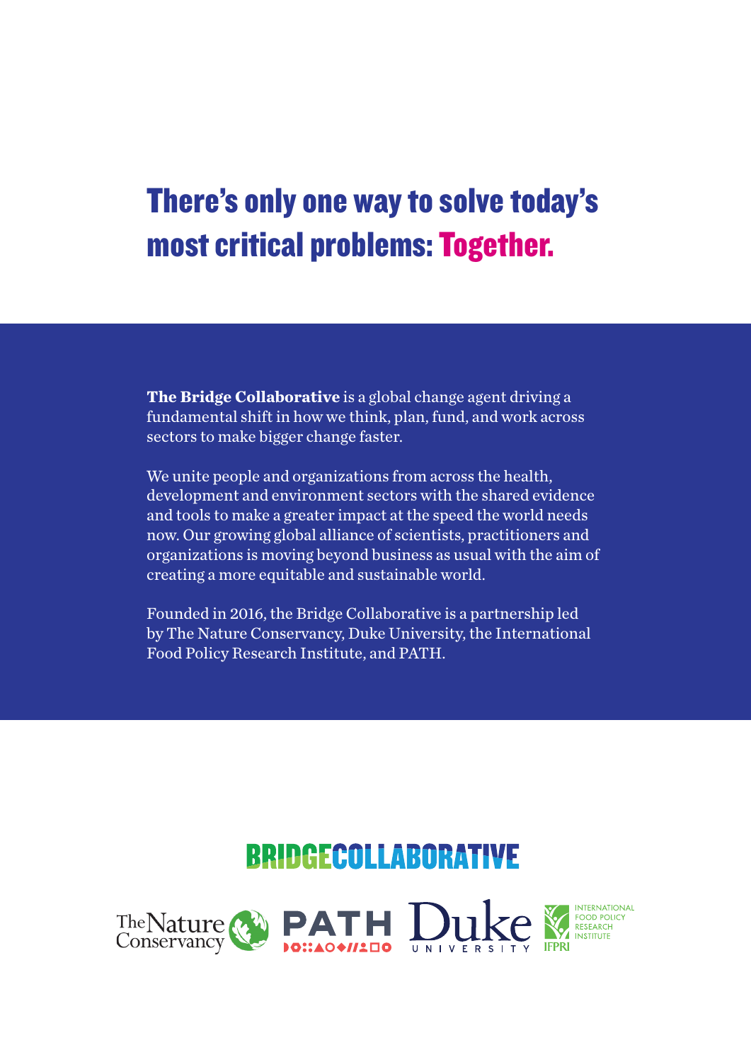# There's only one way to solve today's most critical problems: Together.

**The Bridge Collaborative** is a global change agent driving a fundamental shift in how we think, plan, fund, and work across sectors to make bigger change faster.

We unite people and organizations from across the health, development and environment sectors with the shared evidence and tools to make a greater impact at the speed the world needs now. Our growing global alliance of scientists, practitioners and organizations is moving beyond business as usual with the aim of creating a more equitable and sustainable world.

Founded in 2016, the Bridge Collaborative is a partnership led by The Nature Conservancy, Duke University, the International Food Policy Research Institute, and PATH.

BRIDGECOLLABORATIVE

The Nature Conservancy PATH Duke UNIVERSITY IFPRI INTERNATIONAL FOOD POLICY RESEARCH INSTITUTE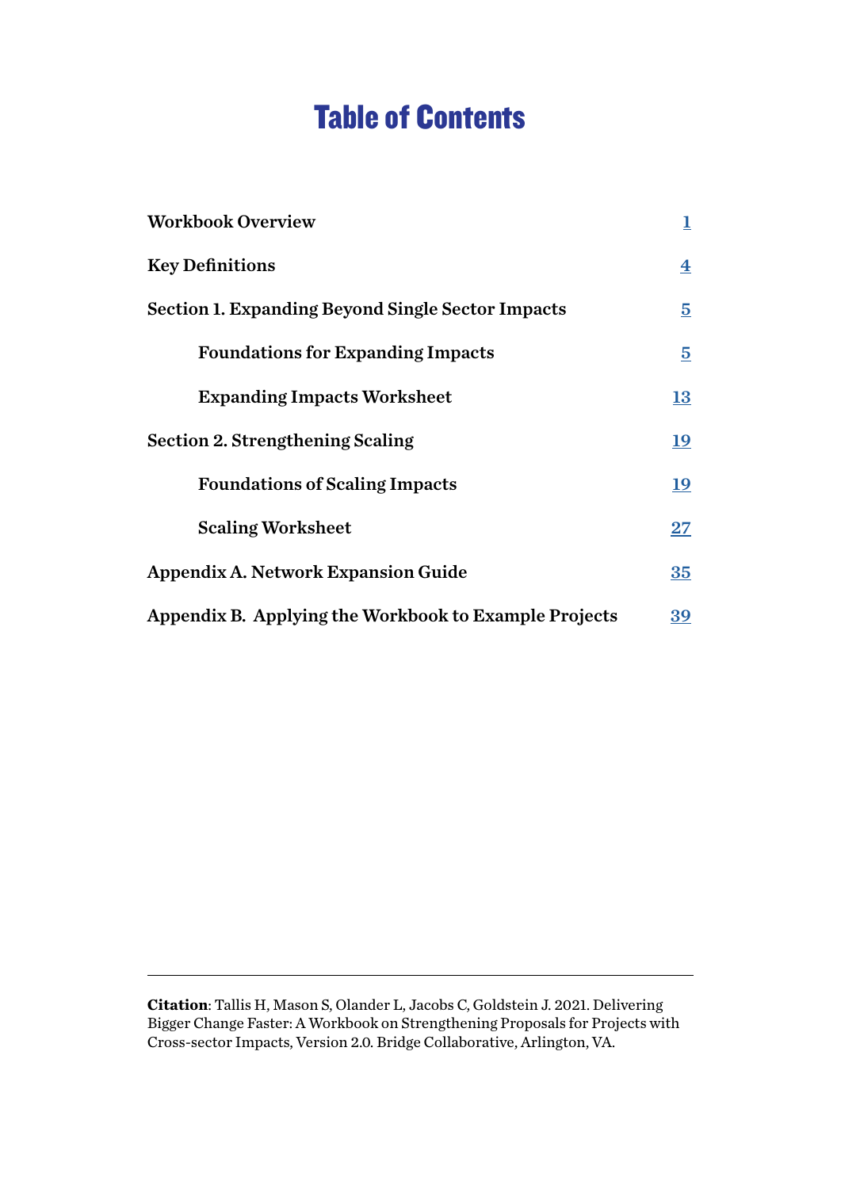# Table of Contents

| | |
|---|---|
| **Workbook Overview** | 1 |
| **Key Definitions** | 4 |
| **Section 1. Expanding Beyond Single Sector Impacts** | 5 |
| &nbsp;&nbsp;&nbsp;&nbsp;**Foundations for Expanding Impacts** | 5 |
| &nbsp;&nbsp;&nbsp;&nbsp;**Expanding Impacts Worksheet** | 13 |
| **Section 2. Strengthening Scaling** | 19 |
| &nbsp;&nbsp;&nbsp;&nbsp;**Foundations of Scaling Impacts** | 19 |
| &nbsp;&nbsp;&nbsp;&nbsp;**Scaling Worksheet** | 27 |
| **Appendix A. Network Expansion Guide** | 35 |
| **Appendix B. Applying the Workbook to Example Projects** | 39 |

---

**Citation**: Tallis H, Mason S, Olander L, Jacobs C, Goldstein J. 2021. Delivering Bigger Change Faster: A Workbook on Strengthening Proposals for Projects with Cross-sector Impacts, Version 2.0. Bridge Collaborative, Arlington, VA.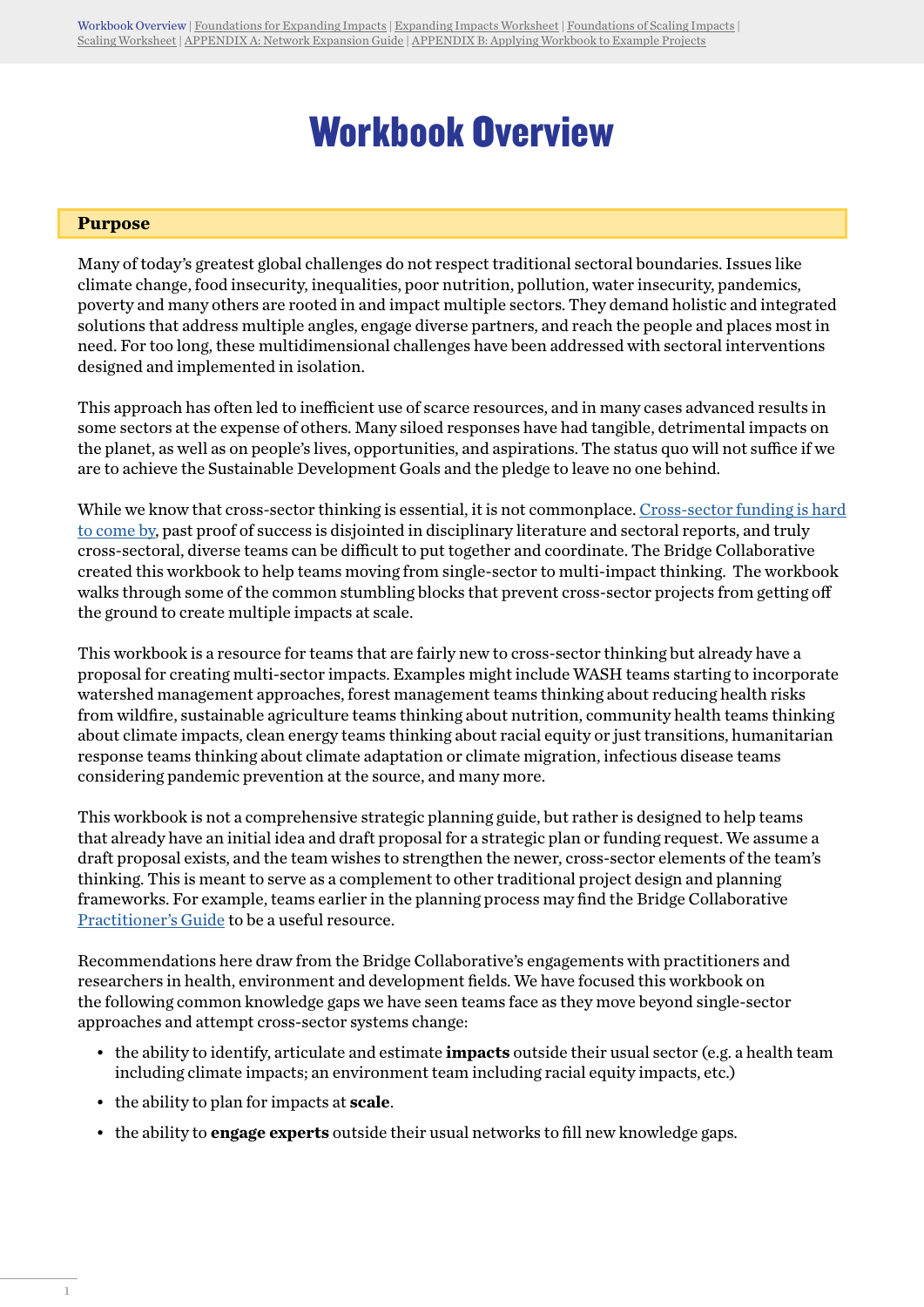# Workbook Overview

## Purpose

Many of today's greatest global challenges do not respect traditional sectoral boundaries. Issues like climate change, food insecurity, inequalities, poor nutrition, pollution, water insecurity, pandemics, poverty and many others are rooted in and impact multiple sectors. They demand holistic and integrated solutions that address multiple angles, engage diverse partners, and reach the people and places most in need. For too long, these multidimensional challenges have been addressed with sectoral interventions designed and implemented in isolation.

This approach has often led to inefficient use of scarce resources, and in many cases advanced results in some sectors at the expense of others. Many siloed responses have had tangible, detrimental impacts on the planet, as well as on people's lives, opportunities, and aspirations. The status quo will not suffice if we are to achieve the Sustainable Development Goals and the pledge to leave no one behind.

While we know that cross-sector thinking is essential, it is not commonplace. Cross-sector funding is hard to come by, past proof of success is disjointed in disciplinary literature and sectoral reports, and truly cross-sectoral, diverse teams can be difficult to put together and coordinate. The Bridge Collaborative created this workbook to help teams moving from single-sector to multi-impact thinking. The workbook walks through some of the common stumbling blocks that prevent cross-sector projects from getting off the ground to create multiple impacts at scale.

This workbook is a resource for teams that are fairly new to cross-sector thinking but already have a proposal for creating multi-sector impacts. Examples might include WASH teams starting to incorporate watershed management approaches, forest management teams thinking about reducing health risks from wildfire, sustainable agriculture teams thinking about nutrition, community health teams thinking about climate impacts, clean energy teams thinking about racial equity or just transitions, humanitarian response teams thinking about climate adaptation or climate migration, infectious disease teams considering pandemic prevention at the source, and many more.

This workbook is not a comprehensive strategic planning guide, but rather is designed to help teams that already have an initial idea and draft proposal for a strategic plan or funding request. We assume a draft proposal exists, and the team wishes to strengthen the newer, cross-sector elements of the team's thinking. This is meant to serve as a complement to other traditional project design and planning frameworks. For example, teams earlier in the planning process may find the Bridge Collaborative Practitioner's Guide to be a useful resource.

Recommendations here draw from the Bridge Collaborative's engagements with practitioners and researchers in health, environment and development fields. We have focused this workbook on the following common knowledge gaps we have seen teams face as they move beyond single-sector approaches and attempt cross-sector systems change:

- the ability to identify, articulate and estimate **impacts** outside their usual sector (e.g. a health team including climate impacts; an environment team including racial equity impacts, etc.)
- the ability to plan for impacts at **scale**.
- the ability to **engage experts** outside their usual networks to fill new knowledge gaps.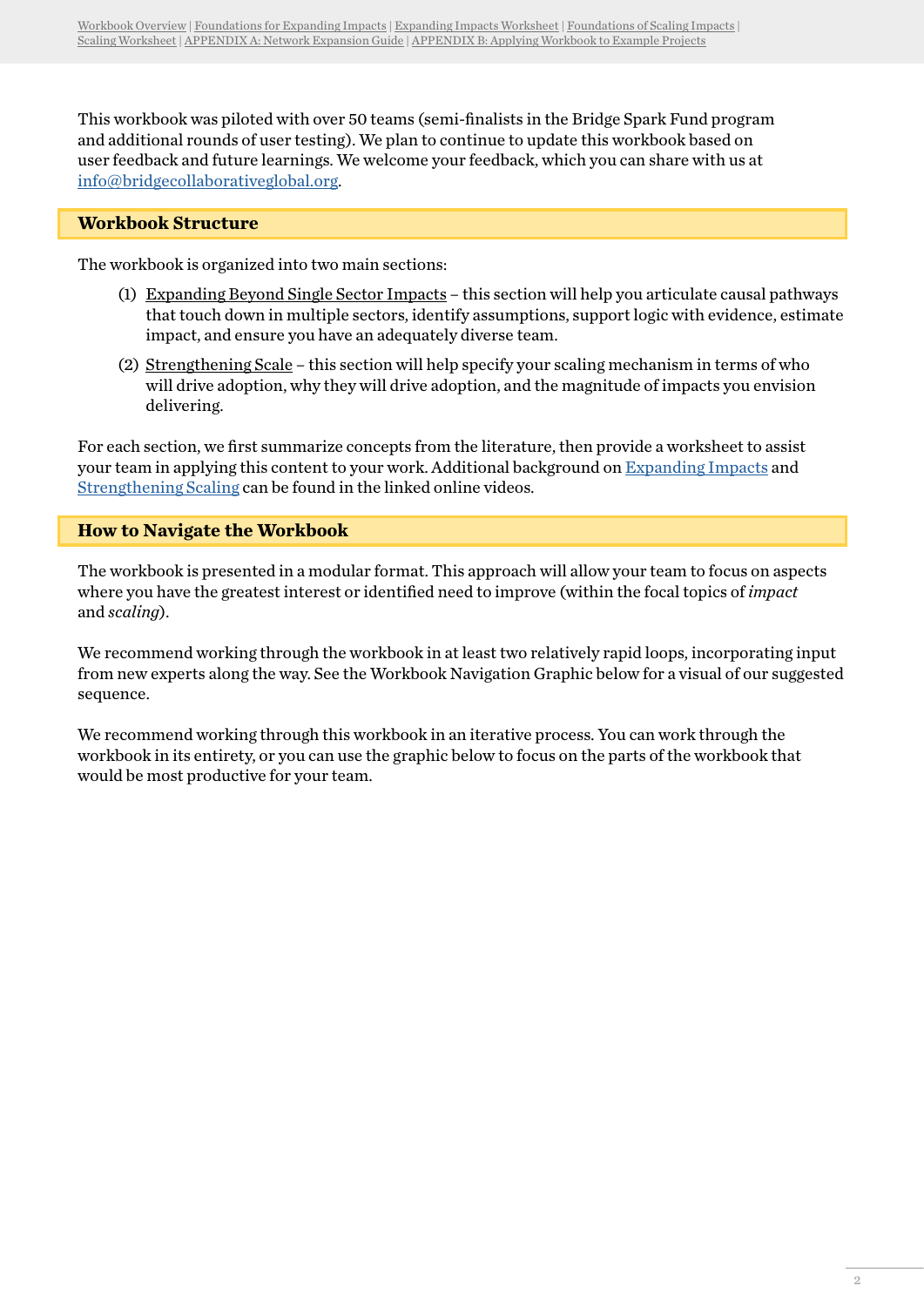This workbook was piloted with over 50 teams (semi-finalists in the Bridge Spark Fund program and additional rounds of user testing). We plan to continue to update this workbook based on user feedback and future learnings. We welcome your feedback, which you can share with us at info@bridgecollaborativeglobal.org.

## Workbook Structure

The workbook is organized into two main sections:

(1) Expanding Beyond Single Sector Impacts – this section will help you articulate causal pathways that touch down in multiple sectors, identify assumptions, support logic with evidence, estimate impact, and ensure you have an adequately diverse team.

(2) Strengthening Scale – this section will help specify your scaling mechanism in terms of who will drive adoption, why they will drive adoption, and the magnitude of impacts you envision delivering.

For each section, we first summarize concepts from the literature, then provide a worksheet to assist your team in applying this content to your work. Additional background on Expanding Impacts and Strengthening Scaling can be found in the linked online videos.

## How to Navigate the Workbook

The workbook is presented in a modular format. This approach will allow your team to focus on aspects where you have the greatest interest or identified need to improve (within the focal topics of *impact* and *scaling*).

We recommend working through the workbook in at least two relatively rapid loops, incorporating input from new experts along the way. See the Workbook Navigation Graphic below for a visual of our suggested sequence.

We recommend working through this workbook in an iterative process. You can work through the workbook in its entirety, or you can use the graphic below to focus on the parts of the workbook that would be most productive for your team.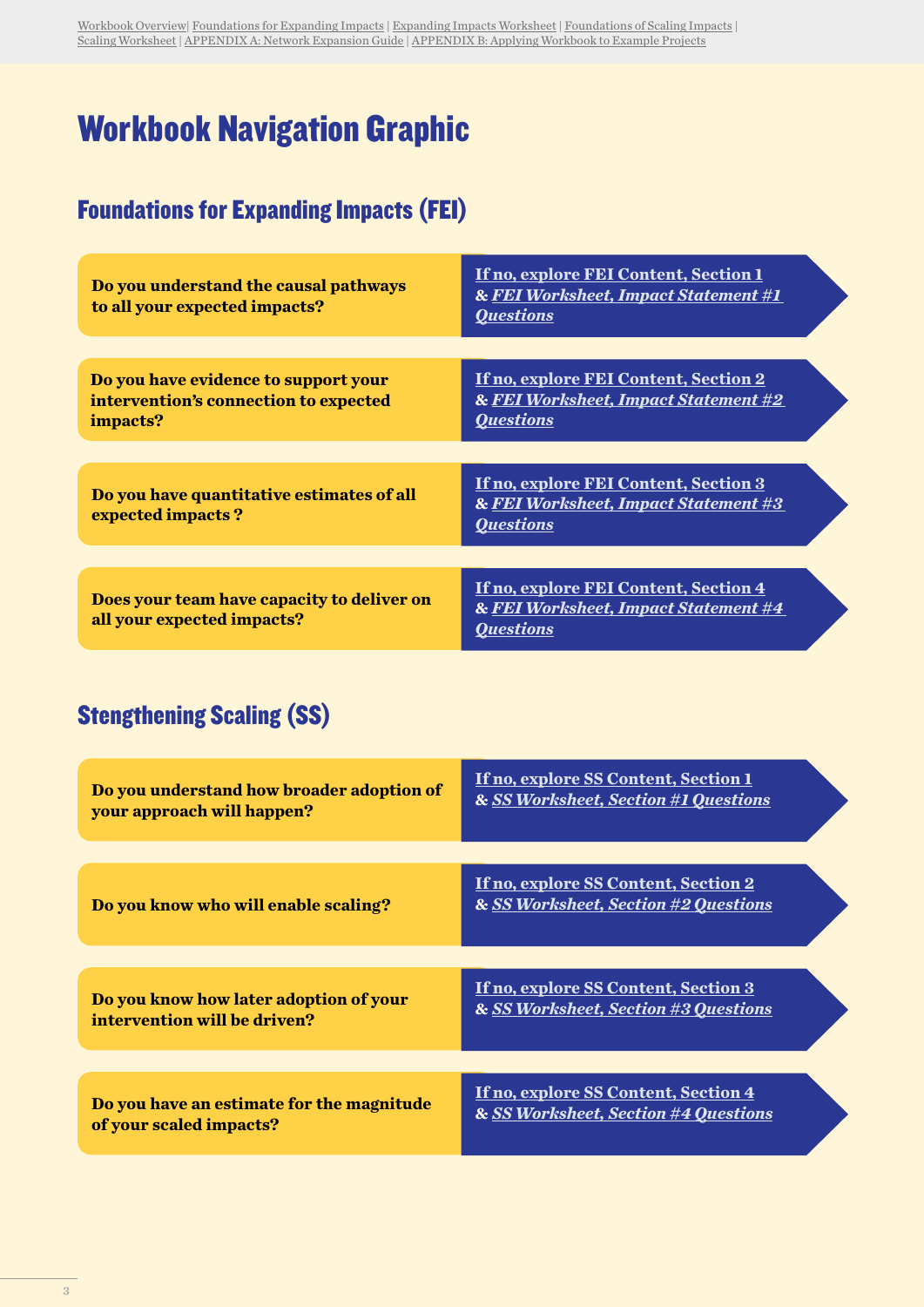Workbook Overview | Foundations for Expanding Impacts | Expanding Impacts Worksheet | Foundations of Scaling Impacts | Scaling Worksheet | APPENDIX A: Network Expansion Guide | APPENDIX B: Applying Workbook to Example Projects

# Workbook Navigation Graphic

## Foundations for Expanding Impacts (FEI)

| Question | If no |
| --- | --- |
| **Do you understand the causal pathways to all your expected impacts?** | **If no, explore FEI Content, Section 1** & ***FEI Worksheet, Impact Statement #1 Questions*** |
| **Do you have evidence to support your intervention's connection to expected impacts?** | **If no, explore FEI Content, Section 2** & ***FEI Worksheet, Impact Statement #2 Questions*** |
| **Do you have quantitative estimates of all expected impacts ?** | **If no, explore FEI Content, Section 3** & ***FEI Worksheet, Impact Statement #3 Questions*** |
| **Does your team have capacity to deliver on all your expected impacts?** | **If no, explore FEI Content, Section 4** & ***FEI Worksheet, Impact Statement #4 Questions*** |

## Stengthening Scaling (SS)

| Question | If no |
| --- | --- |
| **Do you understand how broader adoption of your approach will happen?** | **If no, explore SS Content, Section 1** & ***SS Worksheet, Section #1 Questions*** |
| **Do you know who will enable scaling?** | **If no, explore SS Content, Section 2** & ***SS Worksheet, Section #2 Questions*** |
| **Do you know how later adoption of your intervention will be driven?** | **If no, explore SS Content, Section 3** & ***SS Worksheet, Section #3 Questions*** |
| **Do you have an estimate for the magnitude of your scaled impacts?** | **If no, explore SS Content, Section 4** & ***SS Worksheet, Section #4 Questions*** |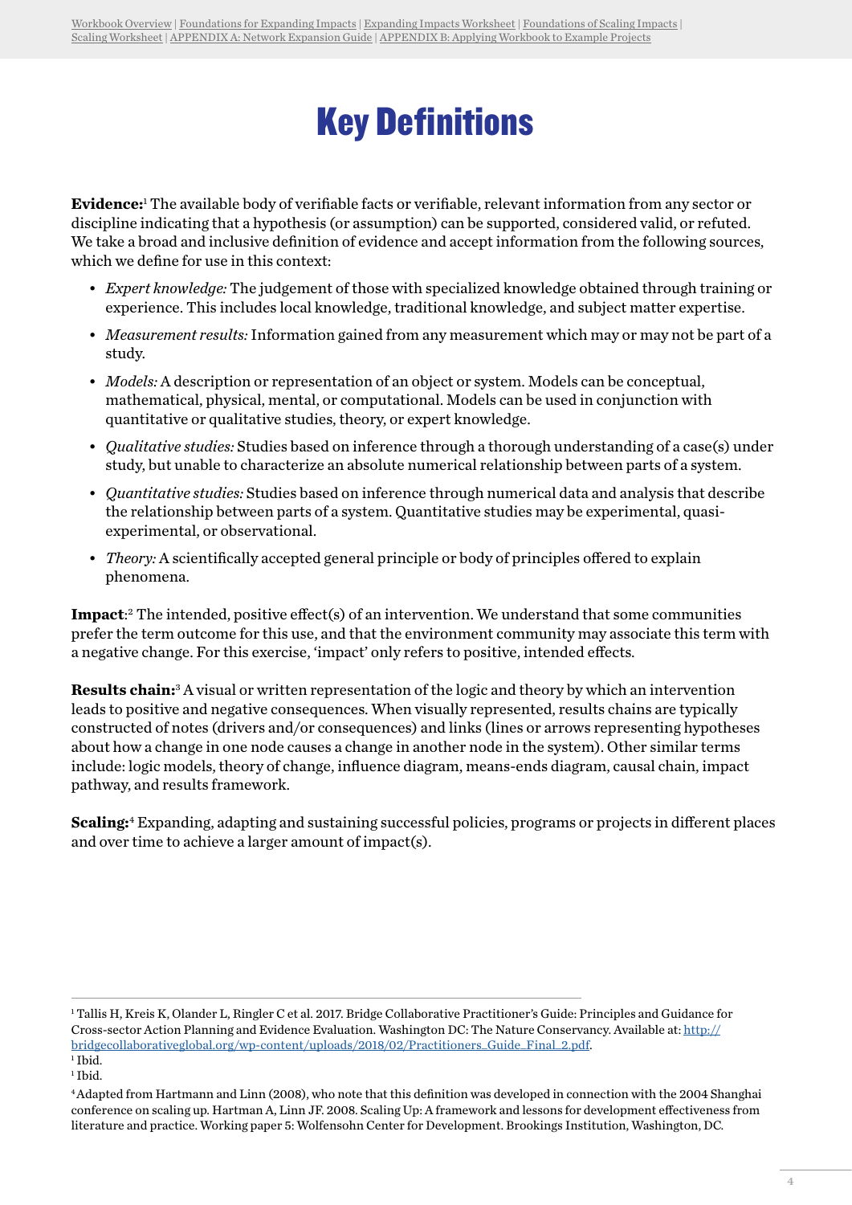# Key Definitions

**Evidence:**[1] The available body of verifiable facts or verifiable, relevant information from any sector or discipline indicating that a hypothesis (or assumption) can be supported, considered valid, or refuted. We take a broad and inclusive definition of evidence and accept information from the following sources, which we define for use in this context:

- *Expert knowledge:* The judgement of those with specialized knowledge obtained through training or experience. This includes local knowledge, traditional knowledge, and subject matter expertise.
- *Measurement results:* Information gained from any measurement which may or may not be part of a study.
- *Models:* A description or representation of an object or system. Models can be conceptual, mathematical, physical, mental, or computational. Models can be used in conjunction with quantitative or qualitative studies, theory, or expert knowledge.
- *Qualitative studies:* Studies based on inference through a thorough understanding of a case(s) under study, but unable to characterize an absolute numerical relationship between parts of a system.
- *Quantitative studies:* Studies based on inference through numerical data and analysis that describe the relationship between parts of a system. Quantitative studies may be experimental, quasi-experimental, or observational.
- *Theory:* A scientifically accepted general principle or body of principles offered to explain phenomena.

**Impact**:[2] The intended, positive effect(s) of an intervention. We understand that some communities prefer the term outcome for this use, and that the environment community may associate this term with a negative change. For this exercise, 'impact' only refers to positive, intended effects.

**Results chain:**[3] A visual or written representation of the logic and theory by which an intervention leads to positive and negative consequences. When visually represented, results chains are typically constructed of notes (drivers and/or consequences) and links (lines or arrows representing hypotheses about how a change in one node causes a change in another node in the system). Other similar terms include: logic models, theory of change, influence diagram, means-ends diagram, causal chain, impact pathway, and results framework.

**Scaling:**[4] Expanding, adapting and sustaining successful policies, programs or projects in different places and over time to achieve a larger amount of impact(s).

---

[1] Tallis H, Kreis K, Olander L, Ringler C et al. 2017. Bridge Collaborative Practitioner's Guide: Principles and Guidance for Cross-sector Action Planning and Evidence Evaluation. Washington DC: The Nature Conservancy. Available at: http://bridgecollaborativeglobal.org/wp-content/uploads/2018/02/Practitioners_Guide_Final_2.pdf.

[1] Ibid.

[1] Ibid.

[4] Adapted from Hartmann and Linn (2008), who note that this definition was developed in connection with the 2004 Shanghai conference on scaling up. Hartman A, Linn JF. 2008. Scaling Up: A framework and lessons for development effectiveness from literature and practice. Working paper 5: Wolfensohn Center for Development. Brookings Institution, Washington, DC.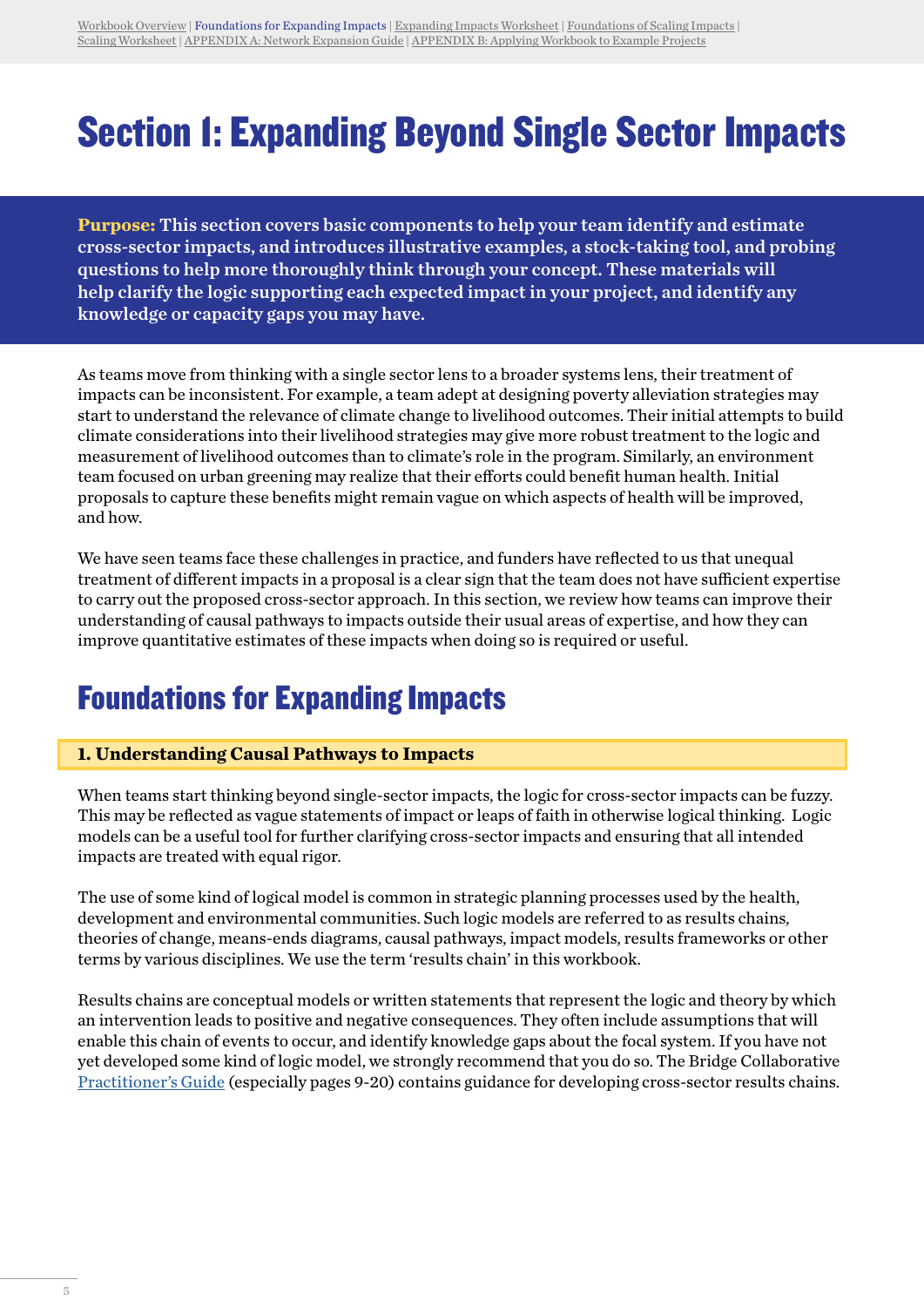# Section 1: Expanding Beyond Single Sector Impacts

**Purpose: This section covers basic components to help your team identify and estimate cross-sector impacts, and introduces illustrative examples, a stock-taking tool, and probing questions to help more thoroughly think through your concept. These materials will help clarify the logic supporting each expected impact in your project, and identify any knowledge or capacity gaps you may have.**

As teams move from thinking with a single sector lens to a broader systems lens, their treatment of impacts can be inconsistent. For example, a team adept at designing poverty alleviation strategies may start to understand the relevance of climate change to livelihood outcomes. Their initial attempts to build climate considerations into their livelihood strategies may give more robust treatment to the logic and measurement of livelihood outcomes than to climate's role in the program. Similarly, an environment team focused on urban greening may realize that their efforts could benefit human health. Initial proposals to capture these benefits might remain vague on which aspects of health will be improved, and how.

We have seen teams face these challenges in practice, and funders have reflected to us that unequal treatment of different impacts in a proposal is a clear sign that the team does not have sufficient expertise to carry out the proposed cross-sector approach. In this section, we review how teams can improve their understanding of causal pathways to impacts outside their usual areas of expertise, and how they can improve quantitative estimates of these impacts when doing so is required or useful.

## Foundations for Expanding Impacts

### 1. Understanding Causal Pathways to Impacts

When teams start thinking beyond single-sector impacts, the logic for cross-sector impacts can be fuzzy. This may be reflected as vague statements of impact or leaps of faith in otherwise logical thinking. Logic models can be a useful tool for further clarifying cross-sector impacts and ensuring that all intended impacts are treated with equal rigor.

The use of some kind of logical model is common in strategic planning processes used by the health, development and environmental communities. Such logic models are referred to as results chains, theories of change, means-ends diagrams, causal pathways, impact models, results frameworks or other terms by various disciplines. We use the term 'results chain' in this workbook.

Results chains are conceptual models or written statements that represent the logic and theory by which an intervention leads to positive and negative consequences. They often include assumptions that will enable this chain of events to occur, and identify knowledge gaps about the focal system. If you have not yet developed some kind of logic model, we strongly recommend that you do so. The Bridge Collaborative Practitioner's Guide (especially pages 9-20) contains guidance for developing cross-sector results chains.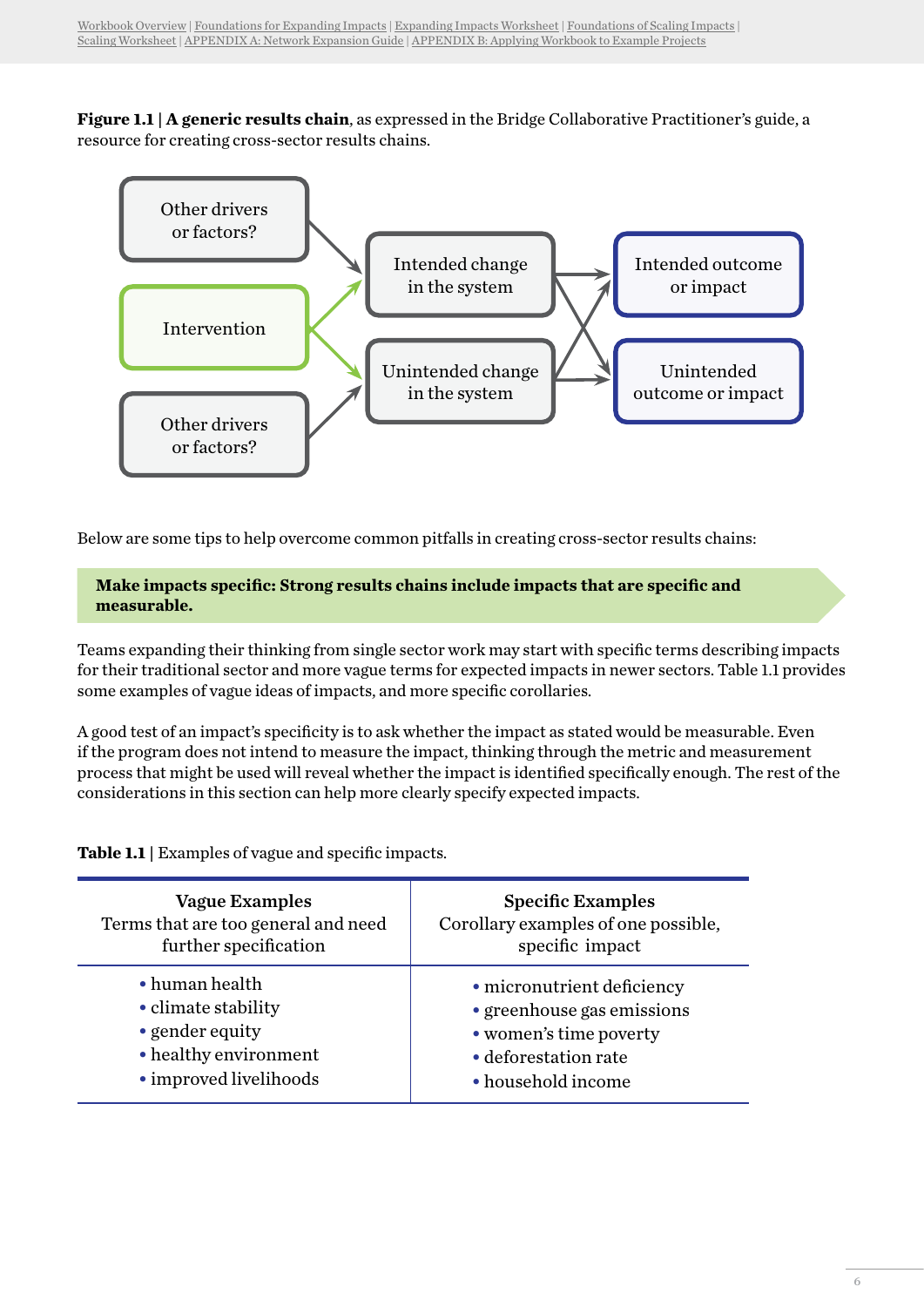**Figure 1.1 | A generic results chain**, as expressed in the Bridge Collaborative Practitioner's guide, a resource for creating cross-sector results chains.

Other drivers or factors?

Intervention

Other drivers or factors?

Intended change in the system

Unintended change in the system

Intended outcome or impact

Unintended outcome or impact

Below are some tips to help overcome common pitfalls in creating cross-sector results chains:

**Make impacts specific: Strong results chains include impacts that are specific and measurable.**

Teams expanding their thinking from single sector work may start with specific terms describing impacts for their traditional sector and more vague terms for expected impacts in newer sectors. Table 1.1 provides some examples of vague ideas of impacts, and more specific corollaries.

A good test of an impact's specificity is to ask whether the impact as stated would be measurable. Even if the program does not intend to measure the impact, thinking through the metric and measurement process that might be used will reveal whether the impact is identified specifically enough. The rest of the considerations in this section can help more clearly specify expected impacts.

**Table 1.1** | Examples of vague and specific impacts.

| **Vague Examples** Terms that are too general and need further specification | **Specific Examples** Corollary examples of one possible, specific impact |
|---|---|
| • human health<br>• climate stability<br>• gender equity<br>• healthy environment<br>• improved livelihoods | • micronutrient deficiency<br>• greenhouse gas emissions<br>• women's time poverty<br>• deforestation rate<br>• household income |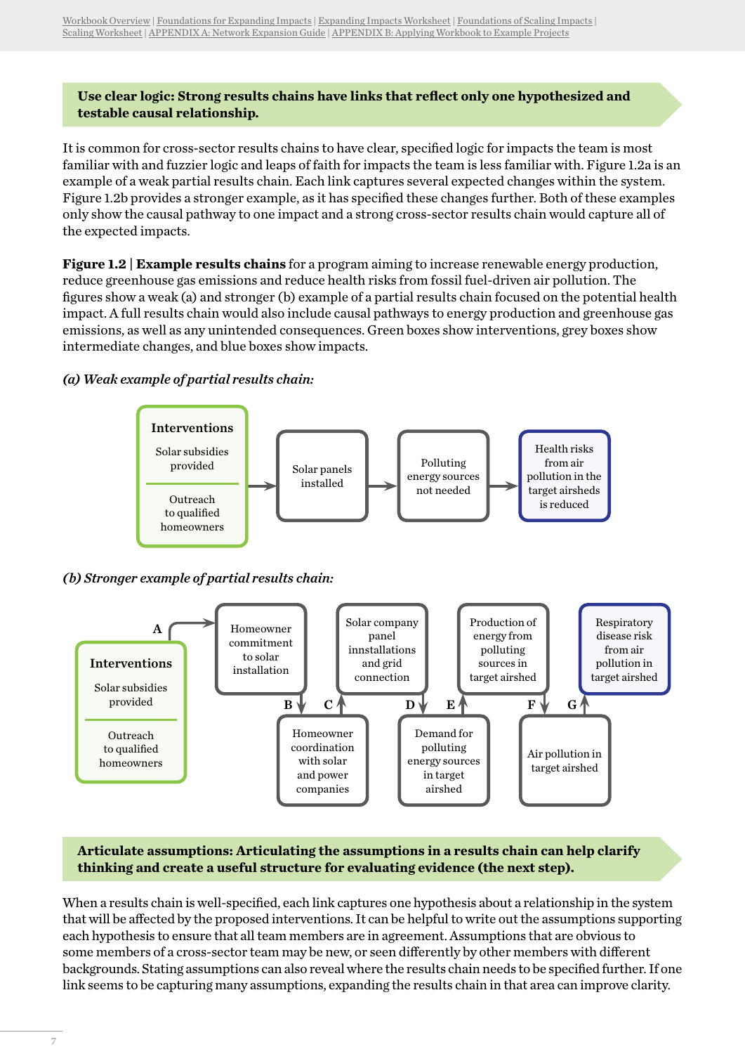**Use clear logic: Strong results chains have links that reflect only one hypothesized and testable causal relationship.**

It is common for cross-sector results chains to have clear, specified logic for impacts the team is most familiar with and fuzzier logic and leaps of faith for impacts the team is less familiar with. Figure 1.2a is an example of a weak partial results chain. Each link captures several expected changes within the system. Figure 1.2b provides a stronger example, as it has specified these changes further. Both of these examples only show the causal pathway to one impact and a strong cross-sector results chain would capture all of the expected impacts.

**Figure 1.2 | Example results chains** for a program aiming to increase renewable energy production, reduce greenhouse gas emissions and reduce health risks from fossil fuel-driven air pollution. The figures show a weak (a) and stronger (b) example of a partial results chain focused on the potential health impact. A full results chain would also include causal pathways to energy production and greenhouse gas emissions, as well as any unintended consequences. Green boxes show interventions, grey boxes show intermediate changes, and blue boxes show impacts.

*(a) Weak example of partial results chain:*

Interventions: Solar subsidies provided; Outreach to qualified homeowners → Solar panels installed → Polluting energy sources not needed → Health risks from air pollution in the target airsheds is reduced

*(b) Stronger example of partial results chain:*

Interventions: Solar subsidies provided; Outreach to qualified homeowners →(A) Homeowner commitment to solar installation →(B) Homeowner coordination with solar and power companies →(C) Solar company panel innstallations and grid connection →(D) Demand for polluting energy sources in target airshed →(E) Production of energy from polluting sources in target airshed →(F) Air pollution in target airshed →(G) Respiratory disease risk from air pollution in target airshed

**Articulate assumptions: Articulating the assumptions in a results chain can help clarify thinking and create a useful structure for evaluating evidence (the next step).**

When a results chain is well-specified, each link captures one hypothesis about a relationship in the system that will be affected by the proposed interventions. It can be helpful to write out the assumptions supporting each hypothesis to ensure that all team members are in agreement. Assumptions that are obvious to some members of a cross-sector team may be new, or seen differently by other members with different backgrounds. Stating assumptions can also reveal where the results chain needs to be specified further. If one link seems to be capturing many assumptions, expanding the results chain in that area can improve clarity.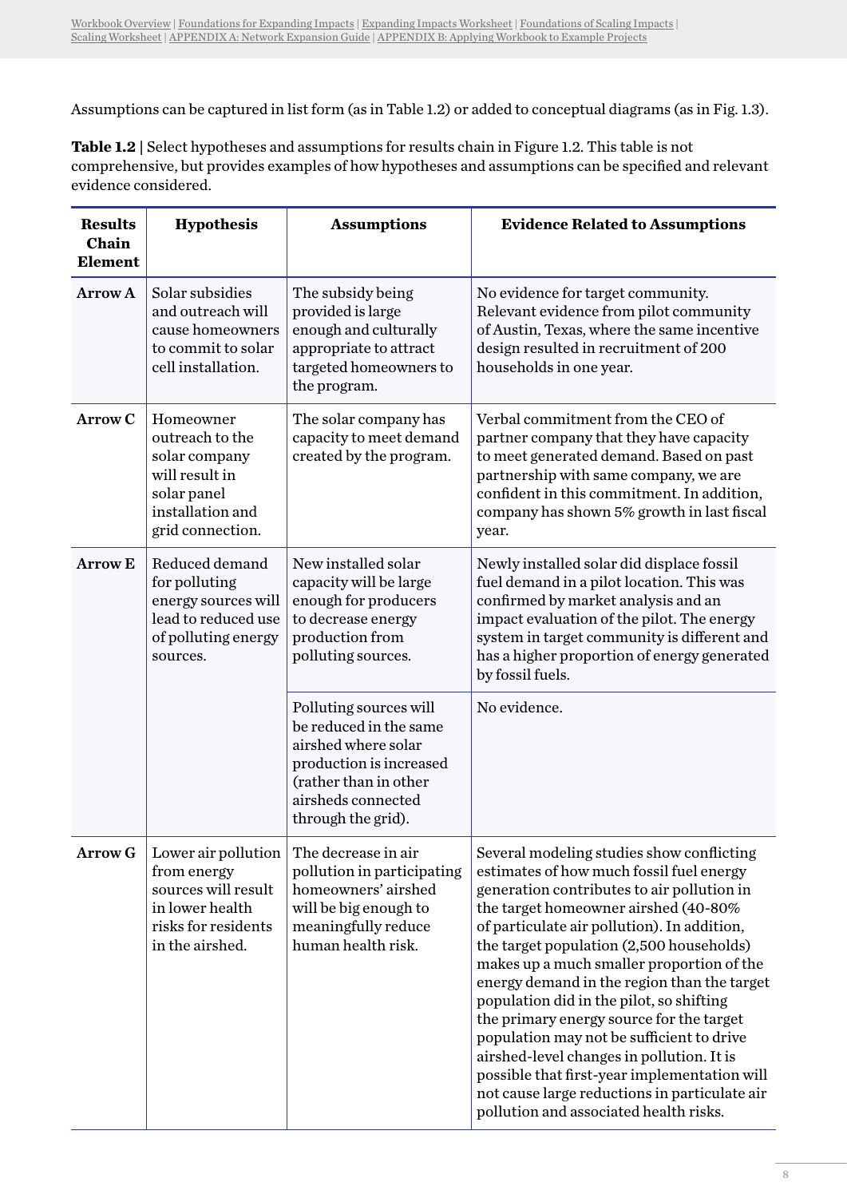Assumptions can be captured in list form (as in Table 1.2) or added to conceptual diagrams (as in Fig. 1.3).

**Table 1.2 |** Select hypotheses and assumptions for results chain in Figure 1.2. This table is not comprehensive, but provides examples of how hypotheses and assumptions can be specified and relevant evidence considered.

| Results Chain Element | Hypothesis | Assumptions | Evidence Related to Assumptions |
|---|---|---|---|
| **Arrow A** | Solar subsidies and outreach will cause homeowners to commit to solar cell installation. | The subsidy being provided is large enough and culturally appropriate to attract targeted homeowners to the program. | No evidence for target community. Relevant evidence from pilot community of Austin, Texas, where the same incentive design resulted in recruitment of 200 households in one year. |
| **Arrow C** | Homeowner outreach to the solar company will result in solar panel installation and grid connection. | The solar company has capacity to meet demand created by the program. | Verbal commitment from the CEO of partner company that they have capacity to meet generated demand. Based on past partnership with same company, we are confident in this commitment. In addition, company has shown 5% growth in last fiscal year. |
| **Arrow E** | Reduced demand for polluting energy sources will lead to reduced use of polluting energy sources. | New installed solar capacity will be large enough for producers to decrease energy production from polluting sources. | Newly installed solar did displace fossil fuel demand in a pilot location. This was confirmed by market analysis and an impact evaluation of the pilot. The energy system in target community is different and has a higher proportion of energy generated by fossil fuels. |
| | | Polluting sources will be reduced in the same airshed where solar production is increased (rather than in other airsheds connected through the grid). | No evidence. |
| **Arrow G** | Lower air pollution from energy sources will result in lower health risks for residents in the airshed. | The decrease in air pollution in participating homeowners' airshed will be big enough to meaningfully reduce human health risk. | Several modeling studies show conflicting estimates of how much fossil fuel energy generation contributes to air pollution in the target homeowner airshed (40-80% of particulate air pollution). In addition, the target population (2,500 households) makes up a much smaller proportion of the energy demand in the region than the target population did in the pilot, so shifting the primary energy source for the target population may not be sufficient to drive airshed-level changes in pollution. It is possible that first-year implementation will not cause large reductions in particulate air pollution and associated health risks. |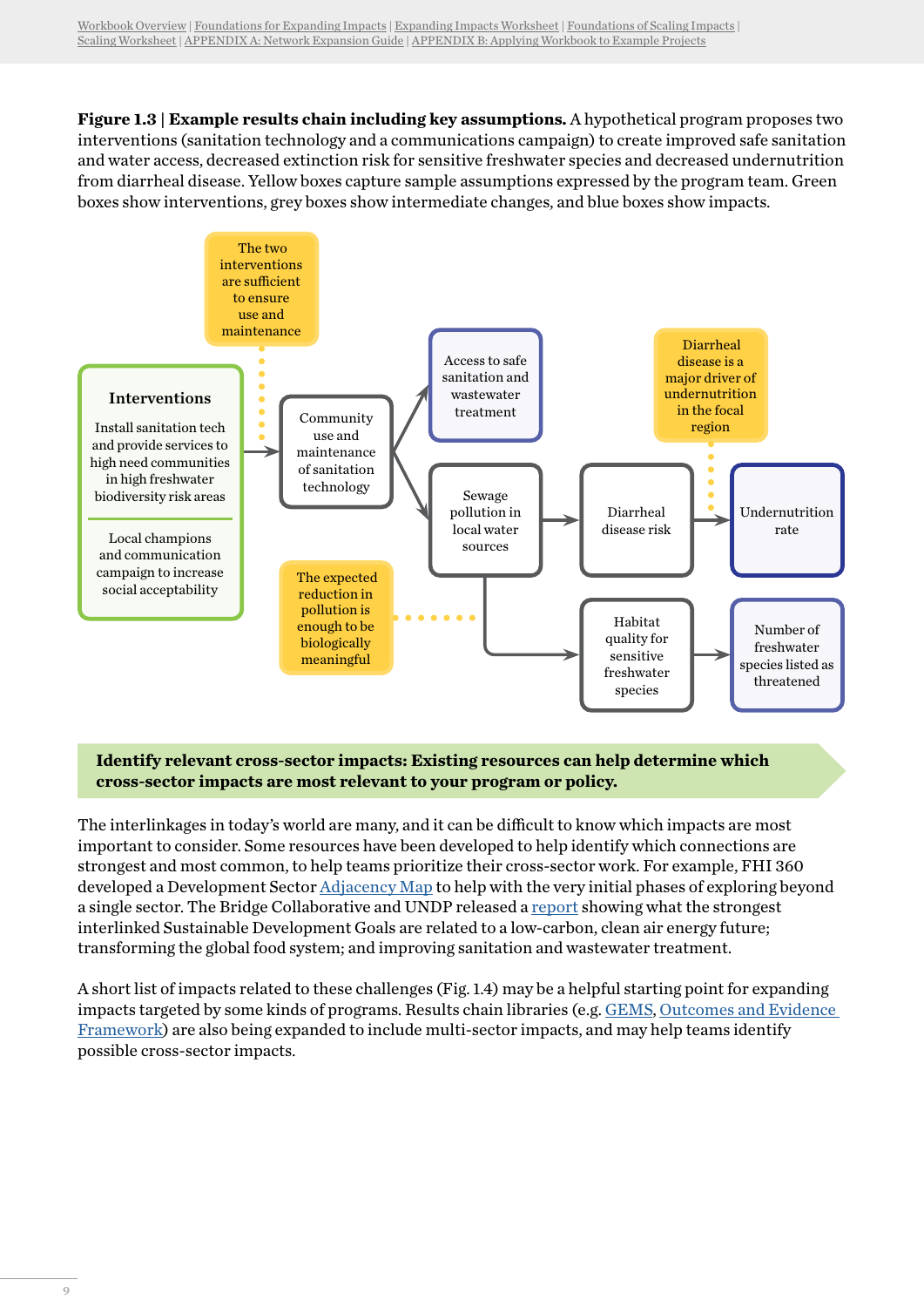**Figure 1.3 | Example results chain including key assumptions.** A hypothetical program proposes two interventions (sanitation technology and a communications campaign) to create improved safe sanitation and water access, decreased extinction risk for sensitive freshwater species and decreased undernutrition from diarrheal disease. Yellow boxes capture sample assumptions expressed by the program team. Green boxes show interventions, grey boxes show intermediate changes, and blue boxes show impacts.

**Interventions**

Install sanitation tech and provide services to high need communities in high freshwater biodiversity risk areas

Local champions and communication campaign to increase social acceptability

The two interventions are sufficient to ensure use and maintenance

Community use and maintenance of sanitation technology

Access to safe sanitation and wastewater treatment

Sewage pollution in local water sources

The expected reduction in pollution is enough to be biologically meaningful

Diarrheal disease risk

Diarrheal disease is a major driver of undernutrition in the focal region

Undernutrition rate

Habitat quality for sensitive freshwater species

Number of freshwater species listed as threatened

**Identify relevant cross-sector impacts: Existing resources can help determine which cross-sector impacts are most relevant to your program or policy.**

The interlinkages in today's world are many, and it can be difficult to know which impacts are most important to consider. Some resources have been developed to help identify which connections are strongest and most common, to help teams prioritize their cross-sector work. For example, FHI 360 developed a Development Sector Adjacency Map to help with the very initial phases of exploring beyond a single sector. The Bridge Collaborative and UNDP released a report showing what the strongest interlinked Sustainable Development Goals are related to a low-carbon, clean air energy future; transforming the global food system; and improving sanitation and wastewater treatment.

A short list of impacts related to these challenges (Fig. 1.4) may be a helpful starting point for expanding impacts targeted by some kinds of programs. Results chain libraries (e.g. GEMS, Outcomes and Evidence Framework) are also being expanded to include multi-sector impacts, and may help teams identify possible cross-sector impacts.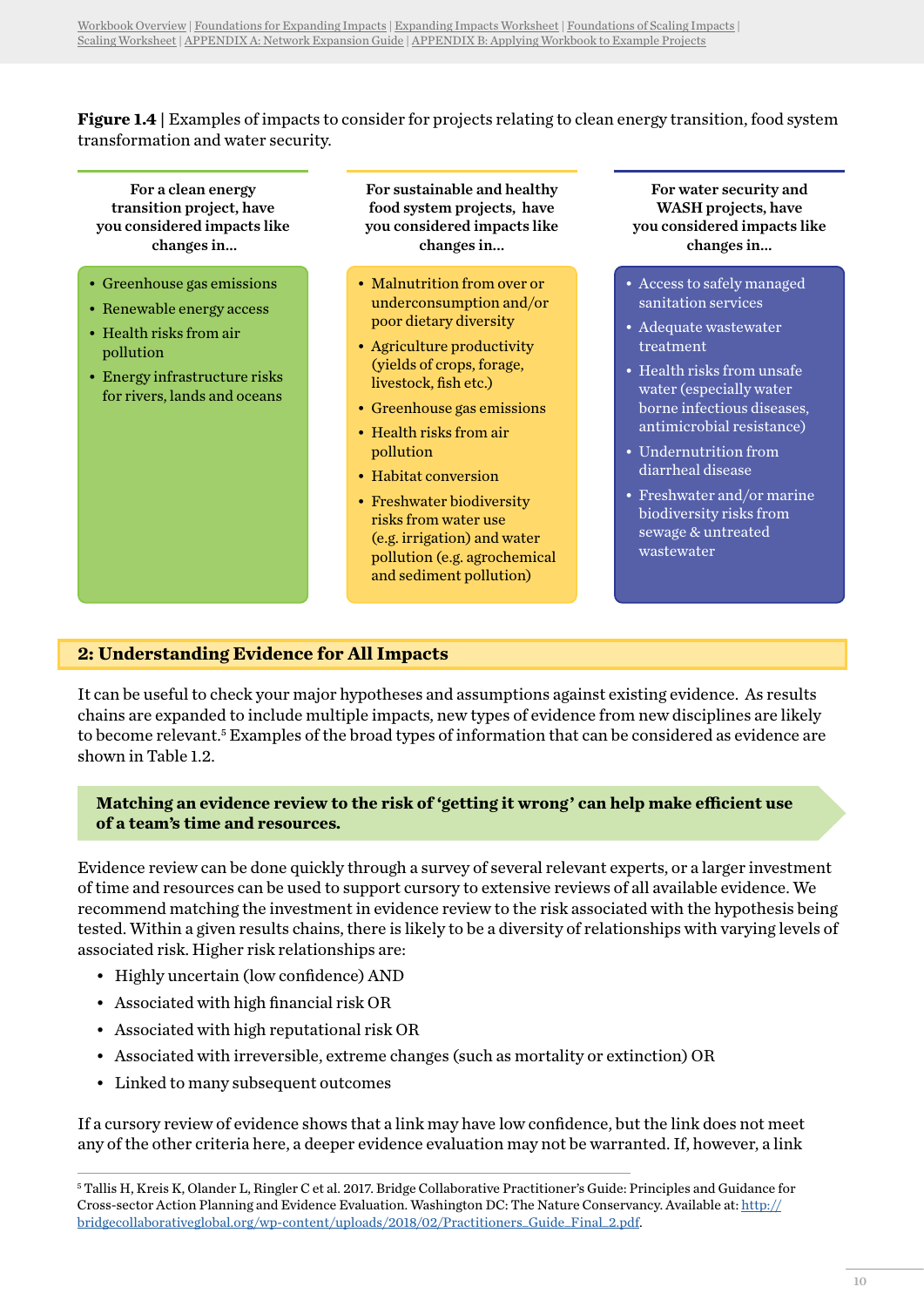**Figure 1.4** | Examples of impacts to consider for projects relating to clean energy transition, food system transformation and water security.

**For a clean energy transition project, have you considered impacts like changes in...**

- Greenhouse gas emissions
- Renewable energy access
- Health risks from air pollution
- Energy infrastructure risks for rivers, lands and oceans

**For sustainable and healthy food system projects, have you considered impacts like changes in...**

- Malnutrition from over or underconsumption and/or poor dietary diversity
- Agriculture productivity (yields of crops, forage, livestock, fish etc.)
- Greenhouse gas emissions
- Health risks from air pollution
- Habitat conversion
- Freshwater biodiversity risks from water use (e.g. irrigation) and water pollution (e.g. agrochemical and sediment pollution)

**For water security and WASH projects, have you considered impacts like changes in...**

- Access to safely managed sanitation services
- Adequate wastewater treatment
- Health risks from unsafe water (especially water borne infectious diseases, antimicrobial resistance)
- Undernutrition from diarrheal disease
- Freshwater and/or marine biodiversity risks from sewage & untreated wastewater

## 2: Understanding Evidence for All Impacts

It can be useful to check your major hypotheses and assumptions against existing evidence. As results chains are expanded to include multiple impacts, new types of evidence from new disciplines are likely to become relevant.[5] Examples of the broad types of information that can be considered as evidence are shown in Table 1.2.

**Matching an evidence review to the risk of 'getting it wrong' can help make efficient use of a team's time and resources.**

Evidence review can be done quickly through a survey of several relevant experts, or a larger investment of time and resources can be used to support cursory to extensive reviews of all available evidence. We recommend matching the investment in evidence review to the risk associated with the hypothesis being tested. Within a given results chains, there is likely to be a diversity of relationships with varying levels of associated risk. Higher risk relationships are:

- Highly uncertain (low confidence) AND
- Associated with high financial risk OR
- Associated with high reputational risk OR
- Associated with irreversible, extreme changes (such as mortality or extinction) OR
- Linked to many subsequent outcomes

If a cursory review of evidence shows that a link may have low confidence, but the link does not meet any of the other criteria here, a deeper evidence evaluation may not be warranted. If, however, a link

[5] Tallis H, Kreis K, Olander L, Ringler C et al. 2017. Bridge Collaborative Practitioner's Guide: Principles and Guidance for Cross-sector Action Planning and Evidence Evaluation. Washington DC: The Nature Conservancy. Available at: http://bridgecollaborativeglobal.org/wp-content/uploads/2018/02/Practitioners_Guide_Final_2.pdf.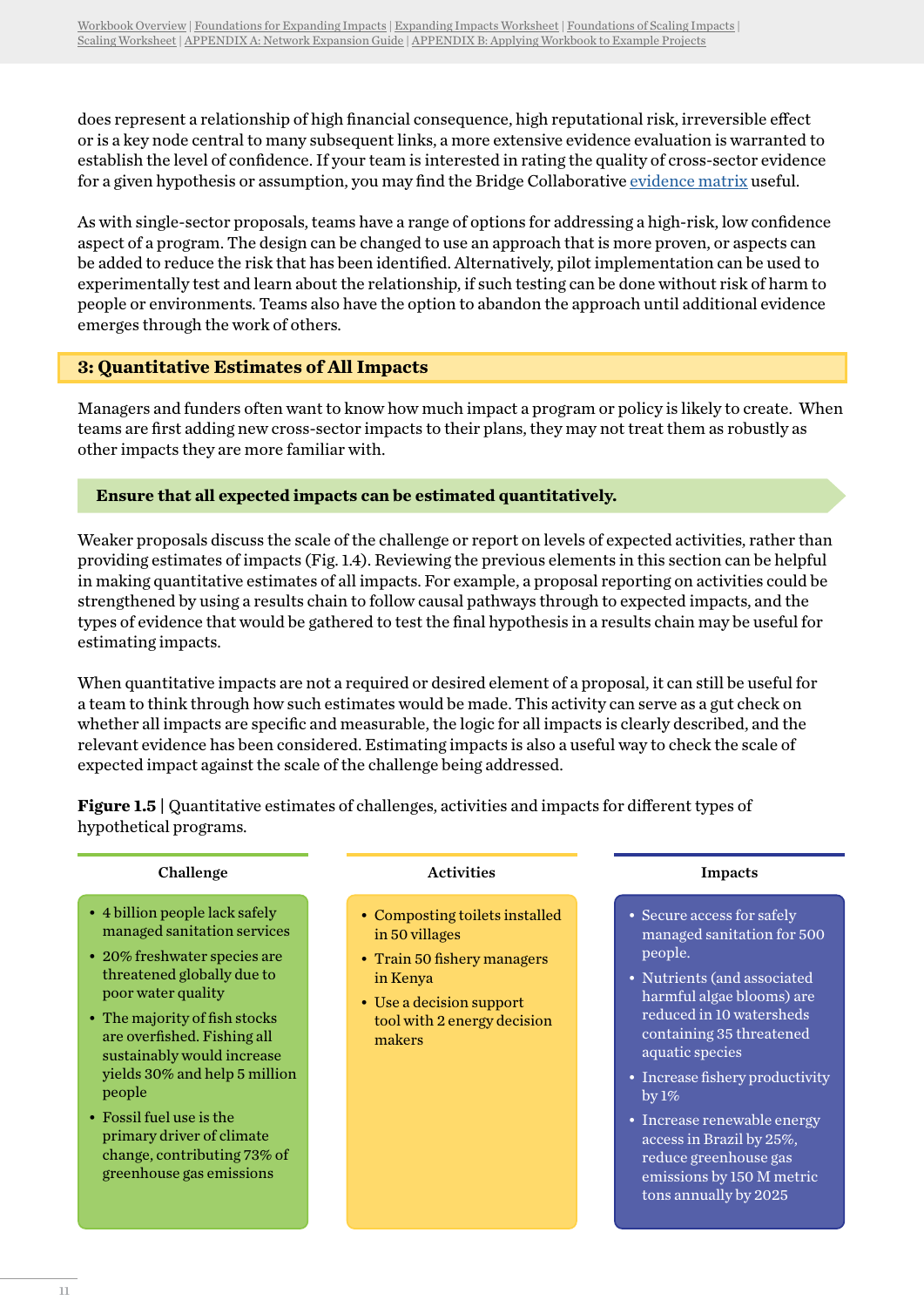does represent a relationship of high financial consequence, high reputational risk, irreversible effect or is a key node central to many subsequent links, a more extensive evidence evaluation is warranted to establish the level of confidence. If your team is interested in rating the quality of cross-sector evidence for a given hypothesis or assumption, you may find the Bridge Collaborative evidence matrix useful.

As with single-sector proposals, teams have a range of options for addressing a high-risk, low confidence aspect of a program. The design can be changed to use an approach that is more proven, or aspects can be added to reduce the risk that has been identified. Alternatively, pilot implementation can be used to experimentally test and learn about the relationship, if such testing can be done without risk of harm to people or environments. Teams also have the option to abandon the approach until additional evidence emerges through the work of others.

## 3: Quantitative Estimates of All Impacts

Managers and funders often want to know how much impact a program or policy is likely to create. When teams are first adding new cross-sector impacts to their plans, they may not treat them as robustly as other impacts they are more familiar with.

**Ensure that all expected impacts can be estimated quantitatively.**

Weaker proposals discuss the scale of the challenge or report on levels of expected activities, rather than providing estimates of impacts (Fig. 1.4). Reviewing the previous elements in this section can be helpful in making quantitative estimates of all impacts. For example, a proposal reporting on activities could be strengthened by using a results chain to follow causal pathways through to expected impacts, and the types of evidence that would be gathered to test the final hypothesis in a results chain may be useful for estimating impacts.

When quantitative impacts are not a required or desired element of a proposal, it can still be useful for a team to think through how such estimates would be made. This activity can serve as a gut check on whether all impacts are specific and measurable, the logic for all impacts is clearly described, and the relevant evidence has been considered. Estimating impacts is also a useful way to check the scale of expected impact against the scale of the challenge being addressed.

**Figure 1.5** | Quantitative estimates of challenges, activities and impacts for different types of hypothetical programs.

**Challenge**

- 4 billion people lack safely managed sanitation services
- 20% freshwater species are threatened globally due to poor water quality
- The majority of fish stocks are overfished. Fishing all sustainably would increase yields 30% and help 5 million people
- Fossil fuel use is the primary driver of climate change, contributing 73% of greenhouse gas emissions

**Activities**

- Composting toilets installed in 50 villages
- Train 50 fishery managers in Kenya
- Use a decision support tool with 2 energy decision makers

**Impacts**

- Secure access for safely managed sanitation for 500 people.
- Nutrients (and associated harmful algae blooms) are reduced in 10 watersheds containing 35 threatened aquatic species
- Increase fishery productivity by 1%
- Increase renewable energy access in Brazil by 25%, reduce greenhouse gas emissions by 150 M metric tons annually by 2025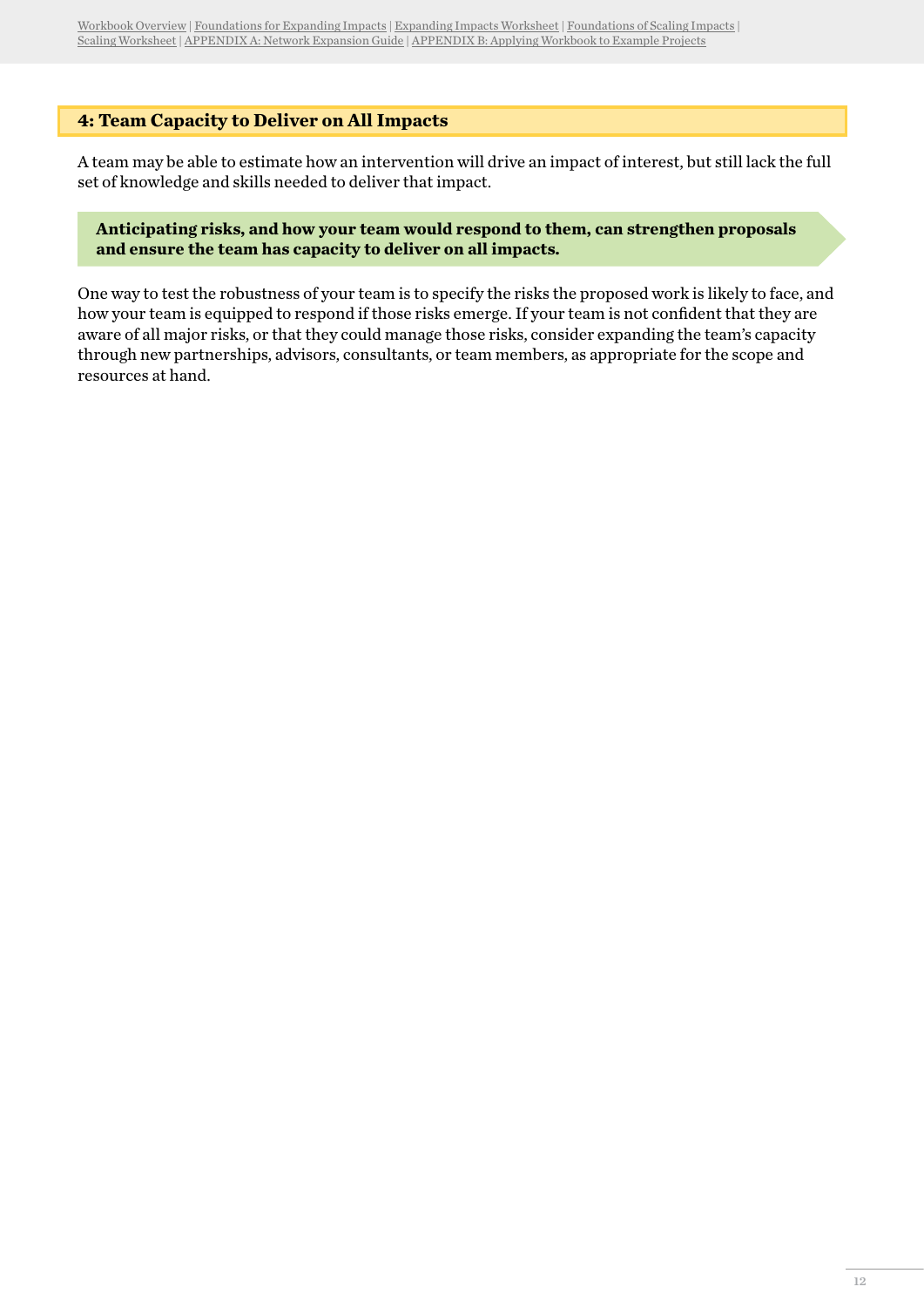## 4: Team Capacity to Deliver on All Impacts

A team may be able to estimate how an intervention will drive an impact of interest, but still lack the full set of knowledge and skills needed to deliver that impact.

**Anticipating risks, and how your team would respond to them, can strengthen proposals and ensure the team has capacity to deliver on all impacts.**

One way to test the robustness of your team is to specify the risks the proposed work is likely to face, and how your team is equipped to respond if those risks emerge. If your team is not confident that they are aware of all major risks, or that they could manage those risks, consider expanding the team's capacity through new partnerships, advisors, consultants, or team members, as appropriate for the scope and resources at hand.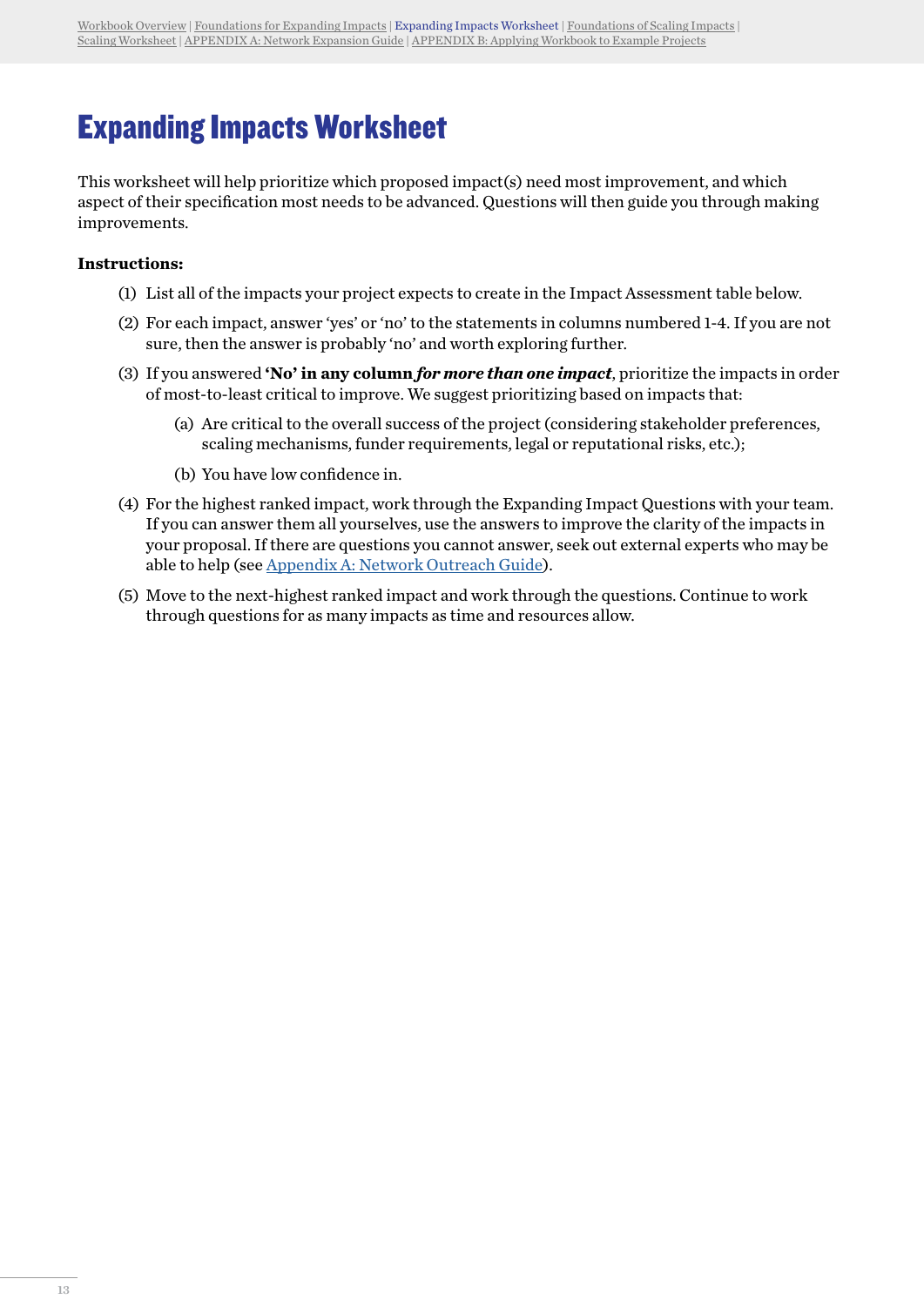# Expanding Impacts Worksheet

This worksheet will help prioritize which proposed impact(s) need most improvement, and which aspect of their specification most needs to be advanced. Questions will then guide you through making improvements.

**Instructions:**

(1) List all of the impacts your project expects to create in the Impact Assessment table below.

(2) For each impact, answer 'yes' or 'no' to the statements in columns numbered 1-4. If you are not sure, then the answer is probably 'no' and worth exploring further.

(3) If you answered **'No' in any column *for more than one impact***, prioritize the impacts in order of most-to-least critical to improve. We suggest prioritizing based on impacts that:

  (a) Are critical to the overall success of the project (considering stakeholder preferences, scaling mechanisms, funder requirements, legal or reputational risks, etc.);

  (b) You have low confidence in.

(4) For the highest ranked impact, work through the Expanding Impact Questions with your team. If you can answer them all yourselves, use the answers to improve the clarity of the impacts in your proposal. If there are questions you cannot answer, seek out external experts who may be able to help (see Appendix A: Network Outreach Guide).

(5) Move to the next-highest ranked impact and work through the questions. Continue to work through questions for as many impacts as time and resources allow.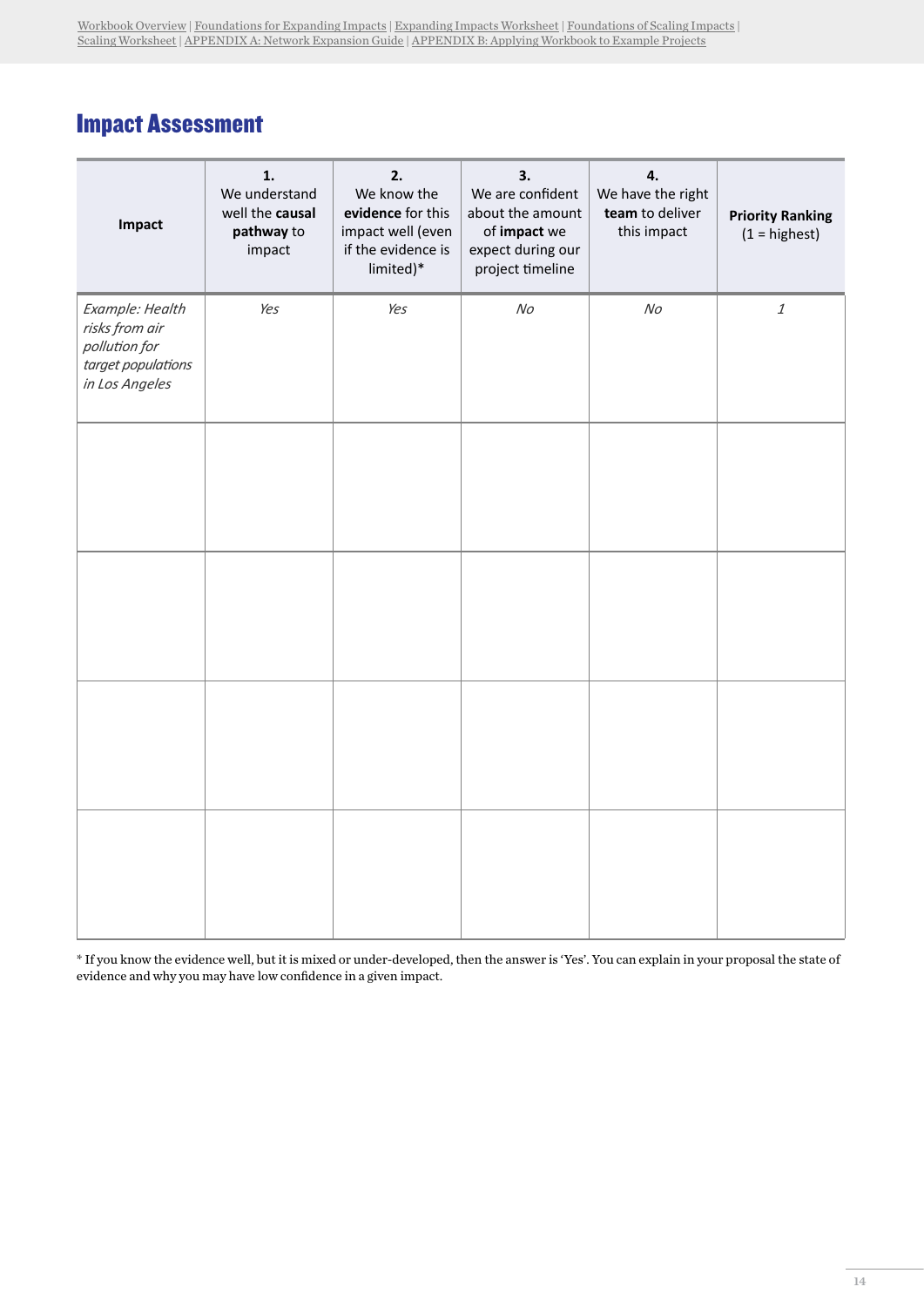## Impact Assessment

| Impact | 1. We understand well the **causal pathway** to impact | 2. We know the **evidence** for this impact well (even if the evidence is limited)* | 3. We are confident about the amount of **impact** we expect during our project timeline | 4. We have the right **team** to deliver this impact | **Priority Ranking** (1 = highest) |
|---|---|---|---|---|---|
| *Example: Health risks from air pollution for target populations in Los Angeles* | *Yes* | *Yes* | *No* | *No* | *1* |
| | | | | | |
| | | | | | |
| | | | | | |
| | | | | | |

\* If you know the evidence well, but it is mixed or under-developed, then the answer is 'Yes'. You can explain in your proposal the state of evidence and why you may have low confidence in a given impact.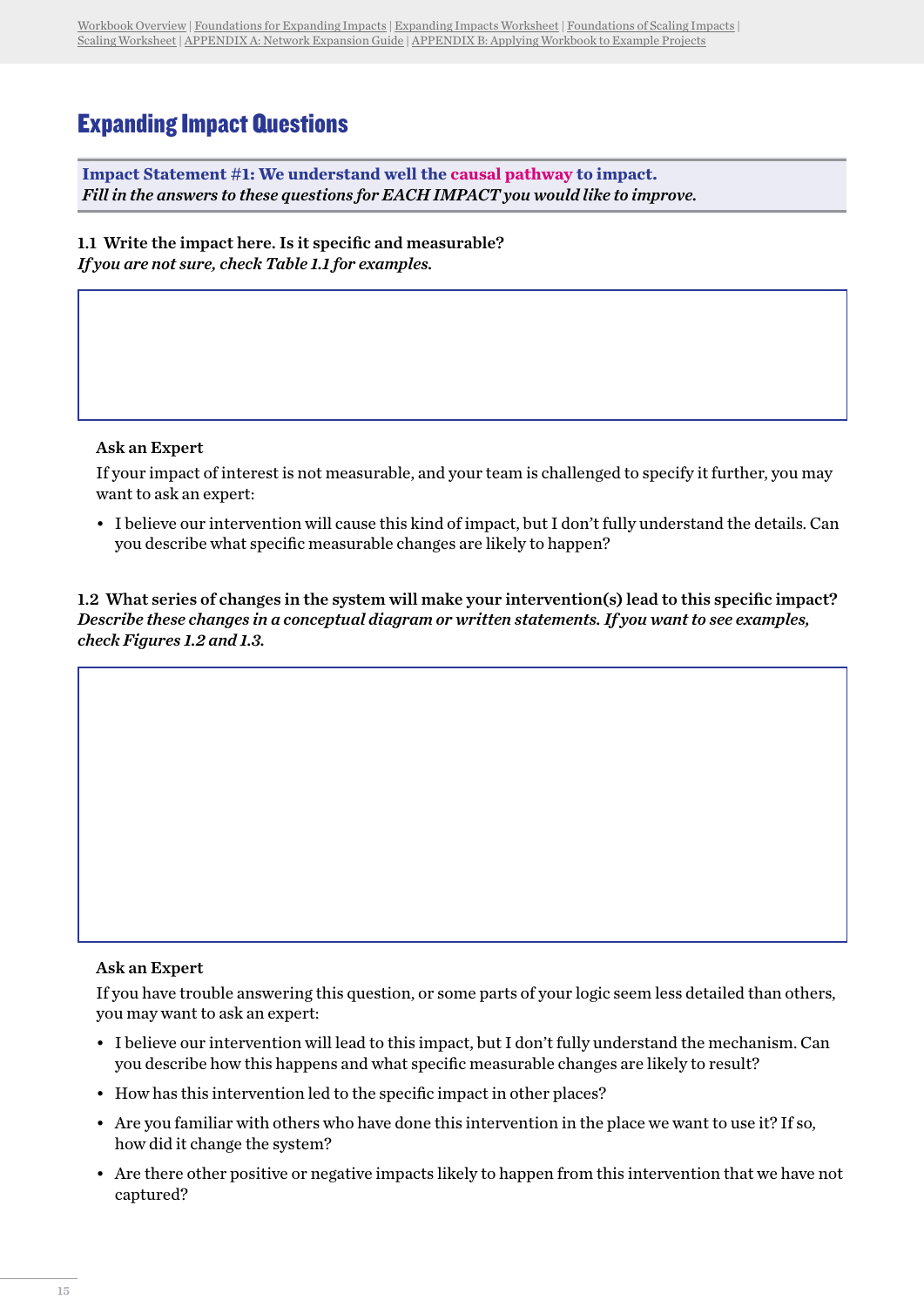## Expanding Impact Questions

**Impact Statement #1: We understand well the causal pathway to impact.**
***Fill in the answers to these questions for EACH IMPACT you would like to improve.***

**1.1 Write the impact here. Is it specific and measurable?**
***If you are not sure, check Table 1.1 for examples.***

**Ask an Expert**

If your impact of interest is not measurable, and your team is challenged to specify it further, you may want to ask an expert:

- I believe our intervention will cause this kind of impact, but I don't fully understand the details. Can you describe what specific measurable changes are likely to happen?

**1.2 What series of changes in the system will make your intervention(s) lead to this specific impact?**
***Describe these changes in a conceptual diagram or written statements. If you want to see examples, check Figures 1.2 and 1.3.***

**Ask an Expert**

If you have trouble answering this question, or some parts of your logic seem less detailed than others, you may want to ask an expert:

- I believe our intervention will lead to this impact, but I don't fully understand the mechanism. Can you describe how this happens and what specific measurable changes are likely to result?
- How has this intervention led to the specific impact in other places?
- Are you familiar with others who have done this intervention in the place we want to use it? If so, how did it change the system?
- Are there other positive or negative impacts likely to happen from this intervention that we have not captured?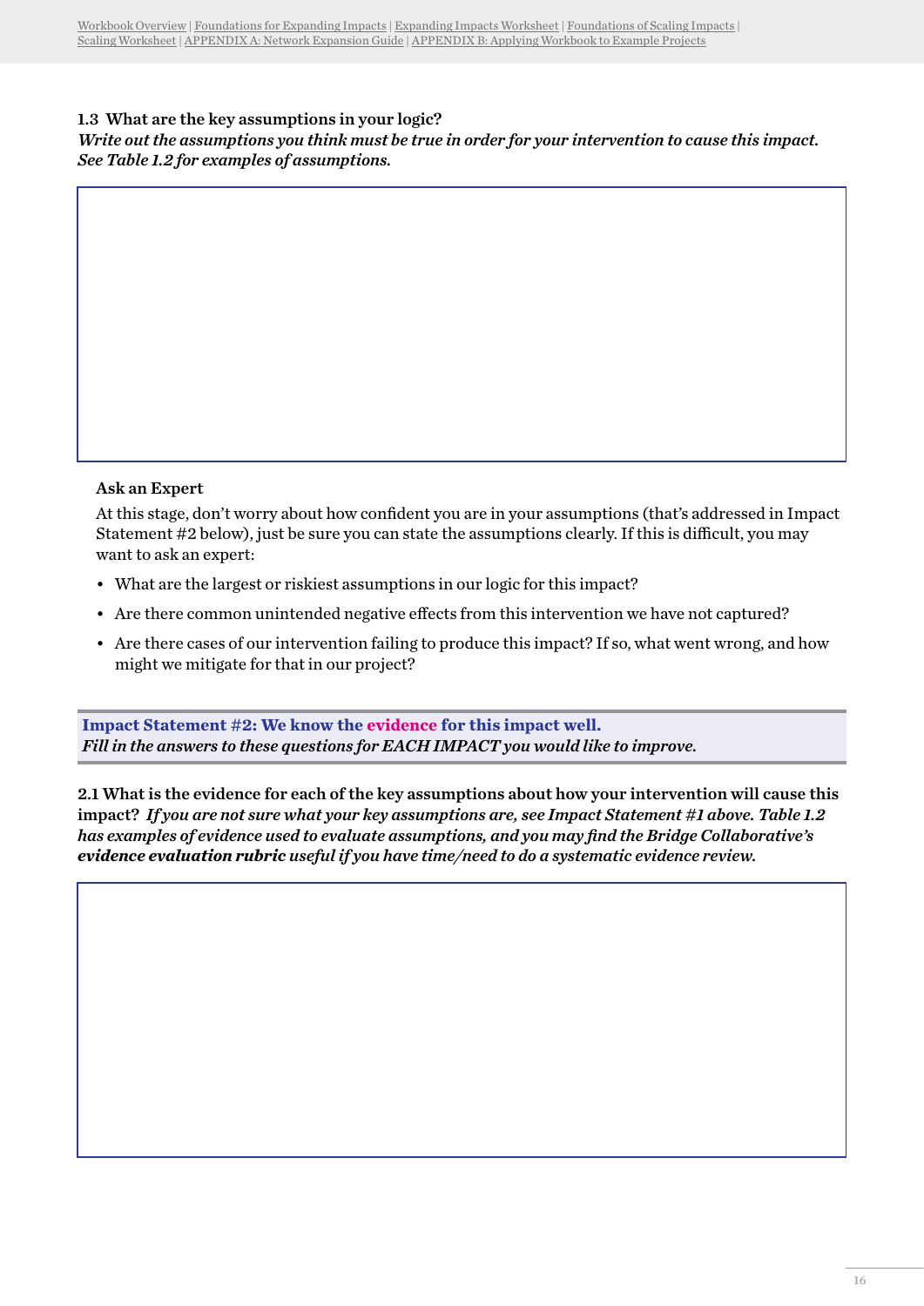### 1.3 What are the key assumptions in your logic?

*Write out the assumptions you think must be true in order for your intervention to cause this impact. See Table 1.2 for examples of assumptions.*

#### Ask an Expert

At this stage, don't worry about how confident you are in your assumptions (that's addressed in Impact Statement #2 below), just be sure you can state the assumptions clearly. If this is difficult, you may want to ask an expert:

- What are the largest or riskiest assumptions in our logic for this impact?
- Are there common unintended negative effects from this intervention we have not captured?
- Are there cases of our intervention failing to produce this impact? If so, what went wrong, and how might we mitigate for that in our project?

## Impact Statement #2: We know the evidence for this impact well.

*Fill in the answers to these questions for EACH IMPACT you would like to improve.*

**2.1 What is the evidence for each of the key assumptions about how your intervention will cause this impact?** *If you are not sure what your key assumptions are, see Impact Statement #1 above. Table 1.2 has examples of evidence used to evaluate assumptions, and you may find the Bridge Collaborative's **evidence evaluation rubric** useful if you have time/need to do a systematic evidence review.*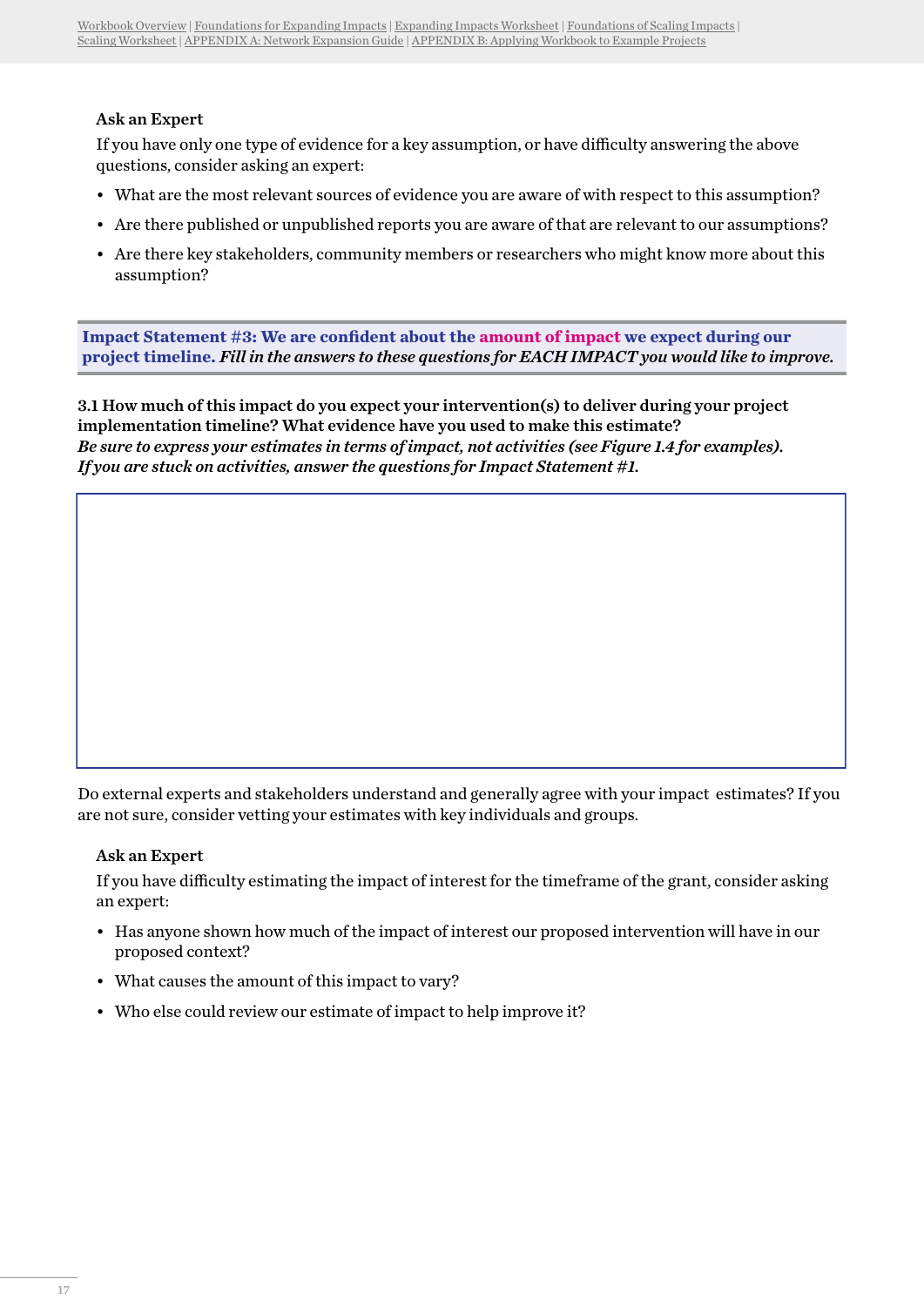**Ask an Expert**

If you have only one type of evidence for a key assumption, or have difficulty answering the above questions, consider asking an expert:

- What are the most relevant sources of evidence you are aware of with respect to this assumption?
- Are there published or unpublished reports you are aware of that are relevant to our assumptions?
- Are there key stakeholders, community members or researchers who might know more about this assumption?

**Impact Statement #3: We are confident about the amount of impact we expect during our project timeline.** *Fill in the answers to these questions for EACH IMPACT you would like to improve.*

**3.1 How much of this impact do you expect your intervention(s) to deliver during your project implementation timeline? What evidence have you used to make this estimate?**
***Be sure to express your estimates in terms of impact, not activities (see Figure 1.4 for examples). If you are stuck on activities, answer the questions for Impact Statement #1.***

Do external experts and stakeholders understand and generally agree with your impact estimates? If you are not sure, consider vetting your estimates with key individuals and groups.

**Ask an Expert**

If you have difficulty estimating the impact of interest for the timeframe of the grant, consider asking an expert:

- Has anyone shown how much of the impact of interest our proposed intervention will have in our proposed context?
- What causes the amount of this impact to vary?
- Who else could review our estimate of impact to help improve it?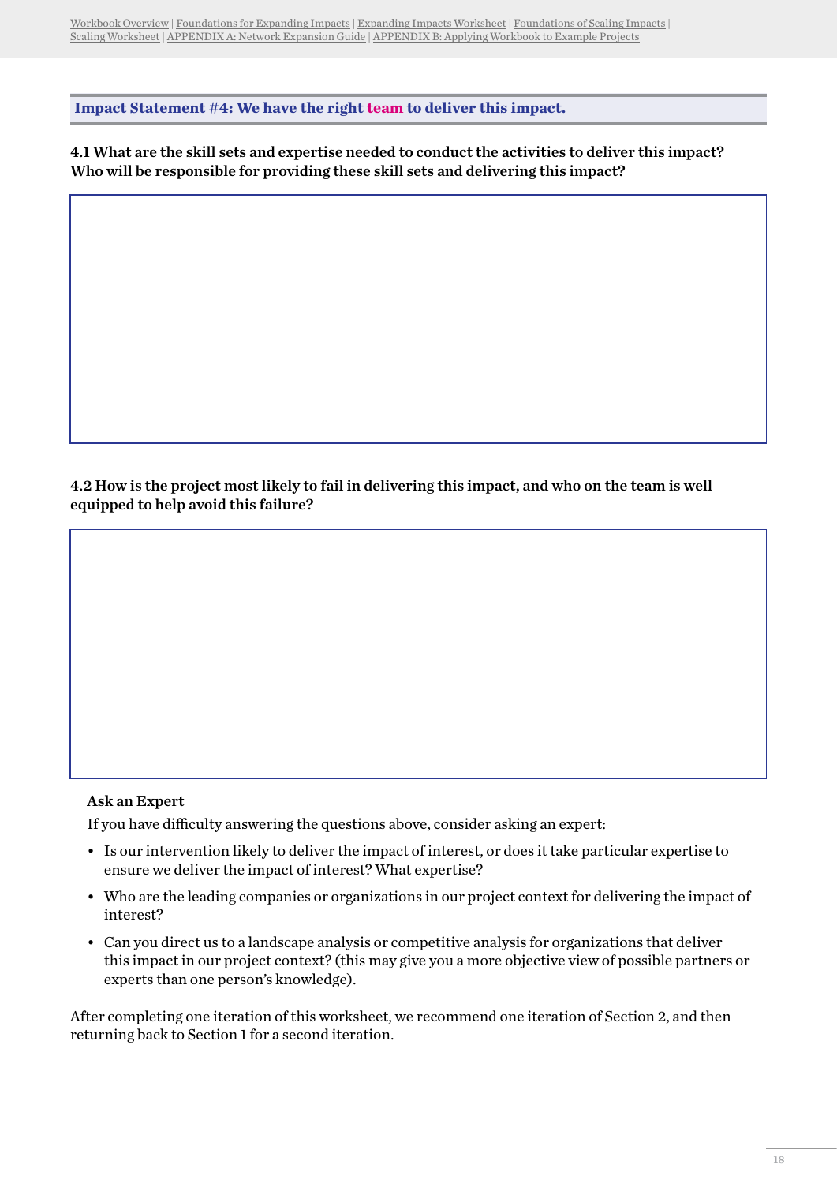## Impact Statement #4: We have the right team to deliver this impact.

**4.1 What are the skill sets and expertise needed to conduct the activities to deliver this impact? Who will be responsible for providing these skill sets and delivering this impact?**

**4.2 How is the project most likely to fail in delivering this impact, and who on the team is well equipped to help avoid this failure?**

**Ask an Expert**

If you have difficulty answering the questions above, consider asking an expert:

- Is our intervention likely to deliver the impact of interest, or does it take particular expertise to ensure we deliver the impact of interest? What expertise?
- Who are the leading companies or organizations in our project context for delivering the impact of interest?
- Can you direct us to a landscape analysis or competitive analysis for organizations that deliver this impact in our project context? (this may give you a more objective view of possible partners or experts than one person's knowledge).

After completing one iteration of this worksheet, we recommend one iteration of Section 2, and then returning back to Section 1 for a second iteration.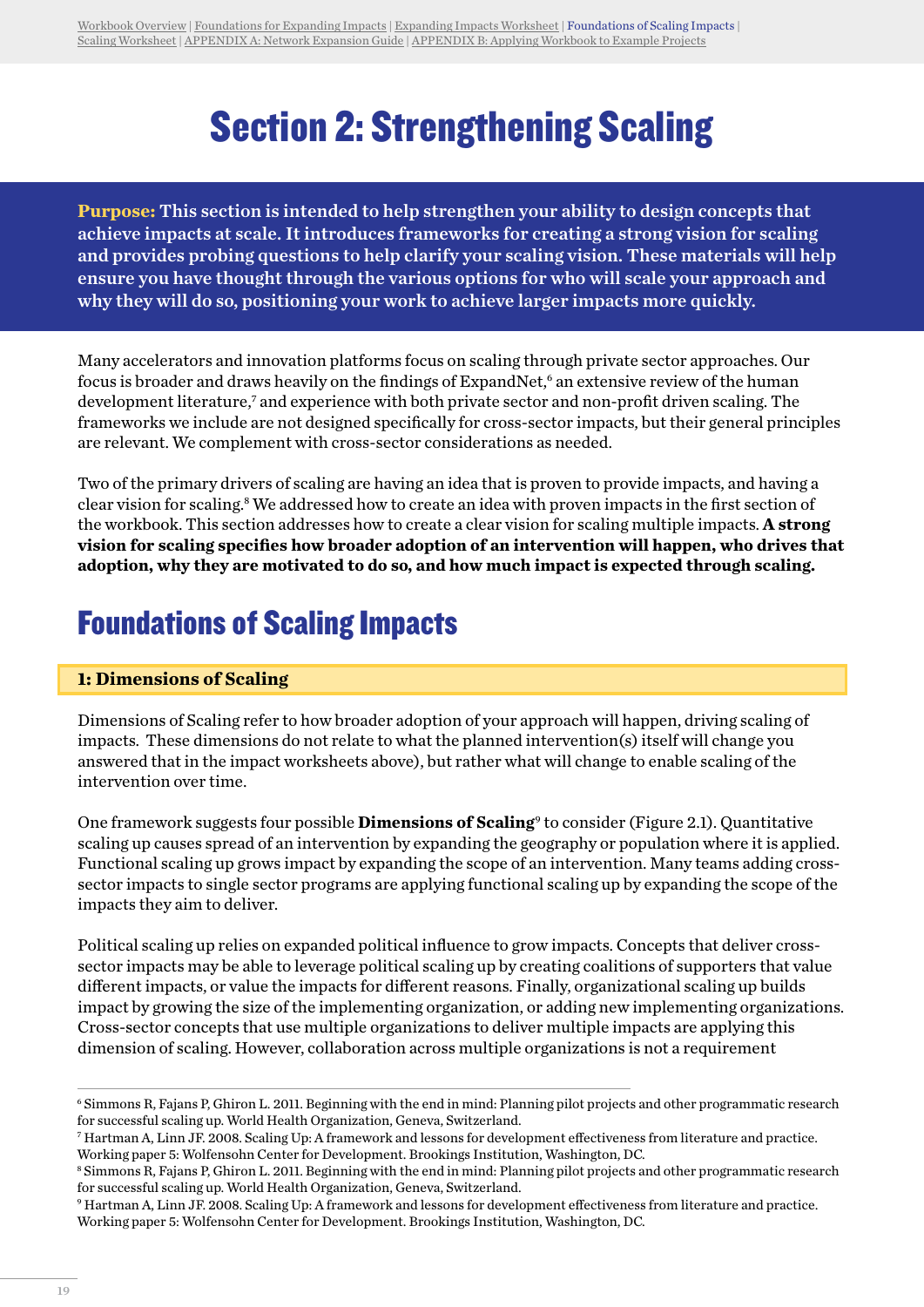# Section 2: Strengthening Scaling

**Purpose: This section is intended to help strengthen your ability to design concepts that achieve impacts at scale. It introduces frameworks for creating a strong vision for scaling and provides probing questions to help clarify your scaling vision. These materials will help ensure you have thought through the various options for who will scale your approach and why they will do so, positioning your work to achieve larger impacts more quickly.**

Many accelerators and innovation platforms focus on scaling through private sector approaches. Our focus is broader and draws heavily on the findings of ExpandNet,[6] an extensive review of the human development literature,[7] and experience with both private sector and non-profit driven scaling. The frameworks we include are not designed specifically for cross-sector impacts, but their general principles are relevant. We complement with cross-sector considerations as needed.

Two of the primary drivers of scaling are having an idea that is proven to provide impacts, and having a clear vision for scaling.[8] We addressed how to create an idea with proven impacts in the first section of the workbook. This section addresses how to create a clear vision for scaling multiple impacts. **A strong vision for scaling specifies how broader adoption of an intervention will happen, who drives that adoption, why they are motivated to do so, and how much impact is expected through scaling.**

## Foundations of Scaling Impacts

### 1: Dimensions of Scaling

Dimensions of Scaling refer to how broader adoption of your approach will happen, driving scaling of impacts. These dimensions do not relate to what the planned intervention(s) itself will change you answered that in the impact worksheets above), but rather what will change to enable scaling of the intervention over time.

One framework suggests four possible **Dimensions of Scaling**[9] to consider (Figure 2.1). Quantitative scaling up causes spread of an intervention by expanding the geography or population where it is applied. Functional scaling up grows impact by expanding the scope of an intervention. Many teams adding cross-sector impacts to single sector programs are applying functional scaling up by expanding the scope of the impacts they aim to deliver.

Political scaling up relies on expanded political influence to grow impacts. Concepts that deliver cross-sector impacts may be able to leverage political scaling up by creating coalitions of supporters that value different impacts, or value the impacts for different reasons. Finally, organizational scaling up builds impact by growing the size of the implementing organization, or adding new implementing organizations. Cross-sector concepts that use multiple organizations to deliver multiple impacts are applying this dimension of scaling. However, collaboration across multiple organizations is not a requirement

---

[6] Simmons R, Fajans P, Ghiron L. 2011. Beginning with the end in mind: Planning pilot projects and other programmatic research for successful scaling up. World Health Organization, Geneva, Switzerland.

[7] Hartman A, Linn JF. 2008. Scaling Up: A framework and lessons for development effectiveness from literature and practice. Working paper 5: Wolfensohn Center for Development. Brookings Institution, Washington, DC.

[8] Simmons R, Fajans P, Ghiron L. 2011. Beginning with the end in mind: Planning pilot projects and other programmatic research for successful scaling up. World Health Organization, Geneva, Switzerland.

[9] Hartman A, Linn JF. 2008. Scaling Up: A framework and lessons for development effectiveness from literature and practice. Working paper 5: Wolfensohn Center for Development. Brookings Institution, Washington, DC.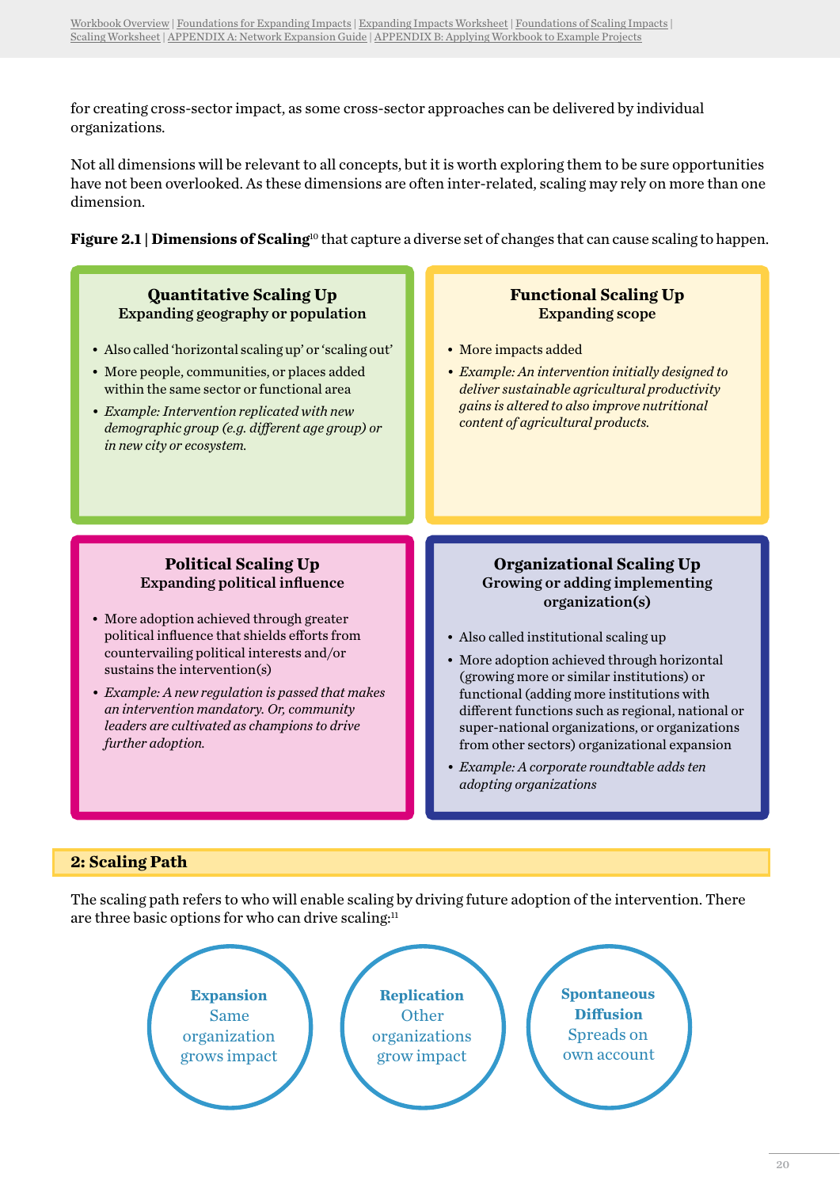for creating cross-sector impact, as some cross-sector approaches can be delivered by individual organizations.

Not all dimensions will be relevant to all concepts, but it is worth exploring them to be sure opportunities have not been overlooked. As these dimensions are often inter-related, scaling may rely on more than one dimension.

**Figure 2.1 | Dimensions of Scaling**[10] that capture a diverse set of changes that can cause scaling to happen.

### Quantitative Scaling Up
**Expanding geography or population**

- Also called 'horizontal scaling up' or 'scaling out'
- More people, communities, or places added within the same sector or functional area
- *Example: Intervention replicated with new demographic group (e.g. different age group) or in new city or ecosystem.*

### Functional Scaling Up
**Expanding scope**

- More impacts added
- *Example: An intervention initially designed to deliver sustainable agricultural productivity gains is altered to also improve nutritional content of agricultural products.*

### Political Scaling Up
**Expanding political influence**

- More adoption achieved through greater political influence that shields efforts from countervailing political interests and/or sustains the intervention(s)
- *Example: A new regulation is passed that makes an intervention mandatory. Or, community leaders are cultivated as champions to drive further adoption.*

### Organizational Scaling Up
**Growing or adding implementing organization(s)**

- Also called institutional scaling up
- More adoption achieved through horizontal (growing more or similar institutions) or functional (adding more institutions with different functions such as regional, national or super-national organizations, or organizations from other sectors) organizational expansion
- *Example: A corporate roundtable adds ten adopting organizations*

## 2: Scaling Path

The scaling path refers to who will enable scaling by driving future adoption of the intervention. There are three basic options for who can drive scaling:[11]

- **Expansion** – Same organization grows impact
- **Replication** – Other organizations grow impact
- **Spontaneous Diffusion** – Spreads on own account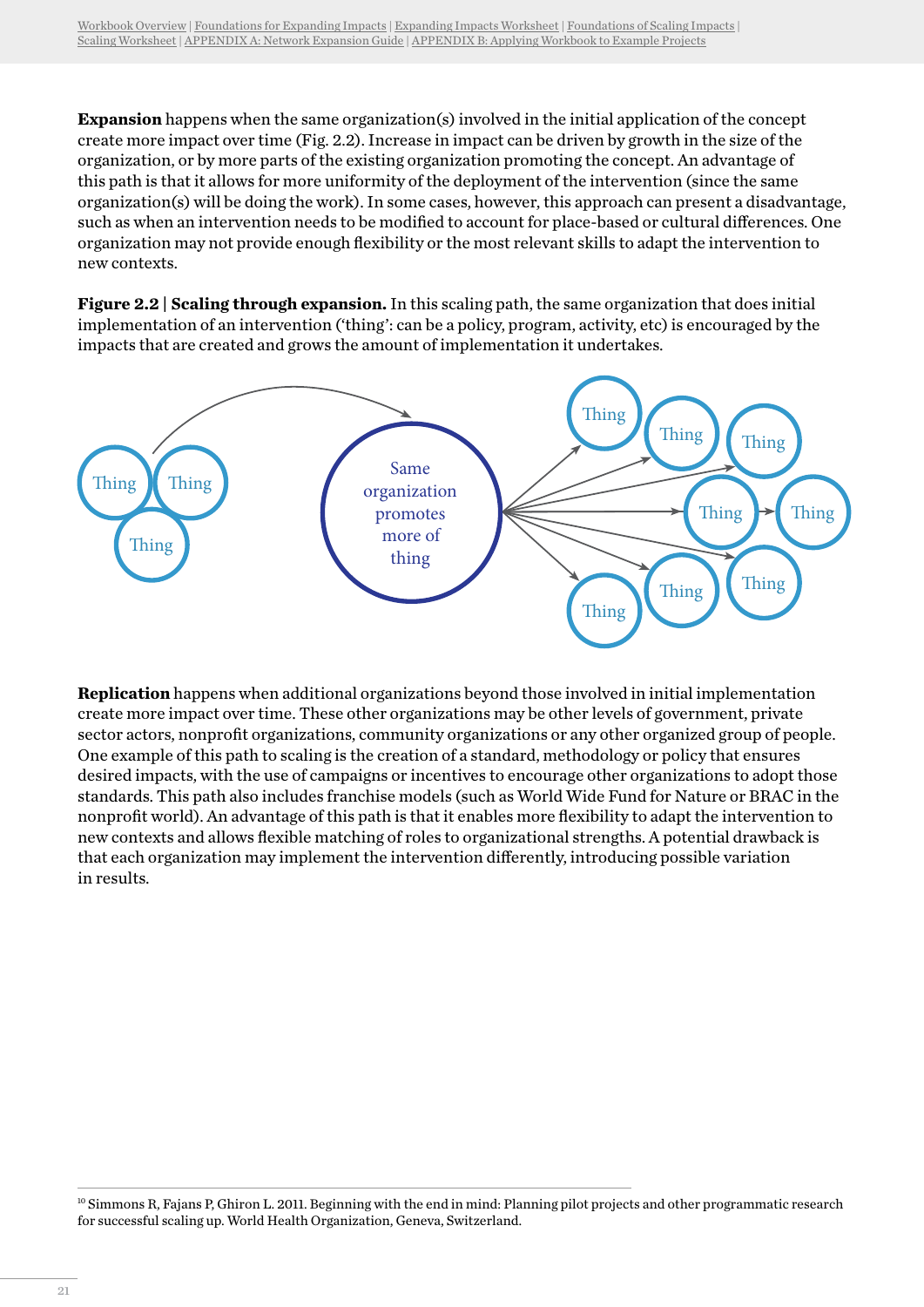**Expansion** happens when the same organization(s) involved in the initial application of the concept create more impact over time (Fig. 2.2). Increase in impact can be driven by growth in the size of the organization, or by more parts of the existing organization promoting the concept. An advantage of this path is that it allows for more uniformity of the deployment of the intervention (since the same organization(s) will be doing the work). In some cases, however, this approach can present a disadvantage, such as when an intervention needs to be modified to account for place-based or cultural differences. One organization may not provide enough flexibility or the most relevant skills to adapt the intervention to new contexts.

**Figure 2.2 | Scaling through expansion.** In this scaling path, the same organization that does initial implementation of an intervention ('thing': can be a policy, program, activity, etc) is encouraged by the impacts that are created and grows the amount of implementation it undertakes.

**Replication** happens when additional organizations beyond those involved in initial implementation create more impact over time. These other organizations may be other levels of government, private sector actors, nonprofit organizations, community organizations or any other organized group of people. One example of this path to scaling is the creation of a standard, methodology or policy that ensures desired impacts, with the use of campaigns or incentives to encourage other organizations to adopt those standards. This path also includes franchise models (such as World Wide Fund for Nature or BRAC in the nonprofit world). An advantage of this path is that it enables more flexibility to adapt the intervention to new contexts and allows flexible matching of roles to organizational strengths. A potential drawback is that each organization may implement the intervention differently, introducing possible variation in results.

[10] Simmons R, Fajans P, Ghiron L. 2011. Beginning with the end in mind: Planning pilot projects and other programmatic research for successful scaling up. World Health Organization, Geneva, Switzerland.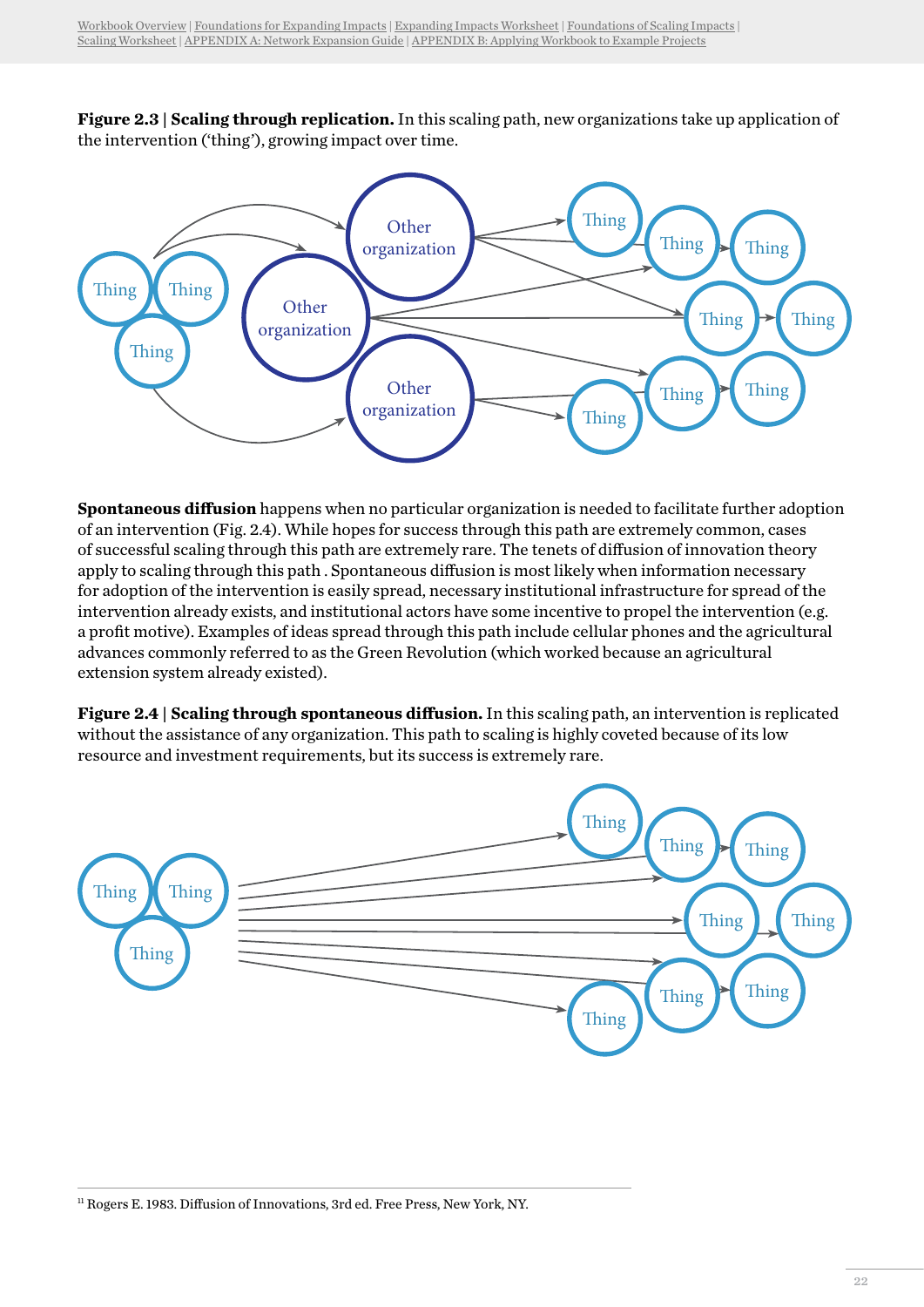**Figure 2.3 | Scaling through replication.** In this scaling path, new organizations take up application of the intervention ('thing'), growing impact over time.

**Spontaneous diffusion** happens when no particular organization is needed to facilitate further adoption of an intervention (Fig. 2.4). While hopes for success through this path are extremely common, cases of successful scaling through this path are extremely rare. The tenets of diffusion of innovation theory apply to scaling through this path . Spontaneous diffusion is most likely when information necessary for adoption of the intervention is easily spread, necessary institutional infrastructure for spread of the intervention already exists, and institutional actors have some incentive to propel the intervention (e.g. a profit motive). Examples of ideas spread through this path include cellular phones and the agricultural advances commonly referred to as the Green Revolution (which worked because an agricultural extension system already existed).

**Figure 2.4 | Scaling through spontaneous diffusion.** In this scaling path, an intervention is replicated without the assistance of any organization. This path to scaling is highly coveted because of its low resource and investment requirements, but its success is extremely rare.

[11] Rogers E. 1983. Diffusion of Innovations, 3rd ed. Free Press, New York, NY.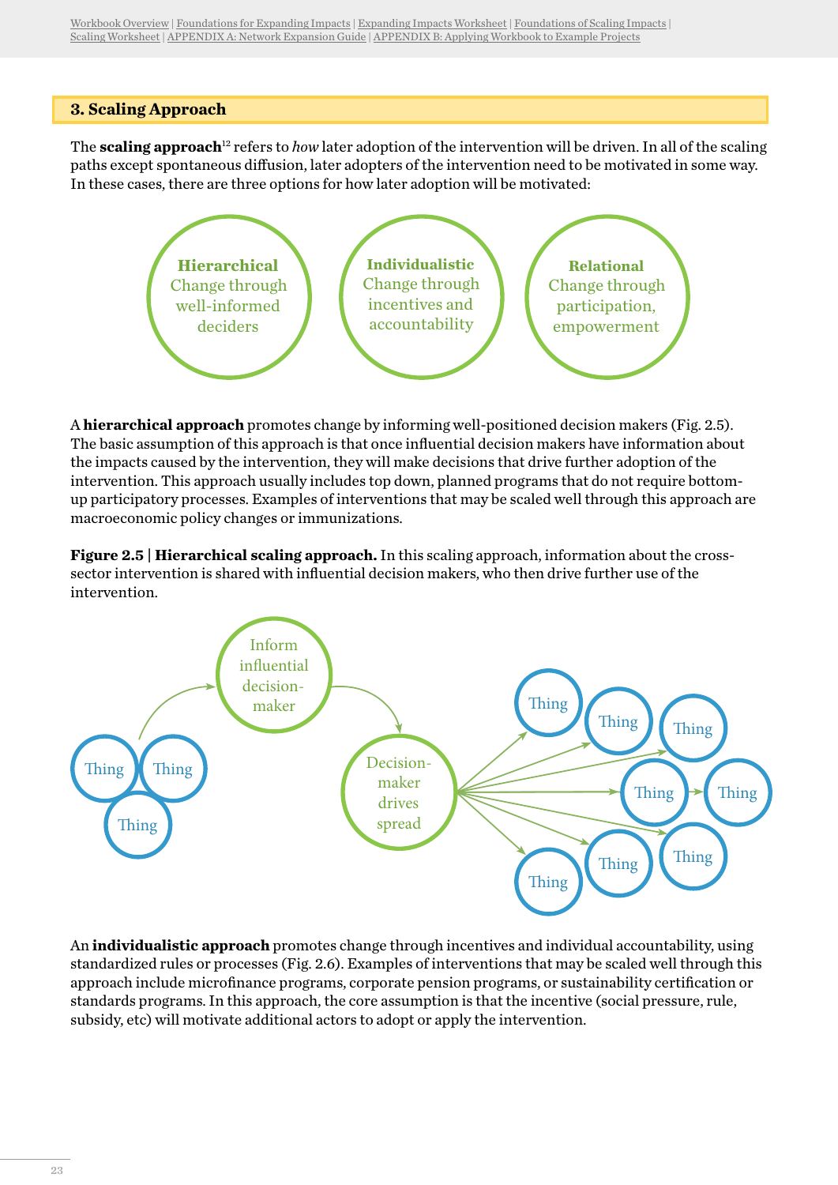## 3. Scaling Approach

The **scaling approach**[12] refers to *how* later adoption of the intervention will be driven. In all of the scaling paths except spontaneous diffusion, later adopters of the intervention need to be motivated in some way. In these cases, there are three options for how later adoption will be motivated:

**Hierarchical** Change through well-informed deciders

**Individualistic** Change through incentives and accountability

**Relational** Change through participation, empowerment

A **hierarchical approach** promotes change by informing well-positioned decision makers (Fig. 2.5). The basic assumption of this approach is that once influential decision makers have information about the impacts caused by the intervention, they will make decisions that drive further adoption of the intervention. This approach usually includes top down, planned programs that do not require bottom-up participatory processes. Examples of interventions that may be scaled well through this approach are macroeconomic policy changes or immunizations.

**Figure 2.5 | Hierarchical scaling approach.** In this scaling approach, information about the cross-sector intervention is shared with influential decision makers, who then drive further use of the intervention.

An **individualistic approach** promotes change through incentives and individual accountability, using standardized rules or processes (Fig. 2.6). Examples of interventions that may be scaled well through this approach include microfinance programs, corporate pension programs, or sustainability certification or standards programs. In this approach, the core assumption is that the incentive (social pressure, rule, subsidy, etc) will motivate additional actors to adopt or apply the intervention.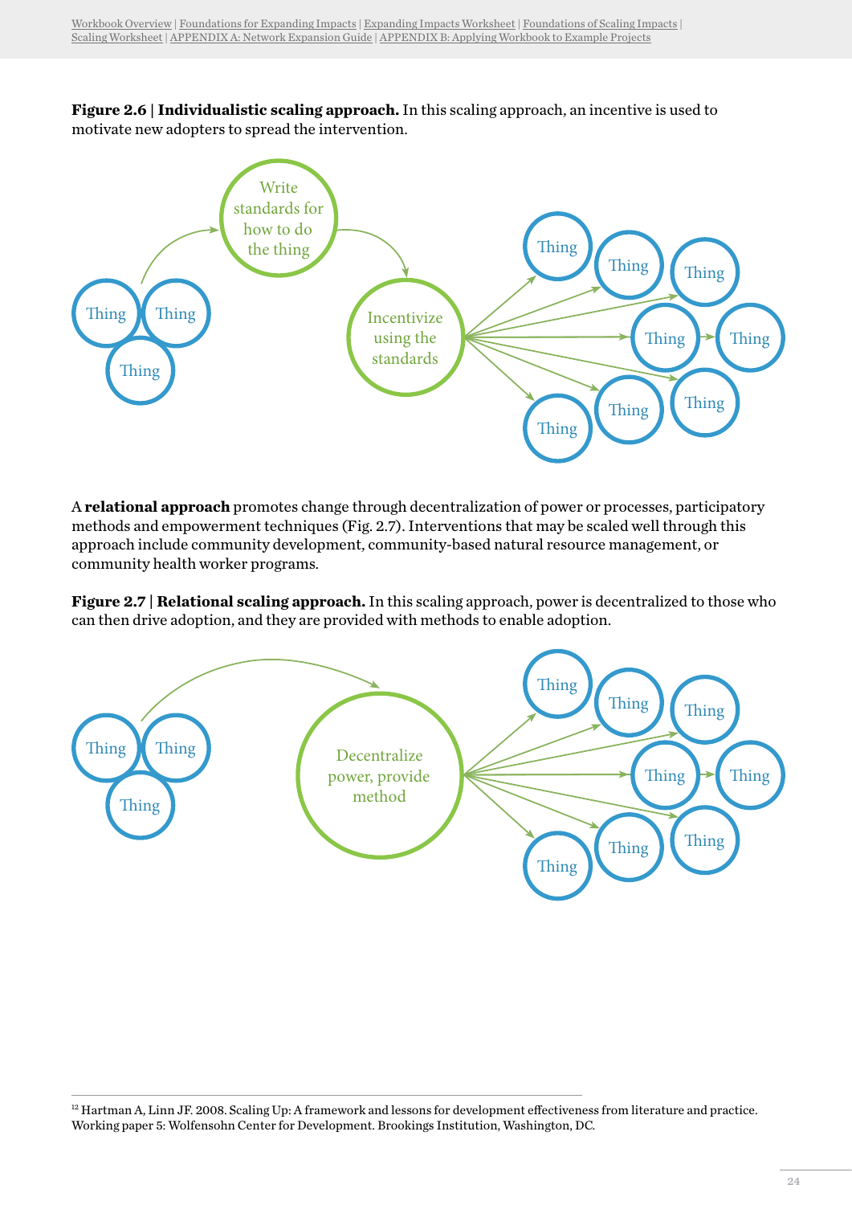**Figure 2.6 | Individualistic scaling approach.** In this scaling approach, an incentive is used to motivate new adopters to spread the intervention.

A **relational approach** promotes change through decentralization of power or processes, participatory methods and empowerment techniques (Fig. 2.7). Interventions that may be scaled well through this approach include community development, community-based natural resource management, or community health worker programs.

**Figure 2.7 | Relational scaling approach.** In this scaling approach, power is decentralized to those who can then drive adoption, and they are provided with methods to enable adoption.

[12] Hartman A, Linn JF. 2008. Scaling Up: A framework and lessons for development effectiveness from literature and practice. Working paper 5: Wolfensohn Center for Development. Brookings Institution, Washington, DC.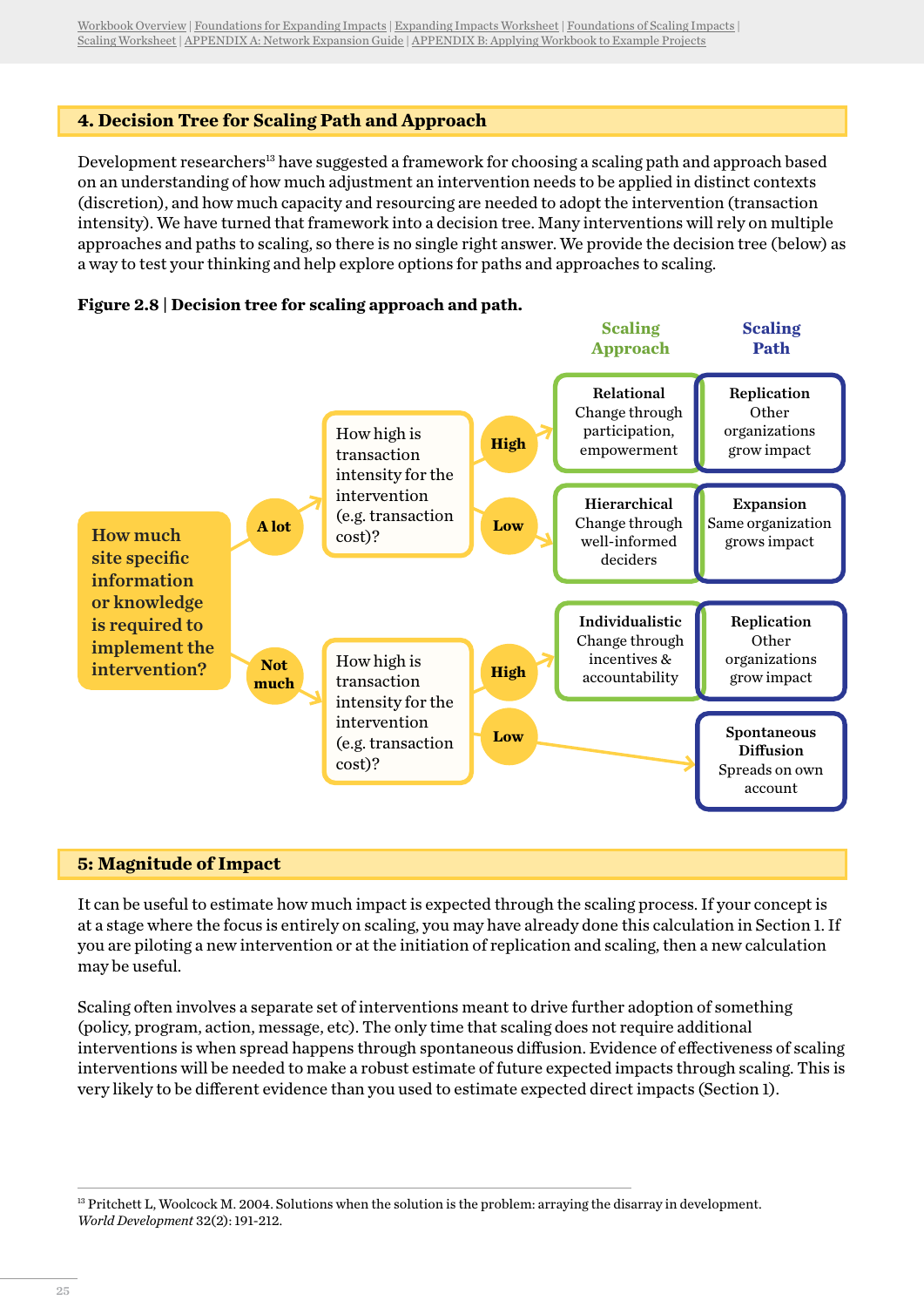## 4. Decision Tree for Scaling Path and Approach

Development researchers[13] have suggested a framework for choosing a scaling path and approach based on an understanding of how much adjustment an intervention needs to be applied in distinct contexts (discretion), and how much capacity and resourcing are needed to adopt the intervention (transaction intensity). We have turned that framework into a decision tree. Many interventions will rely on multiple approaches and paths to scaling, so there is no single right answer. We provide the decision tree (below) as a way to test your thinking and help explore options for paths and approaches to scaling.

**Figure 2.8 | Decision tree for scaling approach and path.**

| How much site specific information or knowledge is required to implement the intervention? | How high is transaction intensity for the intervention (e.g. transaction cost)? | Scaling Approach | Scaling Path |
|---|---|---|---|
| A lot | High | **Relational** Change through participation, empowerment | **Replication** Other organizations grow impact |
| A lot | Low | **Hierarchical** Change through well-informed deciders | **Expansion** Same organization grows impact |
| Not much | High | **Individualistic** Change through incentives & accountability | **Replication** Other organizations grow impact |
| Not much | Low | | **Spontaneous Diffusion** Spreads on own account |

## 5: Magnitude of Impact

It can be useful to estimate how much impact is expected through the scaling process. If your concept is at a stage where the focus is entirely on scaling, you may have already done this calculation in Section 1. If you are piloting a new intervention or at the initiation of replication and scaling, then a new calculation may be useful.

Scaling often involves a separate set of interventions meant to drive further adoption of something (policy, program, action, message, etc). The only time that scaling does not require additional interventions is when spread happens through spontaneous diffusion. Evidence of effectiveness of scaling interventions will be needed to make a robust estimate of future expected impacts through scaling. This is very likely to be different evidence than you used to estimate expected direct impacts (Section 1).

[13] Pritchett L, Woolcock M. 2004. Solutions when the solution is the problem: arraying the disarray in development. *World Development* 32(2): 191-212.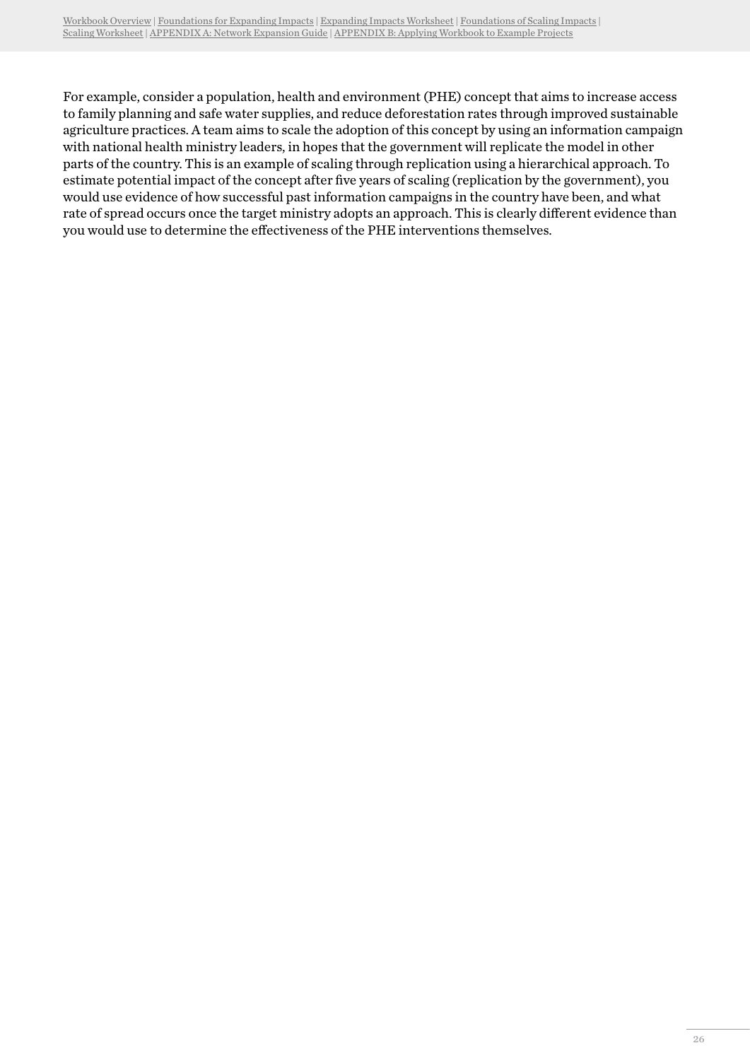For example, consider a population, health and environment (PHE) concept that aims to increase access to family planning and safe water supplies, and reduce deforestation rates through improved sustainable agriculture practices. A team aims to scale the adoption of this concept by using an information campaign with national health ministry leaders, in hopes that the government will replicate the model in other parts of the country. This is an example of scaling through replication using a hierarchical approach. To estimate potential impact of the concept after five years of scaling (replication by the government), you would use evidence of how successful past information campaigns in the country have been, and what rate of spread occurs once the target ministry adopts an approach. This is clearly different evidence than you would use to determine the effectiveness of the PHE interventions themselves.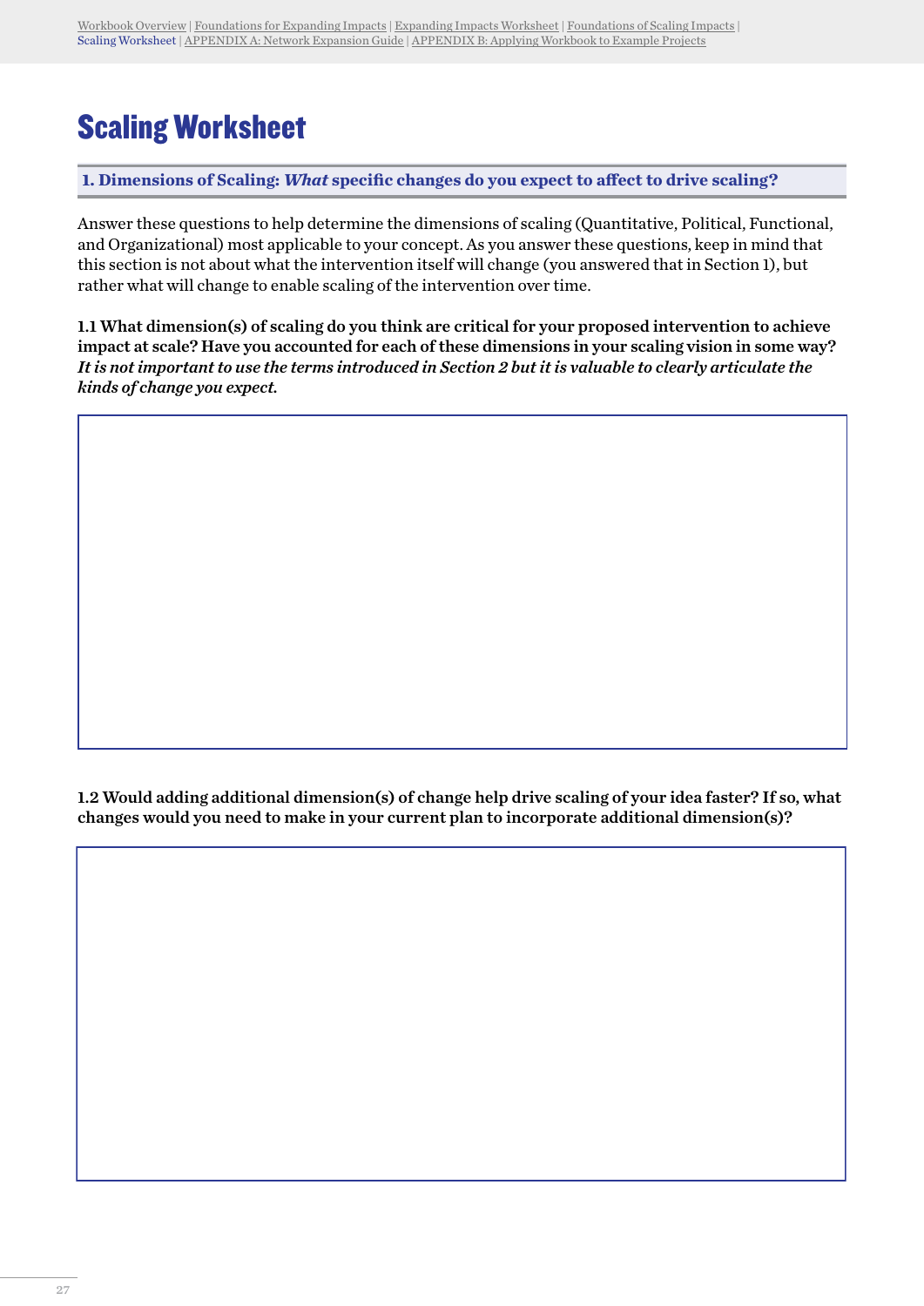# Scaling Worksheet

**1. Dimensions of Scaling: *What* specific changes do you expect to affect to drive scaling?**

Answer these questions to help determine the dimensions of scaling (Quantitative, Political, Functional, and Organizational) most applicable to your concept. As you answer these questions, keep in mind that this section is not about what the intervention itself will change (you answered that in Section 1), but rather what will change to enable scaling of the intervention over time.

**1.1 What dimension(s) of scaling do you think are critical for your proposed intervention to achieve impact at scale? Have you accounted for each of these dimensions in your scaling vision in some way? *It is not important to use the terms introduced in Section 2 but it is valuable to clearly articulate the kinds of change you expect.***

**1.2 Would adding additional dimension(s) of change help drive scaling of your idea faster? If so, what changes would you need to make in your current plan to incorporate additional dimension(s)?**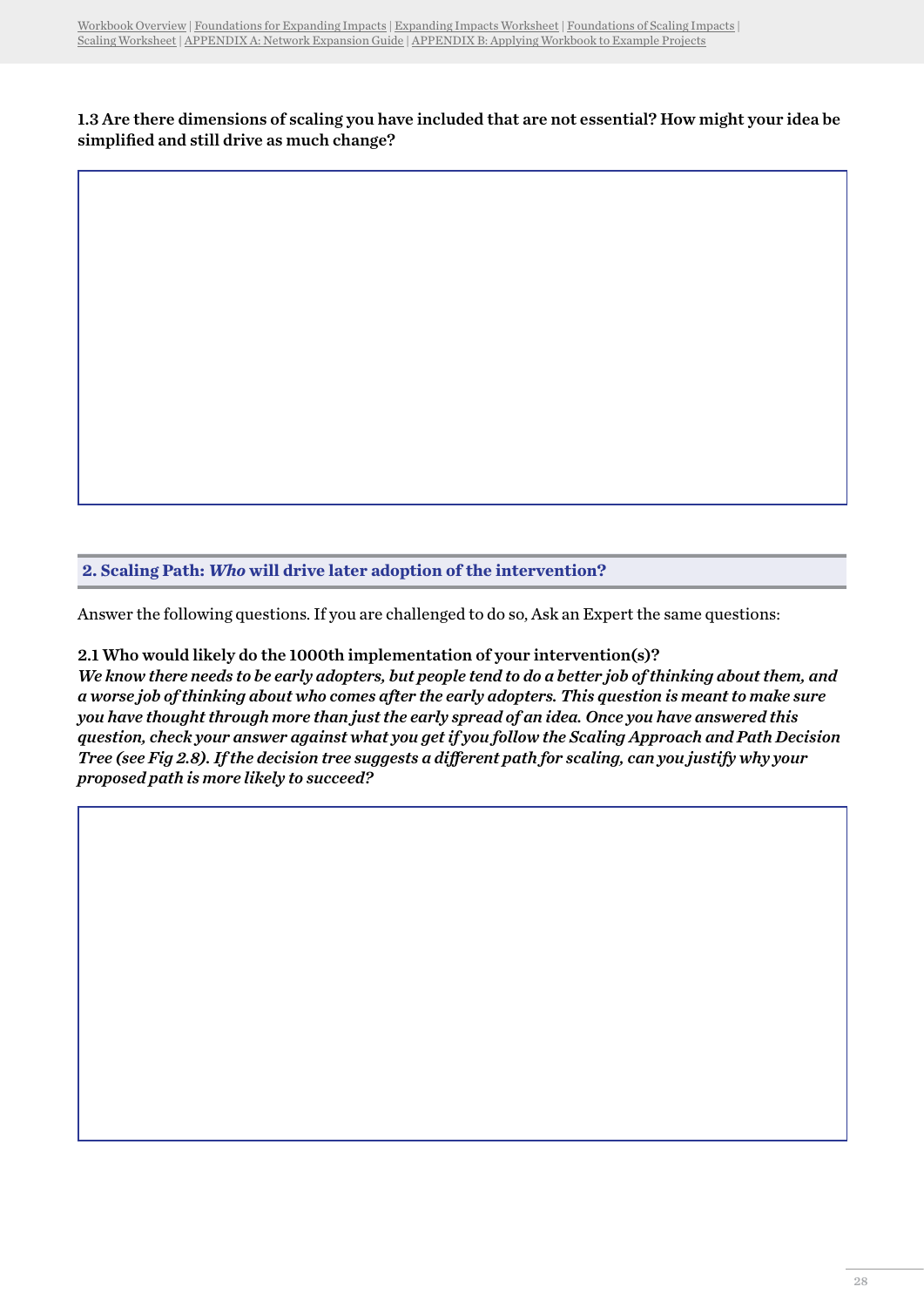**1.3 Are there dimensions of scaling you have included that are not essential? How might your idea be simplified and still drive as much change?**

## 2. Scaling Path: *Who* will drive later adoption of the intervention?

Answer the following questions. If you are challenged to do so, Ask an Expert the same questions:

**2.1 Who would likely do the 1000th implementation of your intervention(s)?**

***We know there needs to be early adopters, but people tend to do a better job of thinking about them, and a worse job of thinking about who comes after the early adopters. This question is meant to make sure you have thought through more than just the early spread of an idea. Once you have answered this question, check your answer against what you get if you follow the Scaling Approach and Path Decision Tree (see Fig 2.8). If the decision tree suggests a different path for scaling, can you justify why your proposed path is more likely to succeed?***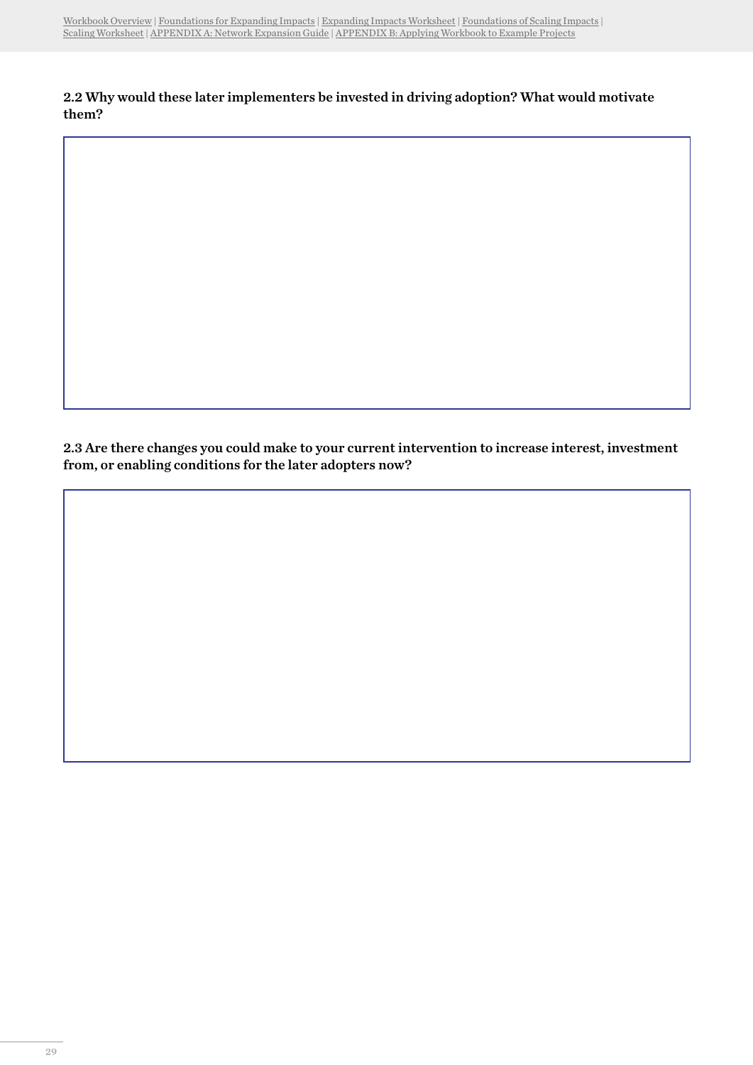**2.2 Why would these later implementers be invested in driving adoption? What would motivate them?**

**2.3 Are there changes you could make to your current intervention to increase interest, investment from, or enabling conditions for the later adopters now?**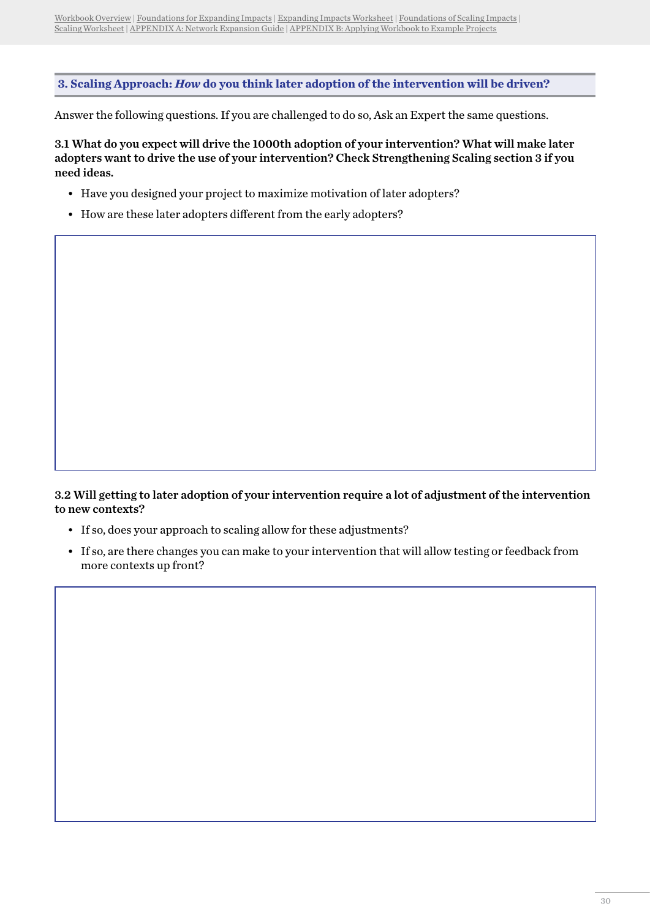### 3. Scaling Approach: *How* do you think later adoption of the intervention will be driven?

Answer the following questions. If you are challenged to do so, Ask an Expert the same questions.

**3.1 What do you expect will drive the 1000th adoption of your intervention? What will make later adopters want to drive the use of your intervention? Check Strengthening Scaling section 3 if you need ideas.**

- Have you designed your project to maximize motivation of later adopters?
- How are these later adopters different from the early adopters?

**3.2 Will getting to later adoption of your intervention require a lot of adjustment of the intervention to new contexts?**

- If so, does your approach to scaling allow for these adjustments?
- If so, are there changes you can make to your intervention that will allow testing or feedback from more contexts up front?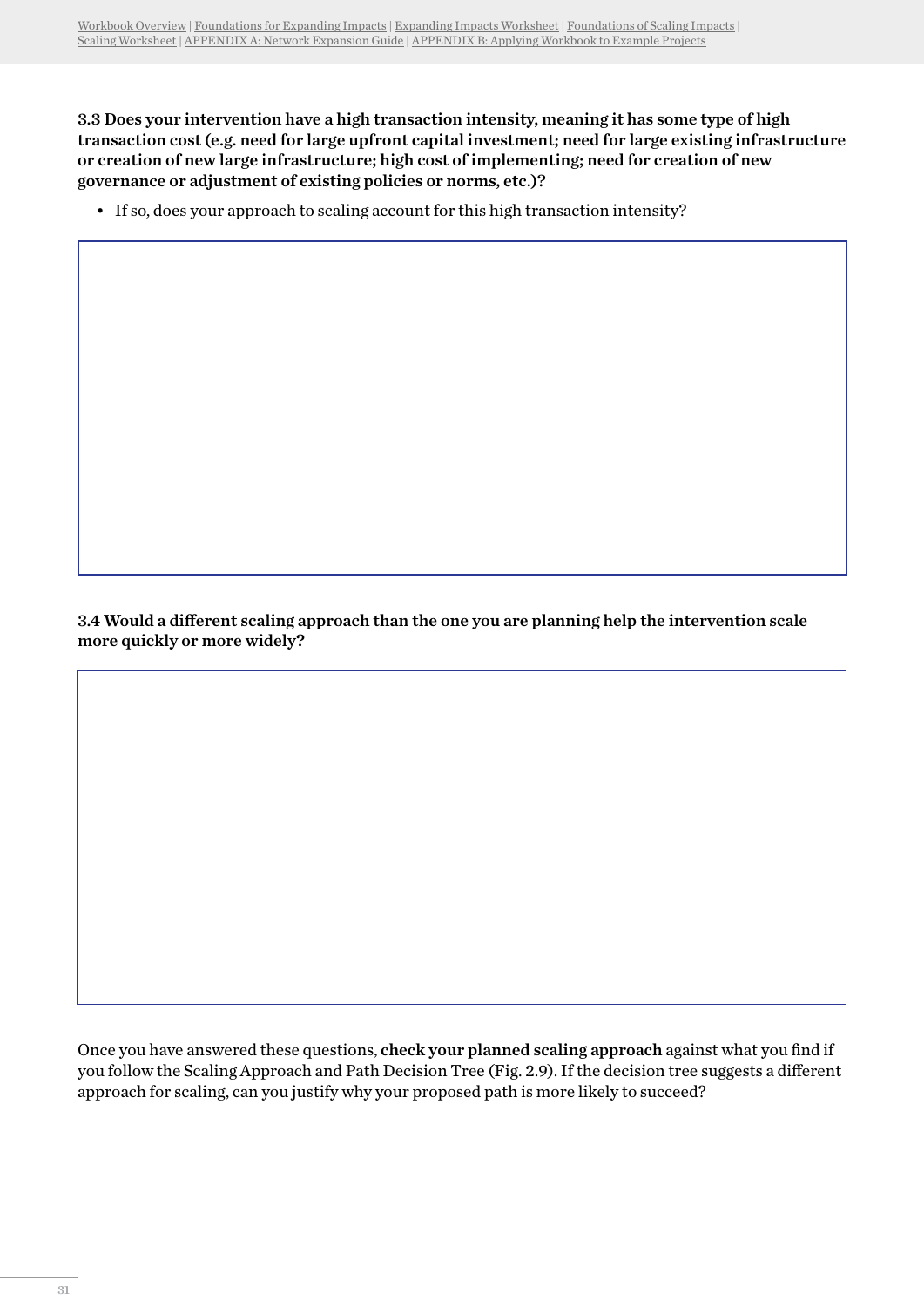**3.3 Does your intervention have a high transaction intensity, meaning it has some type of high transaction cost (e.g. need for large upfront capital investment; need for large existing infrastructure or creation of new large infrastructure; high cost of implementing; need for creation of new governance or adjustment of existing policies or norms, etc.)?**

- If so, does your approach to scaling account for this high transaction intensity?

**3.4 Would a different scaling approach than the one you are planning help the intervention scale more quickly or more widely?**

Once you have answered these questions, **check your planned scaling approach** against what you find if you follow the Scaling Approach and Path Decision Tree (Fig. 2.9). If the decision tree suggests a different approach for scaling, can you justify why your proposed path is more likely to succeed?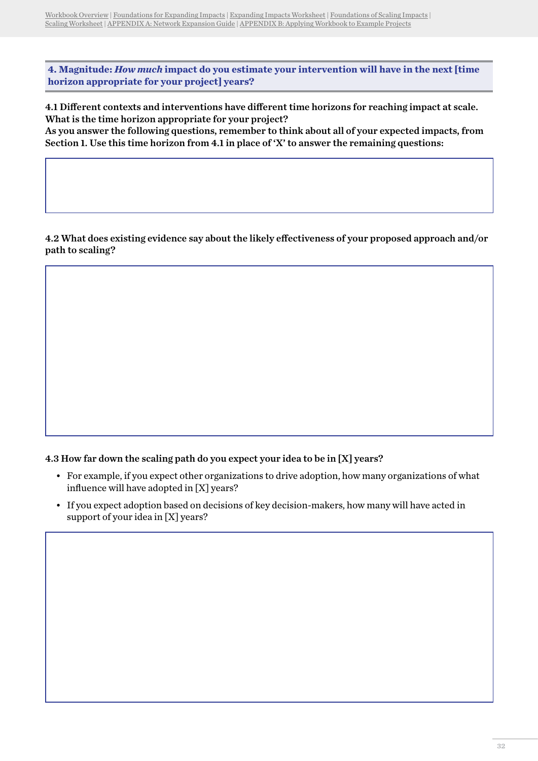**4. Magnitude: *How much* impact do you estimate your intervention will have in the next [time horizon appropriate for your project] years?**

**4.1 Different contexts and interventions have different time horizons for reaching impact at scale. What is the time horizon appropriate for your project?**
**As you answer the following questions, remember to think about all of your expected impacts, from Section 1. Use this time horizon from 4.1 in place of 'X' to answer the remaining questions:**

**4.2 What does existing evidence say about the likely effectiveness of your proposed approach and/or path to scaling?**

**4.3 How far down the scaling path do you expect your idea to be in [X] years?**

- For example, if you expect other organizations to drive adoption, how many organizations of what influence will have adopted in [X] years?
- If you expect adoption based on decisions of key decision-makers, how many will have acted in support of your idea in [X] years?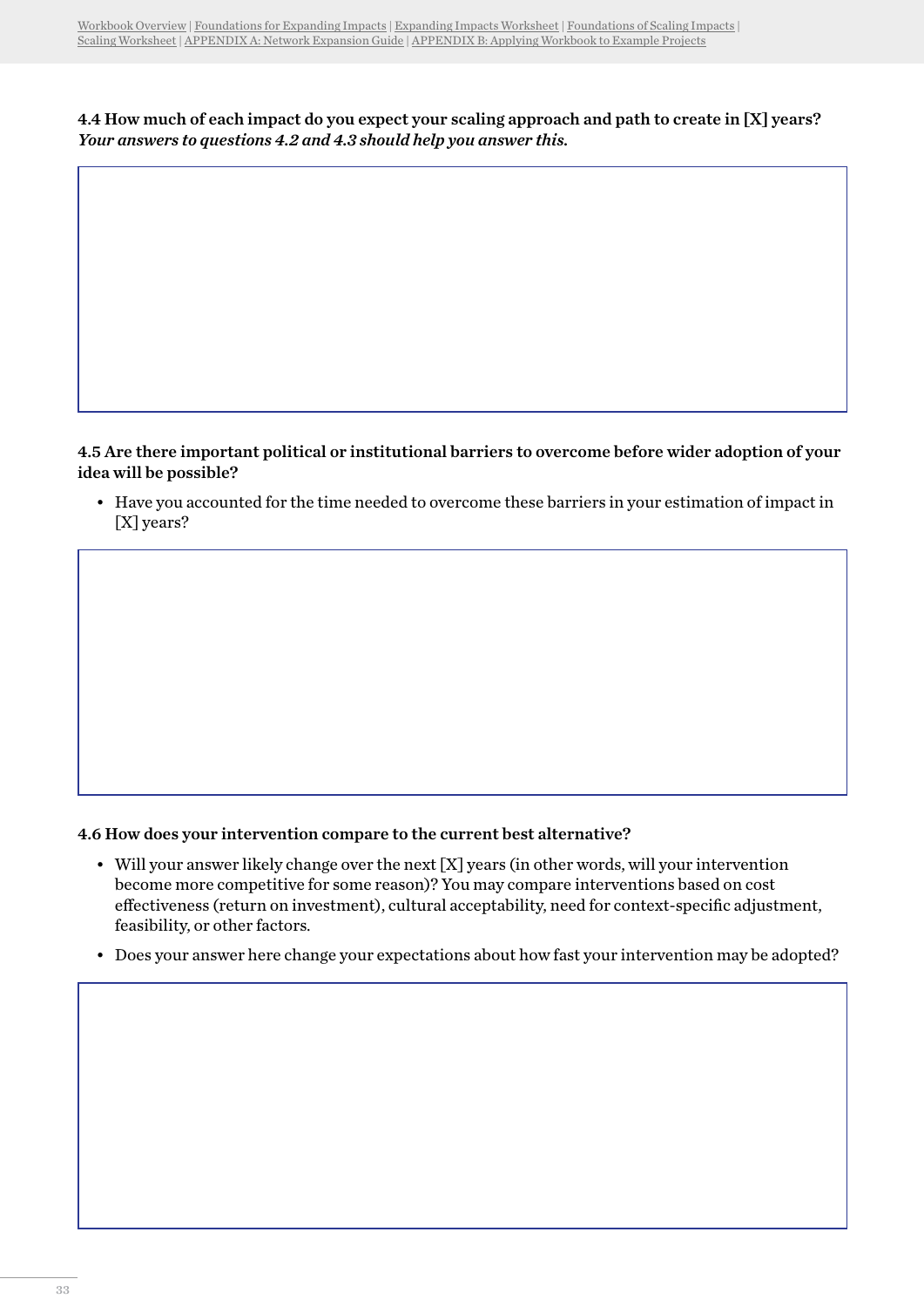**4.4 How much of each impact do you expect your scaling approach and path to create in [X] years?** ***Your answers to questions 4.2 and 4.3 should help you answer this.***

**4.5 Are there important political or institutional barriers to overcome before wider adoption of your idea will be possible?**

- Have you accounted for the time needed to overcome these barriers in your estimation of impact in [X] years?

**4.6 How does your intervention compare to the current best alternative?**

- Will your answer likely change over the next [X] years (in other words, will your intervention become more competitive for some reason)? You may compare interventions based on cost effectiveness (return on investment), cultural acceptability, need for context-specific adjustment, feasibility, or other factors.
- Does your answer here change your expectations about how fast your intervention may be adopted?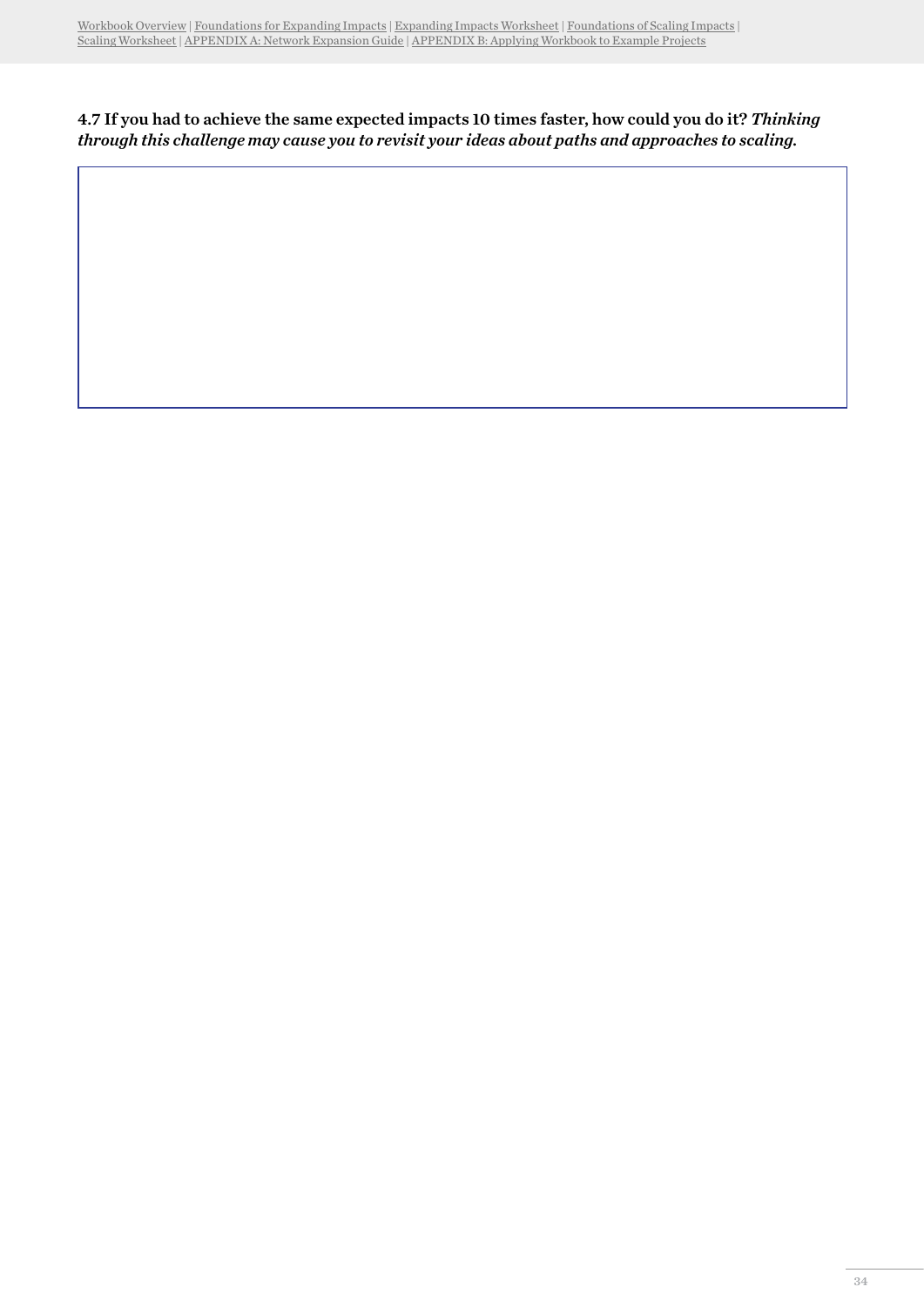**4.7 If you had to achieve the same expected impacts 10 times faster, how could you do it?** ***Thinking through this challenge may cause you to revisit your ideas about paths and approaches to scaling.***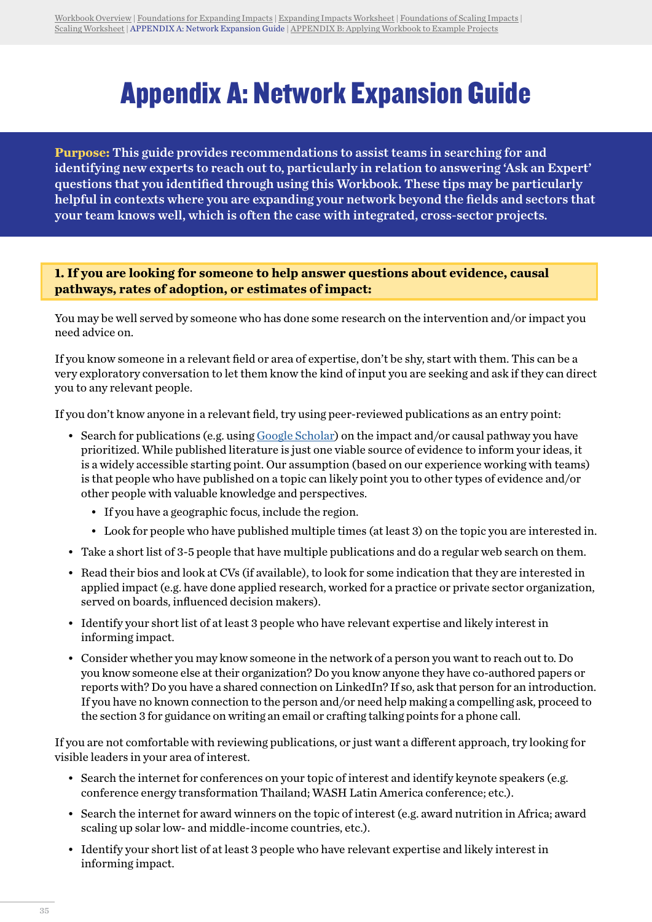# Appendix A: Network Expansion Guide

**Purpose:** This guide provides recommendations to assist teams in searching for and identifying new experts to reach out to, particularly in relation to answering 'Ask an Expert' questions that you identified through using this Workbook. These tips may be particularly helpful in contexts where you are expanding your network beyond the fields and sectors that your team knows well, which is often the case with integrated, cross-sector projects.

### 1. If you are looking for someone to help answer questions about evidence, causal pathways, rates of adoption, or estimates of impact:

You may be well served by someone who has done some research on the intervention and/or impact you need advice on.

If you know someone in a relevant field or area of expertise, don't be shy, start with them. This can be a very exploratory conversation to let them know the kind of input you are seeking and ask if they can direct you to any relevant people.

If you don't know anyone in a relevant field, try using peer-reviewed publications as an entry point:

- Search for publications (e.g. using Google Scholar) on the impact and/or causal pathway you have prioritized. While published literature is just one viable source of evidence to inform your ideas, it is a widely accessible starting point. Our assumption (based on our experience working with teams) is that people who have published on a topic can likely point you to other types of evidence and/or other people with valuable knowledge and perspectives.
  - If you have a geographic focus, include the region.
  - Look for people who have published multiple times (at least 3) on the topic you are interested in.
- Take a short list of 3-5 people that have multiple publications and do a regular web search on them.
- Read their bios and look at CVs (if available), to look for some indication that they are interested in applied impact (e.g. have done applied research, worked for a practice or private sector organization, served on boards, influenced decision makers).
- Identify your short list of at least 3 people who have relevant expertise and likely interest in informing impact.
- Consider whether you may know someone in the network of a person you want to reach out to. Do you know someone else at their organization? Do you know anyone they have co-authored papers or reports with? Do you have a shared connection on LinkedIn? If so, ask that person for an introduction. If you have no known connection to the person and/or need help making a compelling ask, proceed to the section 3 for guidance on writing an email or crafting talking points for a phone call.

If you are not comfortable with reviewing publications, or just want a different approach, try looking for visible leaders in your area of interest.

- Search the internet for conferences on your topic of interest and identify keynote speakers (e.g. conference energy transformation Thailand; WASH Latin America conference; etc.).
- Search the internet for award winners on the topic of interest (e.g. award nutrition in Africa; award scaling up solar low- and middle-income countries, etc.).
- Identify your short list of at least 3 people who have relevant expertise and likely interest in informing impact.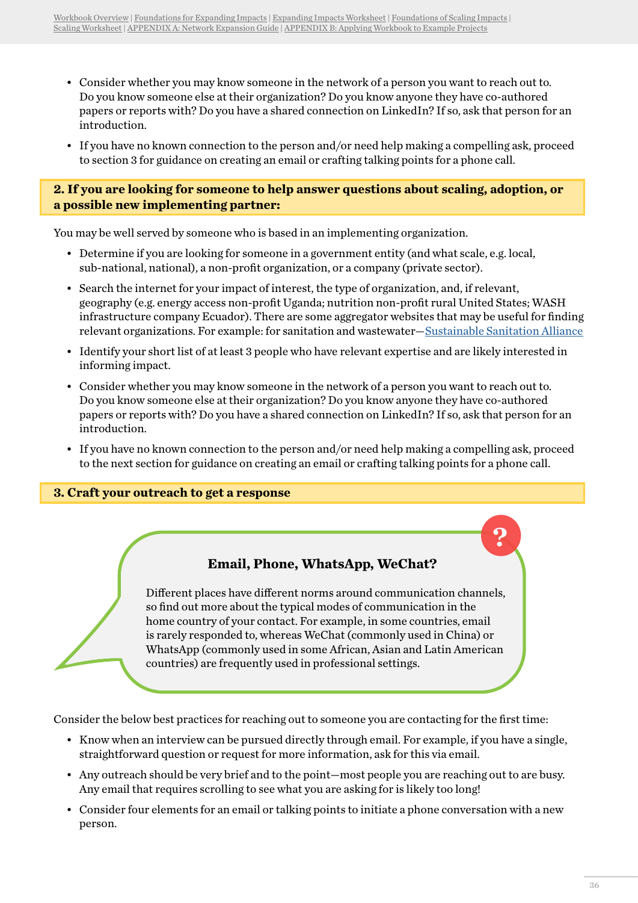- Consider whether you may know someone in the network of a person you want to reach out to. Do you know someone else at their organization? Do you know anyone they have co-authored papers or reports with? Do you have a shared connection on LinkedIn? If so, ask that person for an introduction.
- If you have no known connection to the person and/or need help making a compelling ask, proceed to section 3 for guidance on creating an email or crafting talking points for a phone call.

### 2. If you are looking for someone to help answer questions about scaling, adoption, or a possible new implementing partner:

You may be well served by someone who is based in an implementing organization.

- Determine if you are looking for someone in a government entity (and what scale, e.g. local, sub-national, national), a non-profit organization, or a company (private sector).
- Search the internet for your impact of interest, the type of organization, and, if relevant, geography (e.g. energy access non-profit Uganda; nutrition non-profit rural United States; WASH infrastructure company Ecuador). There are some aggregator websites that may be useful for finding relevant organizations. For example: for sanitation and wastewater—Sustainable Sanitation Alliance
- Identify your short list of at least 3 people who have relevant expertise and are likely interested in informing impact.
- Consider whether you may know someone in the network of a person you want to reach out to. Do you know someone else at their organization? Do you know anyone they have co-authored papers or reports with? Do you have a shared connection on LinkedIn? If so, ask that person for an introduction.
- If you have no known connection to the person and/or need help making a compelling ask, proceed to the next section for guidance on creating an email or crafting talking points for a phone call.

### 3. Craft your outreach to get a response

**Email, Phone, WhatsApp, WeChat?**

Different places have different norms around communication channels, so find out more about the typical modes of communication in the home country of your contact. For example, in some countries, email is rarely responded to, whereas WeChat (commonly used in China) or WhatsApp (commonly used in some African, Asian and Latin American countries) are frequently used in professional settings.

Consider the below best practices for reaching out to someone you are contacting for the first time:

- Know when an interview can be pursued directly through email. For example, if you have a single, straightforward question or request for more information, ask for this via email.
- Any outreach should be very brief and to the point—most people you are reaching out to are busy. Any email that requires scrolling to see what you are asking for is likely too long!
- Consider four elements for an email or talking points to initiate a phone conversation with a new person.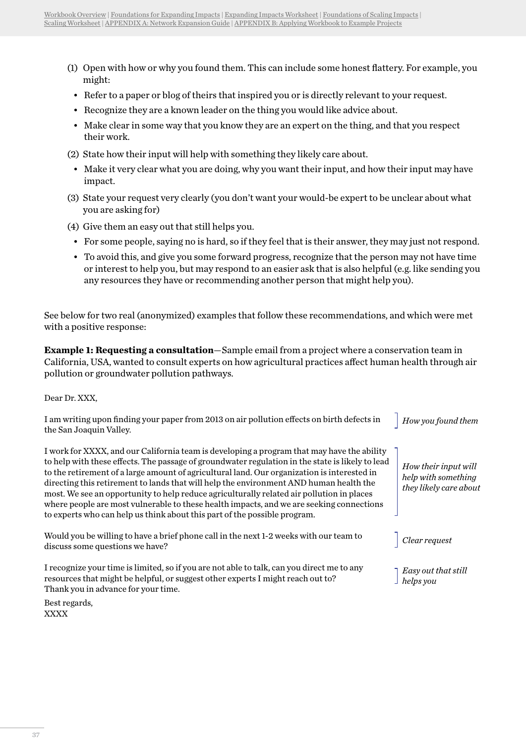(1) Open with how or why you found them. This can include some honest flattery. For example, you might:
  - Refer to a paper or blog of theirs that inspired you or is directly relevant to your request.
  - Recognize they are a known leader on the thing you would like advice about.
  - Make clear in some way that you know they are an expert on the thing, and that you respect their work.

(2) State how their input will help with something they likely care about.
  - Make it very clear what you are doing, why you want their input, and how their input may have impact.

(3) State your request very clearly (you don't want your would-be expert to be unclear about what you are asking for)

(4) Give them an easy out that still helps you.
  - For some people, saying no is hard, so if they feel that is their answer, they may just not respond.
  - To avoid this, and give you some forward progress, recognize that the person may not have time or interest to help you, but may respond to an easier ask that is also helpful (e.g. like sending you any resources they have or recommending another person that might help you).

See below for two real (anonymized) examples that follow these recommendations, and which were met with a positive response:

**Example 1: Requesting a consultation**—Sample email from a project where a conservation team in California, USA, wanted to consult experts on how agricultural practices affect human health through air pollution or groundwater pollution pathways.

Dear Dr. XXX,

I am writing upon finding your paper from 2013 on air pollution effects on birth defects in the San Joaquin Valley. — *How you found them*

I work for XXXX, and our California team is developing a program that may have the ability to help with these effects. The passage of groundwater regulation in the state is likely to lead to the retirement of a large amount of agricultural land. Our organization is interested in directing this retirement to lands that will help the environment AND human health the most. We see an opportunity to help reduce agriculturally related air pollution in places where people are most vulnerable to these health impacts, and we are seeking connections to experts who can help us think about this part of the possible program. — *How their input will help with something they likely care about*

Would you be willing to have a brief phone call in the next 1-2 weeks with our team to discuss some questions we have? — *Clear request*

I recognize your time is limited, so if you are not able to talk, can you direct me to any resources that might be helpful, or suggest other experts I might reach out to? — *Easy out that still helps you*
Thank you in advance for your time.

Best regards,
XXXX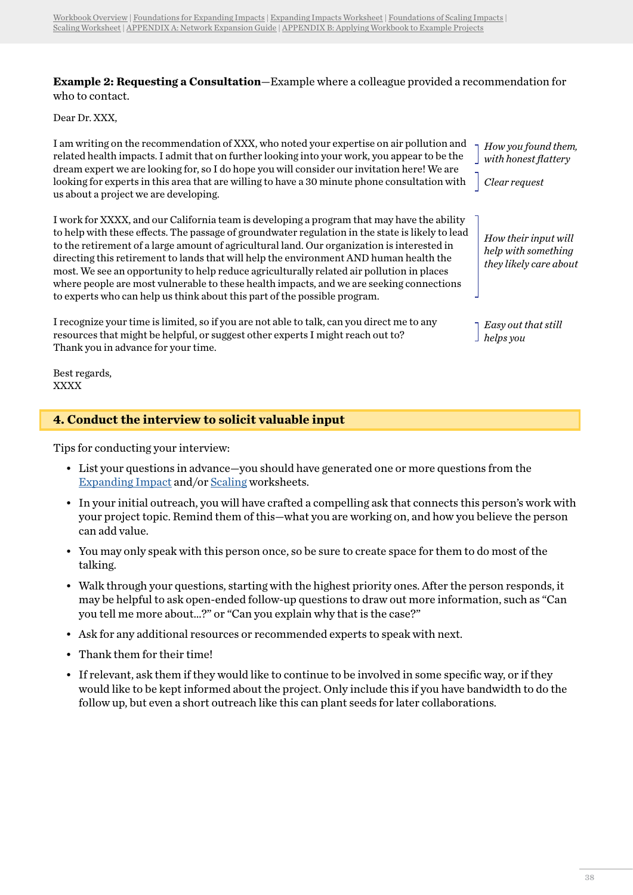**Example 2: Requesting a Consultation**—Example where a colleague provided a recommendation for who to contact.

Dear Dr. XXX,

I am writing on the recommendation of XXX, who noted your expertise on air pollution and related health impacts. I admit that on further looking into your work, you appear to be the dream expert we are looking for, so I do hope you will consider our invitation here! We are looking for experts in this area that are willing to have a 30 minute phone consultation with us about a project we are developing.

*How you found them, with honest flattery*

*Clear request*

I work for XXXX, and our California team is developing a program that may have the ability to help with these effects. The passage of groundwater regulation in the state is likely to lead to the retirement of a large amount of agricultural land. Our organization is interested in directing this retirement to lands that will help the environment AND human health the most. We see an opportunity to help reduce agriculturally related air pollution in places where people are most vulnerable to these health impacts, and we are seeking connections to experts who can help us think about this part of the possible program.

*How their input will help with something they likely care about*

I recognize your time is limited, so if you are not able to talk, can you direct me to any resources that might be helpful, or suggest other experts I might reach out to?
Thank you in advance for your time.

*Easy out that still helps you*

Best regards,
XXXX

## 4. Conduct the interview to solicit valuable input

Tips for conducting your interview:

- List your questions in advance—you should have generated one or more questions from the Expanding Impact and/or Scaling worksheets.
- In your initial outreach, you will have crafted a compelling ask that connects this person's work with your project topic. Remind them of this—what you are working on, and how you believe the person can add value.
- You may only speak with this person once, so be sure to create space for them to do most of the talking.
- Walk through your questions, starting with the highest priority ones. After the person responds, it may be helpful to ask open-ended follow-up questions to draw out more information, such as "Can you tell me more about...?" or "Can you explain why that is the case?"
- Ask for any additional resources or recommended experts to speak with next.
- Thank them for their time!
- If relevant, ask them if they would like to continue to be involved in some specific way, or if they would like to be kept informed about the project. Only include this if you have bandwidth to do the follow up, but even a short outreach like this can plant seeds for later collaborations.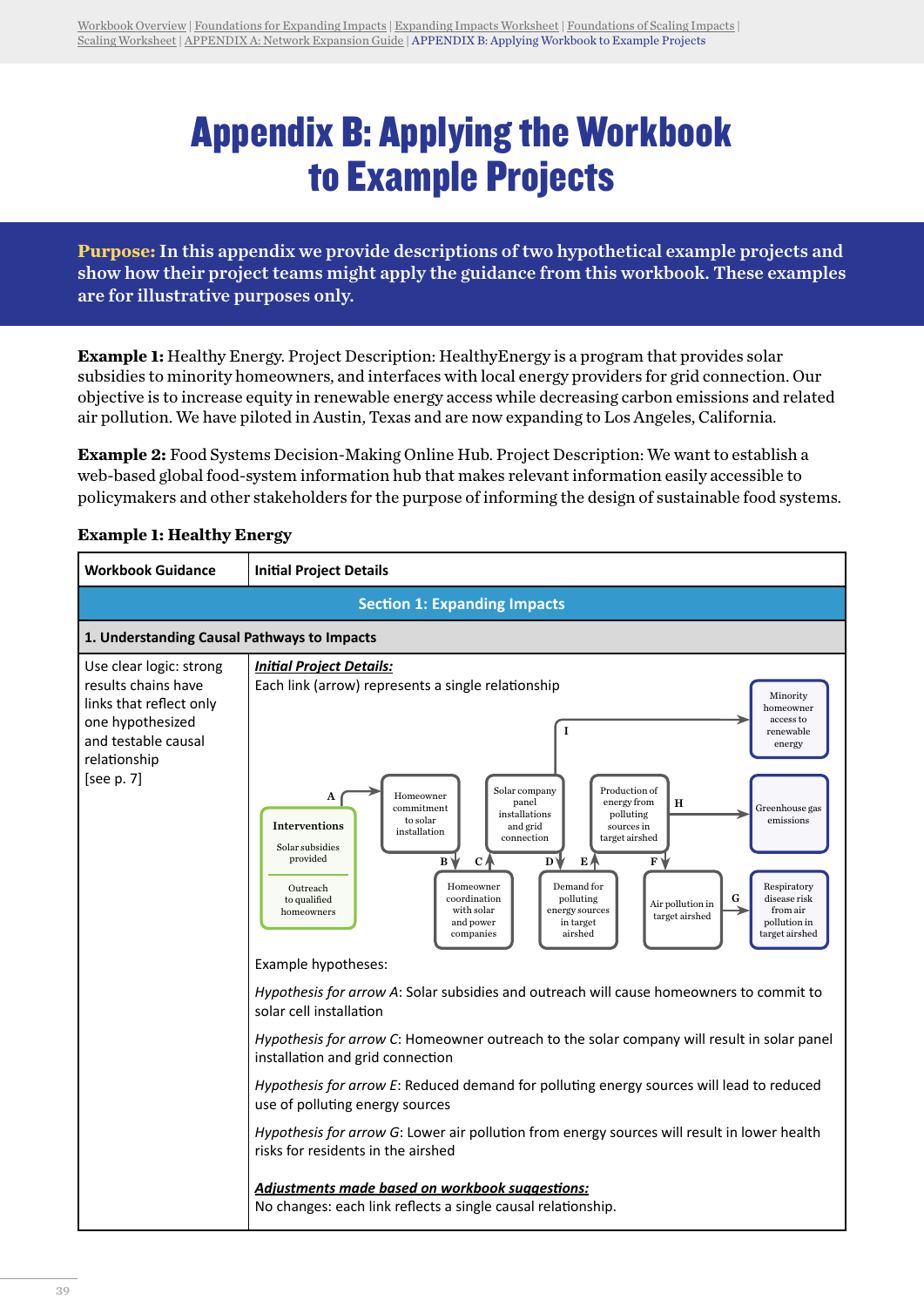# Appendix B: Applying the Workbook to Example Projects

**Purpose:** In this appendix we provide descriptions of two hypothetical example projects and show how their project teams might apply the guidance from this workbook. These examples are for illustrative purposes only.

**Example 1:** Healthy Energy. Project Description: HealthyEnergy is a program that provides solar subsidies to minority homeowners, and interfaces with local energy providers for grid connection. Our objective is to increase equity in renewable energy access while decreasing carbon emissions and related air pollution. We have piloted in Austin, Texas and are now expanding to Los Angeles, California.

**Example 2:** Food Systems Decision-Making Online Hub. Project Description: We want to establish a web-based global food-system information hub that makes relevant information easily accessible to policymakers and other stakeholders for the purpose of informing the design of sustainable food systems.

**Example 1: Healthy Energy**

| Workbook Guidance | Initial Project Details |
|---|---|
| **Section 1: Expanding Impacts** | |
| **1. Understanding Causal Pathways to Impacts** | |
| Use clear logic: strong results chains have links that reflect only one hypothesized and testable causal relationship [see p. 7] | ***Initial Project Details:***<br>Each link (arrow) represents a single relationship<br><br>Interventions: Solar subsidies provided; Outreach to qualified homeowners<br>A → Homeowner commitment to solar installation<br>B → Homeowner coordination with solar and power companies<br>C → Solar company panel installations and grid connection<br>D → Demand for polluting energy sources in target airshed<br>E → Production of energy from polluting sources in target airshed<br>F → Air pollution in target airshed<br>G → Respiratory disease risk from air pollution in target airshed<br>H → Greenhouse gas emissions<br>I → Minority homeowner access to renewable energy<br><br>Example hypotheses:<br><br>*Hypothesis for arrow A*: Solar subsidies and outreach will cause homeowners to commit to solar cell installation<br><br>*Hypothesis for arrow C*: Homeowner outreach to the solar company will result in solar panel installation and grid connection<br><br>*Hypothesis for arrow E*: Reduced demand for polluting energy sources will lead to reduced use of polluting energy sources<br><br>*Hypothesis for arrow G*: Lower air pollution from energy sources will result in lower health risks for residents in the airshed<br><br>***Adjustments made based on workbook suggestions:***<br>No changes: each link reflects a single causal relationship. |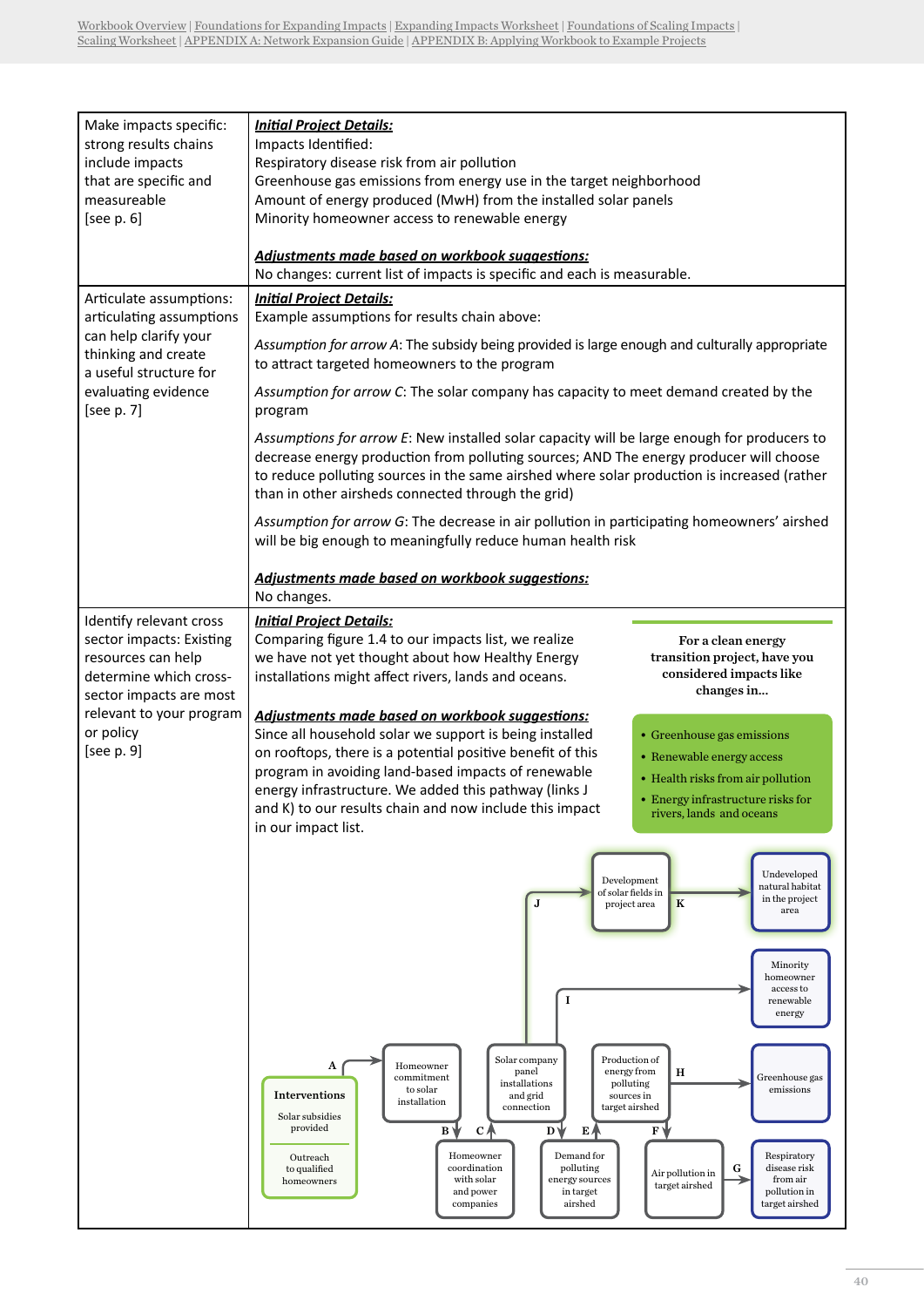Workbook Overview | Foundations for Expanding Impacts | Expanding Impacts Worksheet | Foundations of Scaling Impacts | Scaling Worksheet | APPENDIX A: Network Expansion Guide | APPENDIX B: Applying Workbook to Example Projects

| | |
|---|---|
| Make impacts specific: strong results chains include impacts that are specific and measureable [see p. 6] | ***Initial Project Details:***<br>Impacts Identified:<br>Respiratory disease risk from air pollution<br>Greenhouse gas emissions from energy use in the target neighborhood<br>Amount of energy produced (MwH) from the installed solar panels<br>Minority homeowner access to renewable energy<br><br>***Adjustments made based on workbook suggestions:***<br>No changes: current list of impacts is specific and each is measurable. |
| Articulate assumptions: articulating assumptions can help clarify your thinking and create a useful structure for evaluating evidence [see p. 7] | ***Initial Project Details:***<br>Example assumptions for results chain above:<br>*Assumption for arrow A*: The subsidy being provided is large enough and culturally appropriate to attract targeted homeowners to the program<br>*Assumption for arrow C*: The solar company has capacity to meet demand created by the program<br>*Assumptions for arrow E*: New installed solar capacity will be large enough for producers to decrease energy production from polluting sources; AND The energy producer will choose to reduce polluting sources in the same airshed where solar production is increased (rather than in other airsheds connected through the grid)<br>*Assumption for arrow G*: The decrease in air pollution in participating homeowners' airshed will be big enough to meaningfully reduce human health risk<br><br>***Adjustments made based on workbook suggestions:***<br>No changes. |
| Identify relevant cross sector impacts: Existing resources can help determine which cross-sector impacts are most relevant to your program or policy [see p. 9] | ***Initial Project Details:***<br>Comparing figure 1.4 to our impacts list, we realize we have not yet thought about how Healthy Energy installations might affect rivers, lands and oceans.<br><br>***Adjustments made based on workbook suggestions:***<br>Since all household solar we support is being installed on rooftops, there is a potential positive benefit of this program in avoiding land-based impacts of renewable energy infrastructure. We added this pathway (links J and K) to our results chain and now include this impact in our impact list.<br><br>**For a clean energy transition project, have you considered impacts like changes in...**<br>• Greenhouse gas emissions<br>• Renewable energy access<br>• Health risks from air pollution<br>• Energy infrastructure risks for rivers, lands and oceans |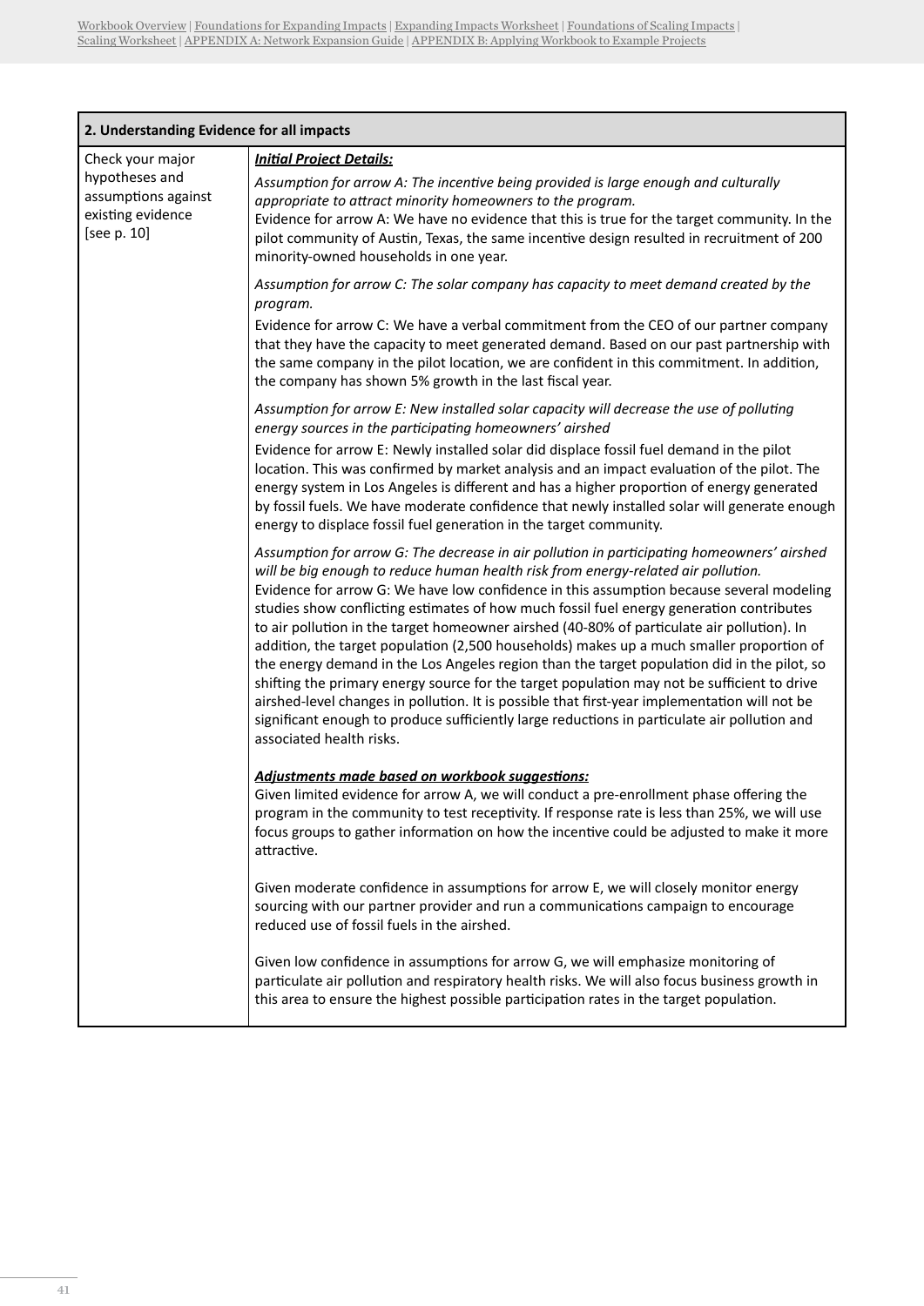| 2. Understanding Evidence for all impacts | |
|---|---|
| Check your major hypotheses and assumptions against existing evidence [see p. 10] | ***Initial Project Details:***<br><br>*Assumption for arrow A: The incentive being provided is large enough and culturally appropriate to attract minority homeowners to the program.*<br>Evidence for arrow A: We have no evidence that this is true for the target community. In the pilot community of Austin, Texas, the same incentive design resulted in recruitment of 200 minority-owned households in one year.<br><br>*Assumption for arrow C: The solar company has capacity to meet demand created by the program.*<br>Evidence for arrow C: We have a verbal commitment from the CEO of our partner company that they have the capacity to meet generated demand. Based on our past partnership with the same company in the pilot location, we are confident in this commitment. In addition, the company has shown 5% growth in the last fiscal year.<br><br>*Assumption for arrow E: New installed solar capacity will decrease the use of polluting energy sources in the participating homeowners' airshed*<br>Evidence for arrow E: Newly installed solar did displace fossil fuel demand in the pilot location. This was confirmed by market analysis and an impact evaluation of the pilot. The energy system in Los Angeles is different and has a higher proportion of energy generated by fossil fuels. We have moderate confidence that newly installed solar will generate enough energy to displace fossil fuel generation in the target community.<br><br>*Assumption for arrow G: The decrease in air pollution in participating homeowners' airshed will be big enough to reduce human health risk from energy-related air pollution.*<br>Evidence for arrow G: We have low confidence in this assumption because several modeling studies show conflicting estimates of how much fossil fuel energy generation contributes to air pollution in the target homeowner airshed (40-80% of particulate air pollution). In addition, the target population (2,500 households) makes up a much smaller proportion of the energy demand in the Los Angeles region than the target population did in the pilot, so shifting the primary energy source for the target population may not be sufficient to drive airshed-level changes in pollution. It is possible that first-year implementation will not be significant enough to produce sufficiently large reductions in particulate air pollution and associated health risks.<br><br>***Adjustments made based on workbook suggestions:***<br>Given limited evidence for arrow A, we will conduct a pre-enrollment phase offering the program in the community to test receptivity. If response rate is less than 25%, we will use focus groups to gather information on how the incentive could be adjusted to make it more attractive.<br><br>Given moderate confidence in assumptions for arrow E, we will closely monitor energy sourcing with our partner provider and run a communications campaign to encourage reduced use of fossil fuels in the airshed.<br><br>Given low confidence in assumptions for arrow G, we will emphasize monitoring of particulate air pollution and respiratory health risks. We will also focus business growth in this area to ensure the highest possible participation rates in the target population. |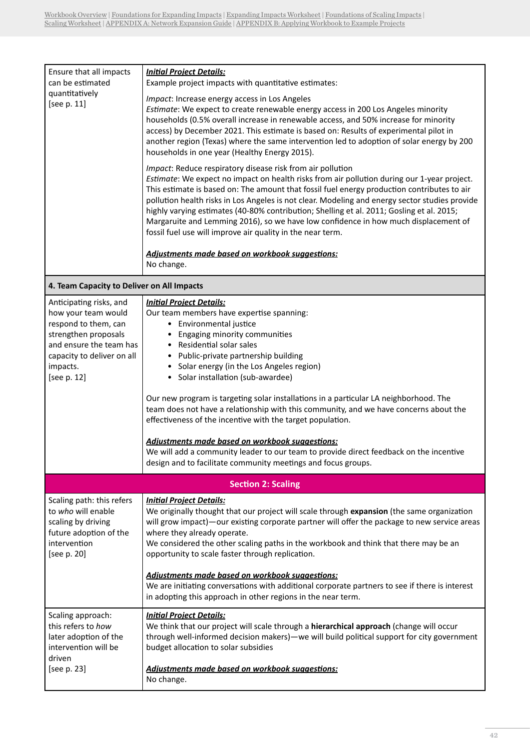| | |
|---|---|
| Ensure that all impacts can be estimated quantitatively [see p. 11] | ***Initial Project Details:***<br>Example project impacts with quantitative estimates:<br>*Impact*: Increase energy access in Los Angeles<br>*Estimate*: We expect to create renewable energy access in 200 Los Angeles minority households (0.5% overall increase in renewable access, and 50% increase for minority access) by December 2021. This estimate is based on: Results of experimental pilot in another region (Texas) where the same intervention led to adoption of solar energy by 200 households in one year (Healthy Energy 2015).<br>*Impact*: Reduce respiratory disease risk from air pollution<br>*Estimate*: We expect no impact on health risks from air pollution during our 1-year project. This estimate is based on: The amount that fossil fuel energy production contributes to air pollution health risks in Los Angeles is not clear. Modeling and energy sector studies provide highly varying estimates (40-80% contribution; Shelling et al. 2011; Gosling et al. 2015; Margaruite and Lemming 2016), so we have low confidence in how much displacement of fossil fuel use will improve air quality in the near term.<br>***Adjustments made based on workbook suggestions:***<br>No change. |
| **4. Team Capacity to Deliver on All Impacts** | |
| Anticipating risks, and how your team would respond to them, can strengthen proposals and ensure the team has capacity to deliver on all impacts. [see p. 12] | ***Initial Project Details:***<br>Our team members have expertise spanning:<br>• Environmental justice<br>• Engaging minority communities<br>• Residential solar sales<br>• Public-private partnership building<br>• Solar energy (in the Los Angeles region)<br>• Solar installation (sub-awardee)<br>Our new program is targeting solar installations in a particular LA neighborhood. The team does not have a relationship with this community, and we have concerns about the effectiveness of the incentive with the target population.<br>***Adjustments made based on workbook suggestions:***<br>We will add a community leader to our team to provide direct feedback on the incentive design and to facilitate community meetings and focus groups. |
| **Section 2: Scaling** | |
| Scaling path: this refers to *who* will enable scaling by driving future adoption of the intervention [see p. 20] | ***Initial Project Details:***<br>We originally thought that our project will scale through **expansion** (the same organization will grow impact)—our existing corporate partner will offer the package to new service areas where they already operate.<br>We considered the other scaling paths in the workbook and think that there may be an opportunity to scale faster through replication.<br>***Adjustments made based on workbook suggestions:***<br>We are initiating conversations with additional corporate partners to see if there is interest in adopting this approach in other regions in the near term. |
| Scaling approach: this refers to *how* later adoption of the intervention will be driven [see p. 23] | ***Initial Project Details:***<br>We think that our project will scale through a **hierarchical approach** (change will occur through well-informed decision makers)—we will build political support for city government budget allocation to solar subsidies<br>***Adjustments made based on workbook suggestions:***<br>No change. |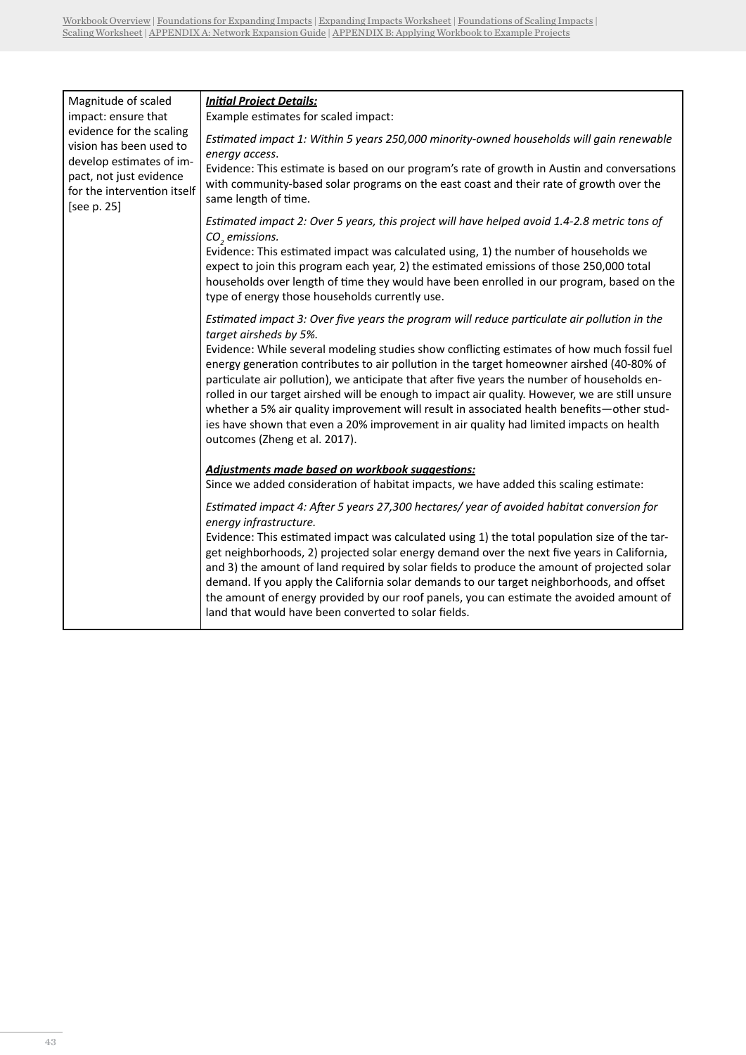| Magnitude of scaled impact: ensure that evidence for the scaling vision has been used to develop estimates of impact, not just evidence for the intervention itself [see p. 25] | ***Initial Project Details:*** <br>Example estimates for scaled impact: <br><br>*Estimated impact 1: Within 5 years 250,000 minority-owned households will gain renewable energy access.* <br>Evidence: This estimate is based on our program's rate of growth in Austin and conversations with community-based solar programs on the east coast and their rate of growth over the same length of time. <br><br>*Estimated impact 2: Over 5 years, this project will have helped avoid 1.4-2.8 metric tons of $CO_2$ emissions.* <br>Evidence: This estimated impact was calculated using, 1) the number of households we expect to join this program each year, 2) the estimated emissions of those 250,000 total households over length of time they would have been enrolled in our program, based on the type of energy those households currently use. <br><br>*Estimated impact 3: Over five years the program will reduce particulate air pollution in the target airsheds by 5%.* <br>Evidence: While several modeling studies show conflicting estimates of how much fossil fuel energy generation contributes to air pollution in the target homeowner airshed (40-80% of particulate air pollution), we anticipate that after five years the number of households enrolled in our target airshed will be enough to impact air quality. However, we are still unsure whether a 5% air quality improvement will result in associated health benefits—other studies have shown that even a 20% improvement in air quality had limited impacts on health outcomes (Zheng et al. 2017). <br><br>***Adjustments made based on workbook suggestions:*** <br>Since we added consideration of habitat impacts, we have added this scaling estimate: <br><br>*Estimated impact 4: After 5 years 27,300 hectares/ year of avoided habitat conversion for energy infrastructure.* <br>Evidence: This estimated impact was calculated using 1) the total population size of the target neighborhoods, 2) projected solar energy demand over the next five years in California, and 3) the amount of land required by solar fields to produce the amount of projected solar demand. If you apply the California solar demands to our target neighborhoods, and offset the amount of energy provided by our roof panels, you can estimate the avoided amount of land that would have been converted to solar fields. |
|---|---|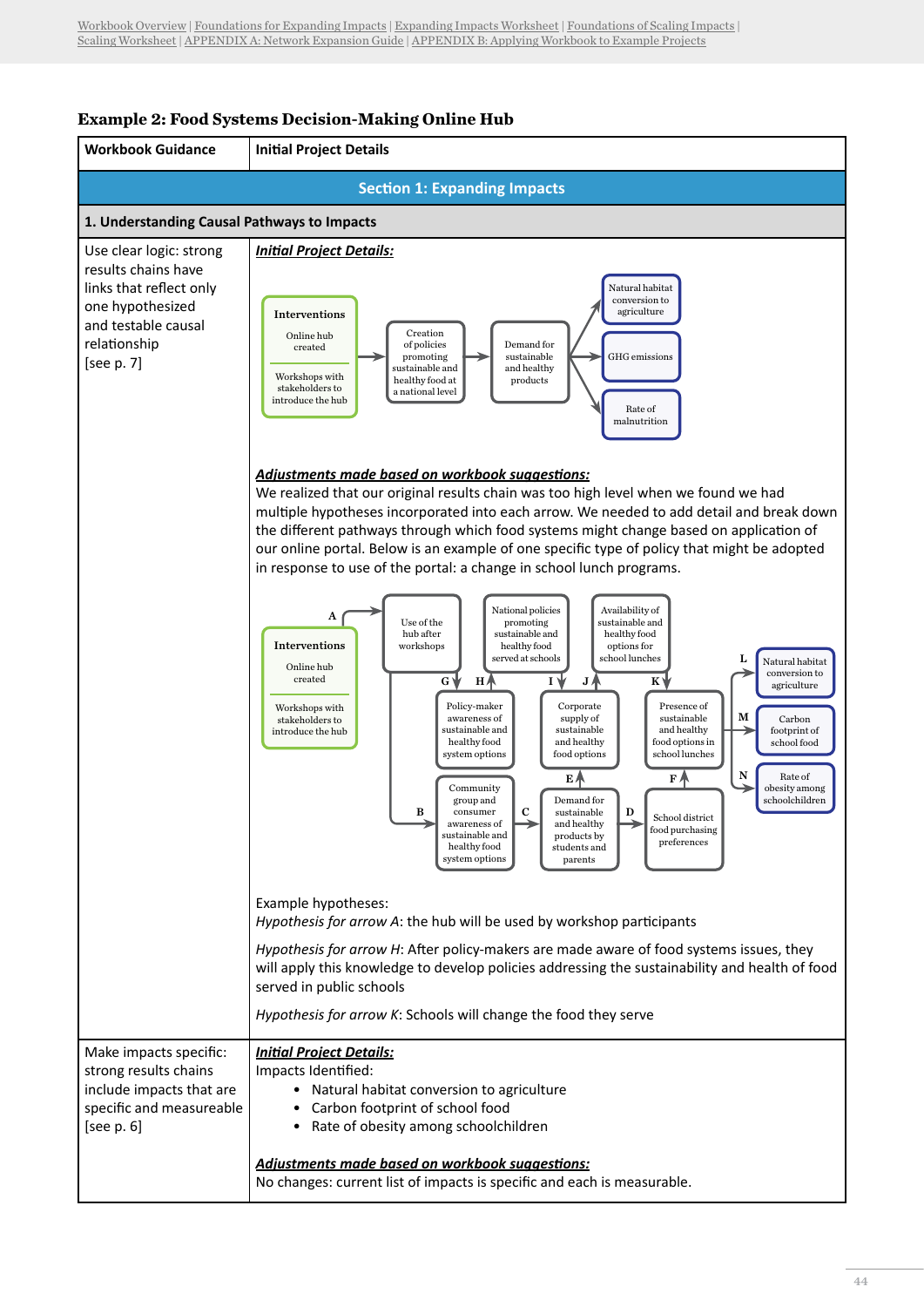Workbook Overview | Foundations for Expanding Impacts | Expanding Impacts Worksheet | Foundations of Scaling Impacts | Scaling Worksheet | APPENDIX A: Network Expansion Guide | APPENDIX B: Applying Workbook to Example Projects

### Example 2: Food Systems Decision-Making Online Hub

| Workbook Guidance | Initial Project Details |
|---|---|
| **Section 1: Expanding Impacts** | |
| **1. Understanding Causal Pathways to Impacts** | |
| Use clear logic: strong results chains have links that reflect only one hypothesized and testable causal relationship [see p. 7] | ***Initial Project Details:*** <br><br> Interventions: Online hub created; Workshops with stakeholders to introduce the hub → Creation of policies promoting sustainable and healthy food at a national level → Demand for sustainable and healthy products → Natural habitat conversion to agriculture; GHG emissions; Rate of malnutrition <br><br> ***Adjustments made based on workbook suggestions:*** <br> We realized that our original results chain was too high level when we found we had multiple hypotheses incorporated into each arrow. We needed to add detail and break down the different pathways through which food systems might change based on application of our online portal. Below is an example of one specific type of policy that might be adopted in response to use of the portal: a change in school lunch programs. <br><br> Interventions: Online hub created; Workshops with stakeholders to introduce the hub <br> A → Use of the hub after workshops <br> G → Policy-maker awareness of sustainable and healthy food system options; H → National policies promoting sustainable and healthy food served at schools <br> I → Corporate supply of sustainable and healthy food options; J → Availability of sustainable and healthy food options for school lunches <br> B → Community group and consumer awareness of sustainable and healthy food system options; C → Demand for sustainable and healthy products by students and parents; E → Corporate supply of sustainable and healthy food options <br> D → School district food purchasing preferences; F → Presence of sustainable and healthy food options in school lunches <br> K → Presence of sustainable and healthy food options in school lunches <br> L → Natural habitat conversion to agriculture; M → Carbon footprint of school food; N → Rate of obesity among schoolchildren <br><br> Example hypotheses: <br> *Hypothesis for arrow A*: the hub will be used by workshop participants <br><br> *Hypothesis for arrow H*: After policy-makers are made aware of food systems issues, they will apply this knowledge to develop policies addressing the sustainability and health of food served in public schools <br><br> *Hypothesis for arrow K*: Schools will change the food they serve |
| Make impacts specific: strong results chains include impacts that are specific and measureable [see p. 6] | ***Initial Project Details:*** <br> Impacts Identified: <br> • Natural habitat conversion to agriculture <br> • Carbon footprint of school food <br> • Rate of obesity among schoolchildren <br><br> ***Adjustments made based on workbook suggestions:*** <br> No changes: current list of impacts is specific and each is measurable. |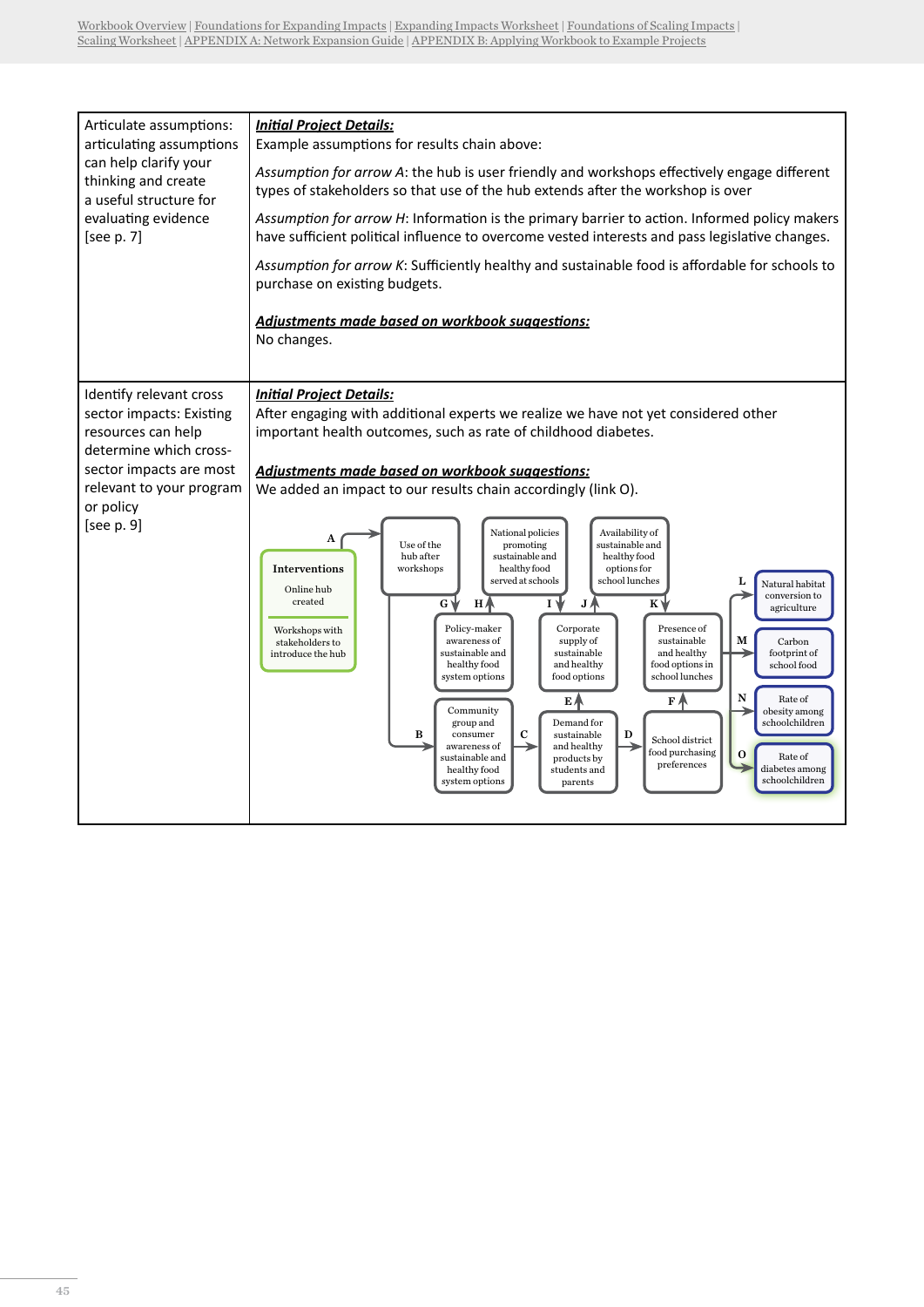| Articulate assumptions: articulating assumptions can help clarify your thinking and create a useful structure for evaluating evidence [see p. 7] | ***Initial Project Details:***<br>Example assumptions for results chain above:<br>*Assumption for arrow A*: the hub is user friendly and workshops effectively engage different types of stakeholders so that use of the hub extends after the workshop is over<br>*Assumption for arrow H*: Information is the primary barrier to action. Informed policy makers have sufficient political influence to overcome vested interests and pass legislative changes.<br>*Assumption for arrow K*: Sufficiently healthy and sustainable food is affordable for schools to purchase on existing budgets.<br><br>***Adjustments made based on workbook suggestions:***<br>No changes. |
|---|---|
| Identify relevant cross sector impacts: Existing resources can help determine which cross-sector impacts are most relevant to your program or policy [see p. 9] | ***Initial Project Details:***<br>After engaging with additional experts we realize we have not yet considered other important health outcomes, such as rate of childhood diabetes.<br><br>***Adjustments made based on workbook suggestions:***<br>We added an impact to our results chain accordingly (link O).<br><br>Interventions: Online hub created; Workshops with stakeholders to introduce the hub<br>A → Use of the hub after workshops<br>B → Community group and consumer awareness of sustainable and healthy food system options<br>C → Demand for sustainable and healthy products by students and parents<br>D → School district food purchasing preferences<br>E → Corporate supply of sustainable and healthy food options<br>F → Presence of sustainable and healthy food options in school lunches<br>G → Policy-maker awareness of sustainable and healthy food system options<br>H → National policies promoting sustainable and healthy food served at schools<br>I → Corporate supply of sustainable and healthy food options<br>J → Availability of sustainable and healthy food options for school lunches<br>K → Presence of sustainable and healthy food options in school lunches<br>L → Natural habitat conversion to agriculture<br>M → Carbon footprint of school food<br>N → Rate of obesity among schoolchildren<br>O → Rate of diabetes among schoolchildren |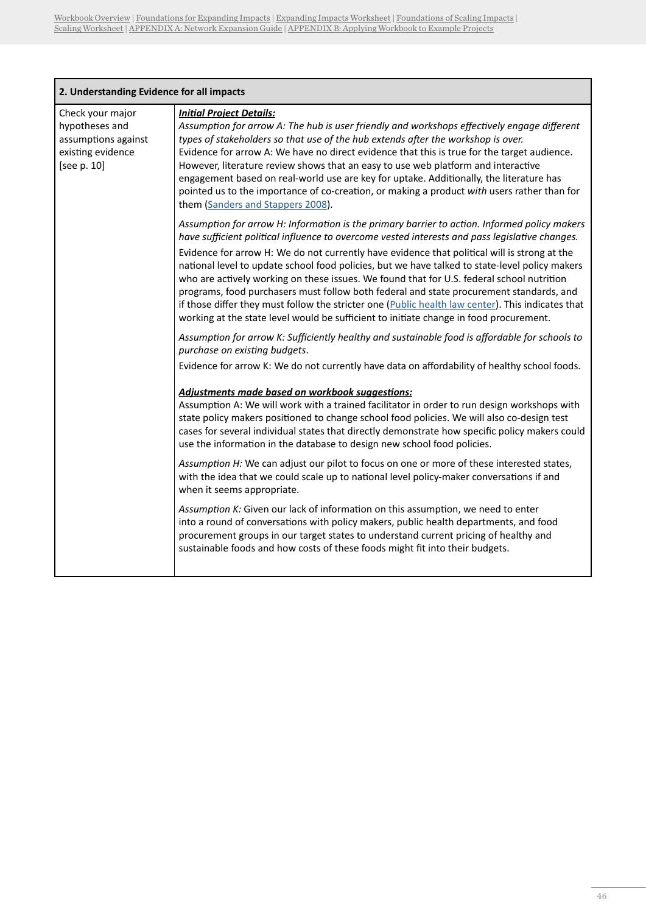| 2. Understanding Evidence for all impacts | |
|---|---|
| Check your major hypotheses and assumptions against existing evidence [see p. 10] | ***Initial Project Details:***<br>*Assumption for arrow A: The hub is user friendly and workshops effectively engage different types of stakeholders so that use of the hub extends after the workshop is over.*<br>Evidence for arrow A: We have no direct evidence that this is true for the target audience. However, literature review shows that an easy to use web platform and interactive engagement based on real-world use are key for uptake. Additionally, the literature has pointed us to the importance of co-creation, or making a product *with* users rather than for them (Sanders and Stappers 2008).<br><br>*Assumption for arrow H: Information is the primary barrier to action. Informed policy makers have sufficient political influence to overcome vested interests and pass legislative changes.*<br>Evidence for arrow H: We do not currently have evidence that political will is strong at the national level to update school food policies, but we have talked to state-level policy makers who are actively working on these issues. We found that for U.S. federal school nutrition programs, food purchasers must follow both federal and state procurement standards, and if those differ they must follow the stricter one (Public health law center). This indicates that working at the state level would be sufficient to initiate change in food procurement.<br><br>*Assumption for arrow K: Sufficiently healthy and sustainable food is affordable for schools to purchase on existing budgets*.<br>Evidence for arrow K: We do not currently have data on affordability of healthy school foods.<br><br>***Adjustments made based on workbook suggestions:***<br>Assumption A: We will work with a trained facilitator in order to run design workshops with state policy makers positioned to change school food policies. We will also co-design test cases for several individual states that directly demonstrate how specific policy makers could use the information in the database to design new school food policies.<br><br>*Assumption H:* We can adjust our pilot to focus on one or more of these interested states, with the idea that we could scale up to national level policy-maker conversations if and when it seems appropriate.<br><br>*Assumption K:* Given our lack of information on this assumption, we need to enter into a round of conversations with policy makers, public health departments, and food procurement groups in our target states to understand current pricing of healthy and sustainable foods and how costs of these foods might fit into their budgets. |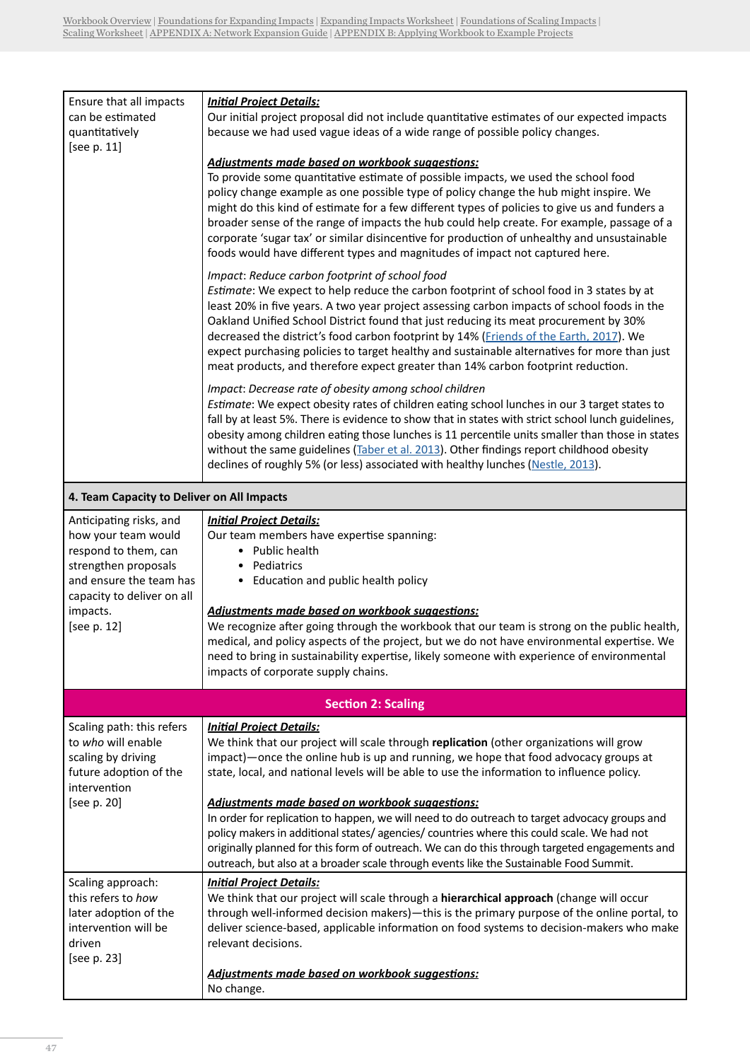| | |
|---|---|
| Ensure that all impacts can be estimated quantitatively<br>[see p. 11] | ***Initial Project Details:***<br>Our initial project proposal did not include quantitative estimates of our expected impacts because we had used vague ideas of a wide range of possible policy changes.<br><br>***Adjustments made based on workbook suggestions:***<br>To provide some quantitative estimate of possible impacts, we used the school food policy change example as one possible type of policy change the hub might inspire. We might do this kind of estimate for a few different types of policies to give us and funders a broader sense of the range of impacts the hub could help create. For example, passage of a corporate 'sugar tax' or similar disincentive for production of unhealthy and unsustainable foods would have different types and magnitudes of impact not captured here.<br><br>Impact: *Reduce carbon footprint of school food*<br>*Estimate*: We expect to help reduce the carbon footprint of school food in 3 states by at least 20% in five years. A two year project assessing carbon impacts of school foods in the Oakland Unified School District found that just reducing its meat procurement by 30% decreased the district's food carbon footprint by 14% (Friends of the Earth, 2017). We expect purchasing policies to target healthy and sustainable alternatives for more than just meat products, and therefore expect greater than 14% carbon footprint reduction.<br><br>Impact: *Decrease rate of obesity among school children*<br>*Estimate*: We expect obesity rates of children eating school lunches in our 3 target states to fall by at least 5%. There is evidence to show that in states with strict school lunch guidelines, obesity among children eating those lunches is 11 percentile units smaller than those in states without the same guidelines (Taber et al. 2013). Other findings report childhood obesity declines of roughly 5% (or less) associated with healthy lunches (Nestle, 2013). |
| **4. Team Capacity to Deliver on All Impacts** | |
| Anticipating risks, and how your team would respond to them, can strengthen proposals and ensure the team has capacity to deliver on all impacts.<br>[see p. 12] | ***Initial Project Details:***<br>Our team members have expertise spanning:<br>• Public health<br>• Pediatrics<br>• Education and public health policy<br><br>***Adjustments made based on workbook suggestions:***<br>We recognize after going through the workbook that our team is strong on the public health, medical, and policy aspects of the project, but we do not have environmental expertise. We need to bring in sustainability expertise, likely someone with experience of environmental impacts of corporate supply chains. |
| **Section 2: Scaling** | |
| Scaling path: this refers to *who* will enable scaling by driving future adoption of the intervention<br>[see p. 20] | ***Initial Project Details:***<br>We think that our project will scale through **replication** (other organizations will grow impact)—once the online hub is up and running, we hope that food advocacy groups at state, local, and national levels will be able to use the information to influence policy.<br><br>***Adjustments made based on workbook suggestions:***<br>In order for replication to happen, we will need to do outreach to target advocacy groups and policy makers in additional states/ agencies/ countries where this could scale. We had not originally planned for this form of outreach. We can do this through targeted engagements and outreach, but also at a broader scale through events like the Sustainable Food Summit. |
| Scaling approach: this refers to *how* later adoption of the intervention will be driven<br>[see p. 23] | ***Initial Project Details:***<br>We think that our project will scale through a **hierarchical approach** (change will occur through well-informed decision makers)—this is the primary purpose of the online portal, to deliver science-based, applicable information on food systems to decision-makers who make relevant decisions.<br><br>***Adjustments made based on workbook suggestions:***<br>No change. |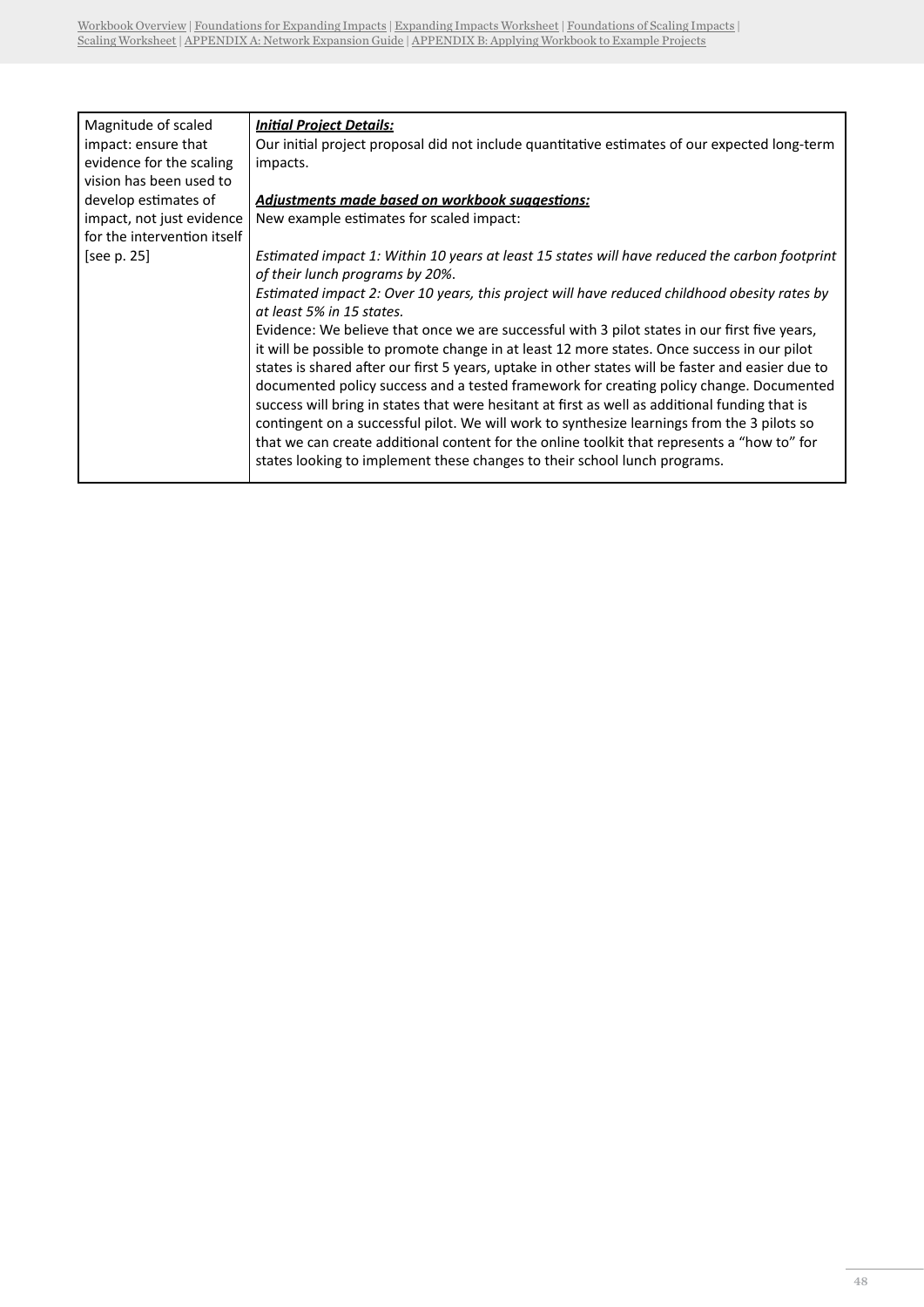| Magnitude of scaled impact: ensure that evidence for the scaling vision has been used to develop estimates of impact, not just evidence for the intervention itself [see p. 25] | ***<u>Initial Project Details:</u>***<br>Our initial project proposal did not include quantitative estimates of our expected long-term impacts.<br><br>***<u>Adjustments made based on workbook suggestions:</u>***<br>New example estimates for scaled impact:<br><br>*Estimated impact 1: Within 10 years at least 15 states will have reduced the carbon footprint of their lunch programs by 20%.*<br>*Estimated impact 2: Over 10 years, this project will have reduced childhood obesity rates by at least 5% in 15 states.*<br>Evidence: We believe that once we are successful with 3 pilot states in our first five years, it will be possible to promote change in at least 12 more states. Once success in our pilot states is shared after our first 5 years, uptake in other states will be faster and easier due to documented policy success and a tested framework for creating policy change. Documented success will bring in states that were hesitant at first as well as additional funding that is contingent on a successful pilot. We will work to synthesize learnings from the 3 pilots so that we can create additional content for the online toolkit that represents a "how to" for states looking to implement these changes to their school lunch programs. |
|---|---|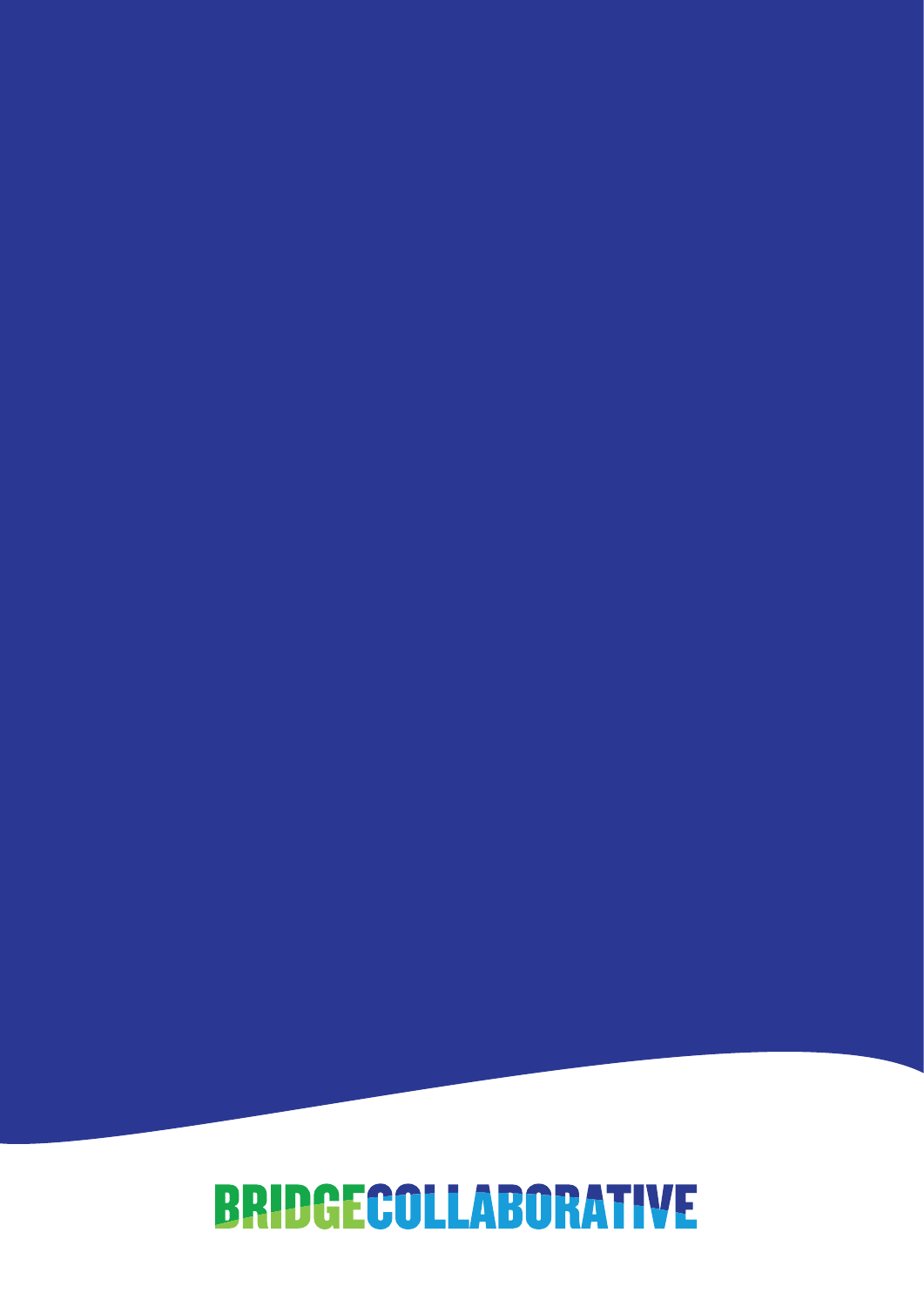BRIDGECOLLABORATIVE